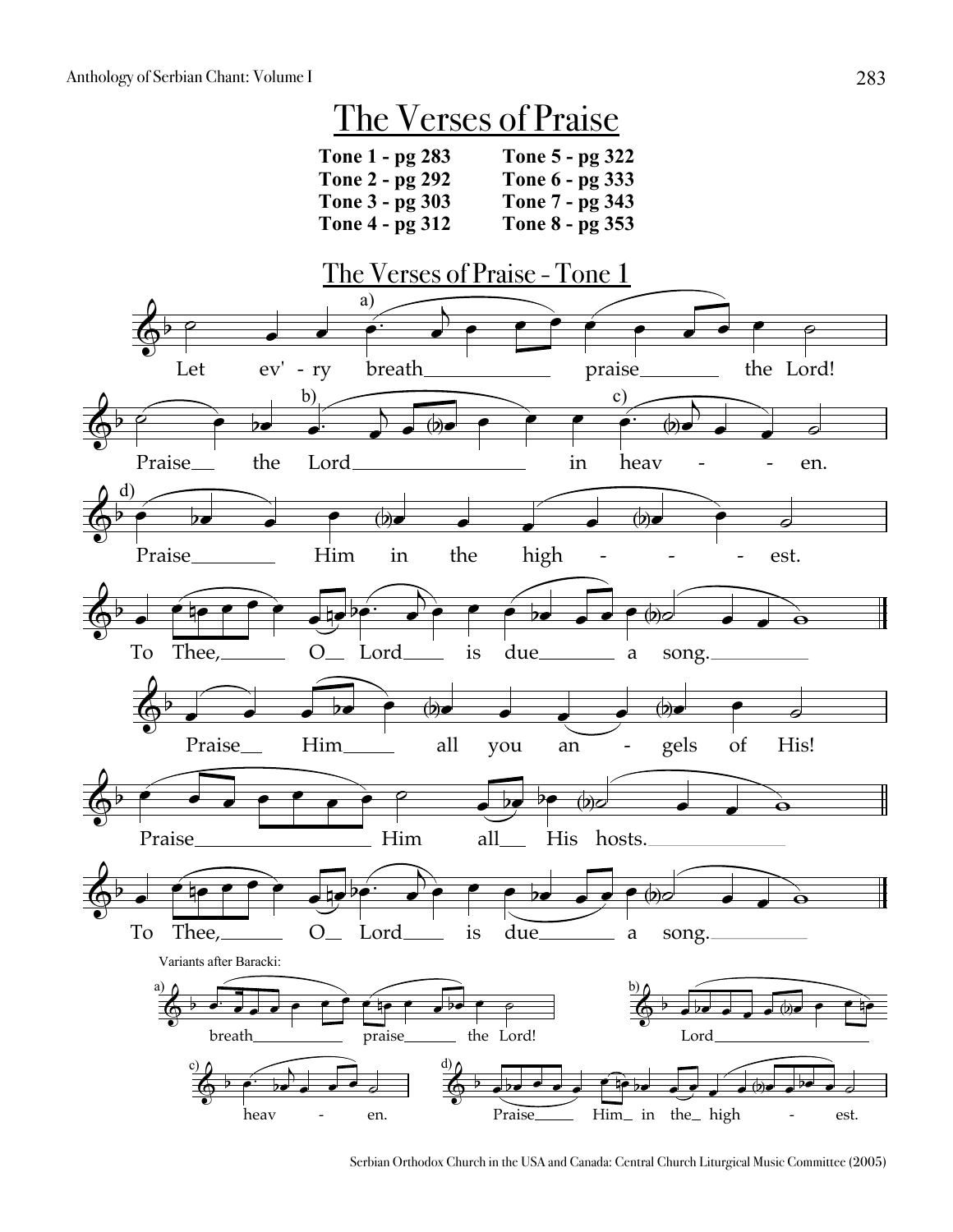# The Verses of Praise

**Tone 1 - pg 283** **Tone 5 - pg 322**
**Tone 2 - pg 292** **Tone 6 - pg 333**
**Tone 3 - pg 303** **Tone 7 - pg 343**
**Tone 4 - pg 312** **Tone 8 - pg 353**

## The Verses of Praise - Tone 1

Let ev' - ry breath praise the Lord!

Praise the Lord in heav - - en.

Praise Him in the high - - - est.

To Thee, O Lord is due a song.

Praise Him all you an - gels of His!

Praise Him all His hosts.

To Thee, O Lord is due a song.

Variants after Baracki:

a) breath praise the Lord!

b) Lord

c) heav - en.

d) Praise Him in the high - est.

Serbian Orthodox Church in the USA and Canada: Central Church Liturgical Music Committee (2005)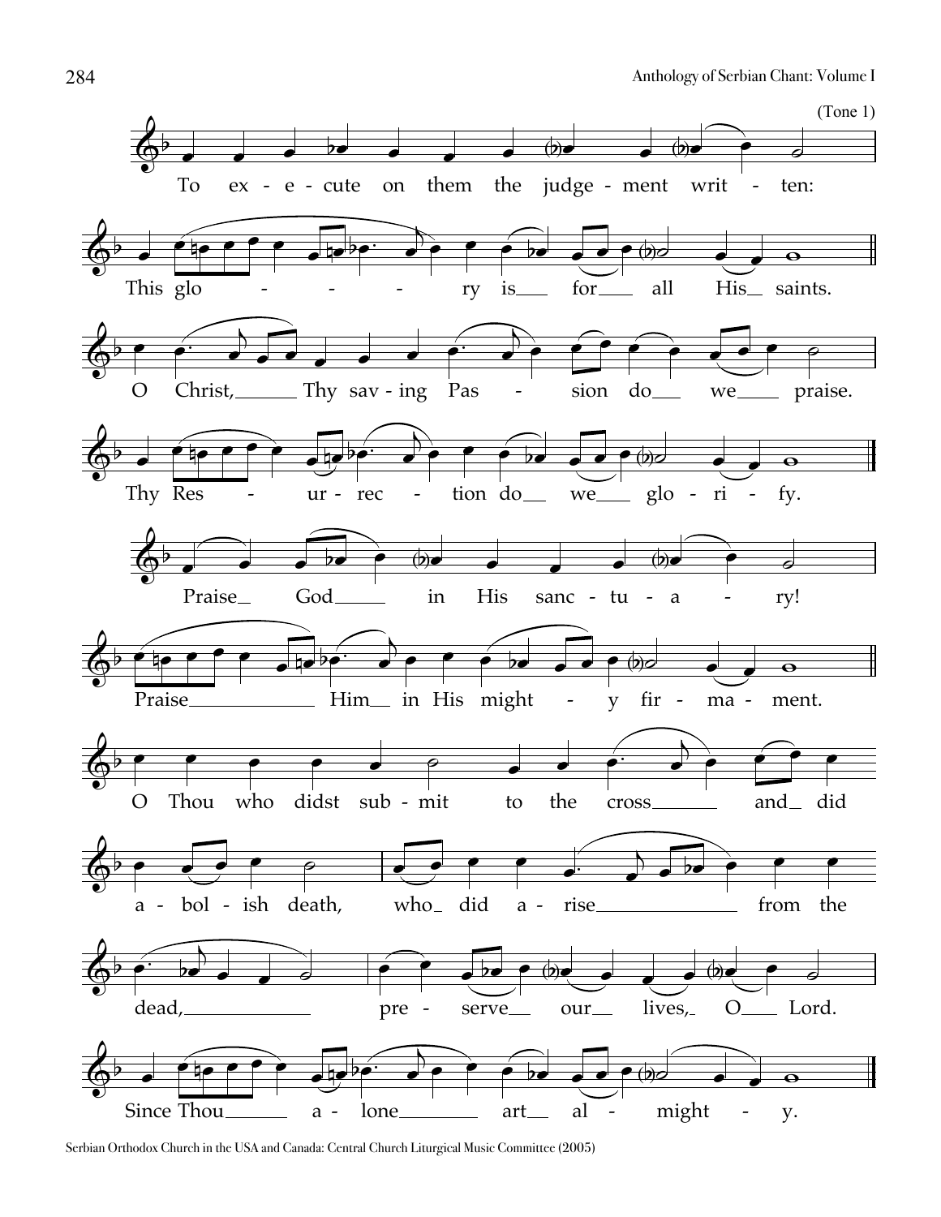(Tone 1)

To ex - e - cute on them the judge - ment writ - ten:

This glo - - - ry is for all His saints.

O Christ, Thy sav - ing Pas - sion do we praise.

Thy Res - ur - rec - tion do we glo - ri - fy.

Praise God in His sanc - tu - a - ry!

Praise Him in His might - y fir - ma - ment.

O Thou who didst sub - mit to the cross and did

a - bol - ish death, who did a - rise from the

dead, pre - serve our lives, O Lord.

Since Thou a - lone art al - might - y.

Serbian Orthodox Church in the USA and Canada: Central Church Liturgical Music Committee (2005)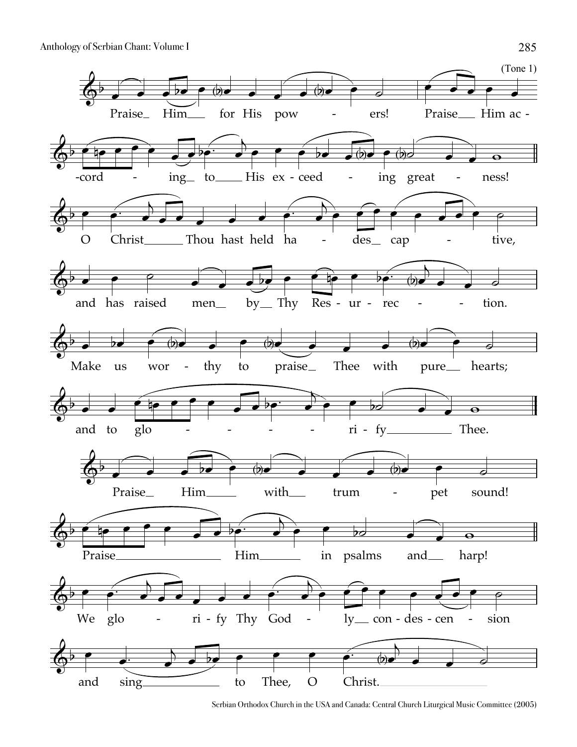(Tone 1)

Praise Him for His powers! Praise Him according to His exceeding greatness!

O Christ Thou hast held hades captive, and has raised men by Thy Resurrection.

Make us worthy to praise Thee with pure hearts; and to glorify Thee.

Praise Him with trumpet sound! Praise Him in psalms and harp!

We glorify Thy Godly condescension and sing to Thee, O Christ.

Serbian Orthodox Church in the USA and Canada: Central Church Liturgical Music Committee (2005)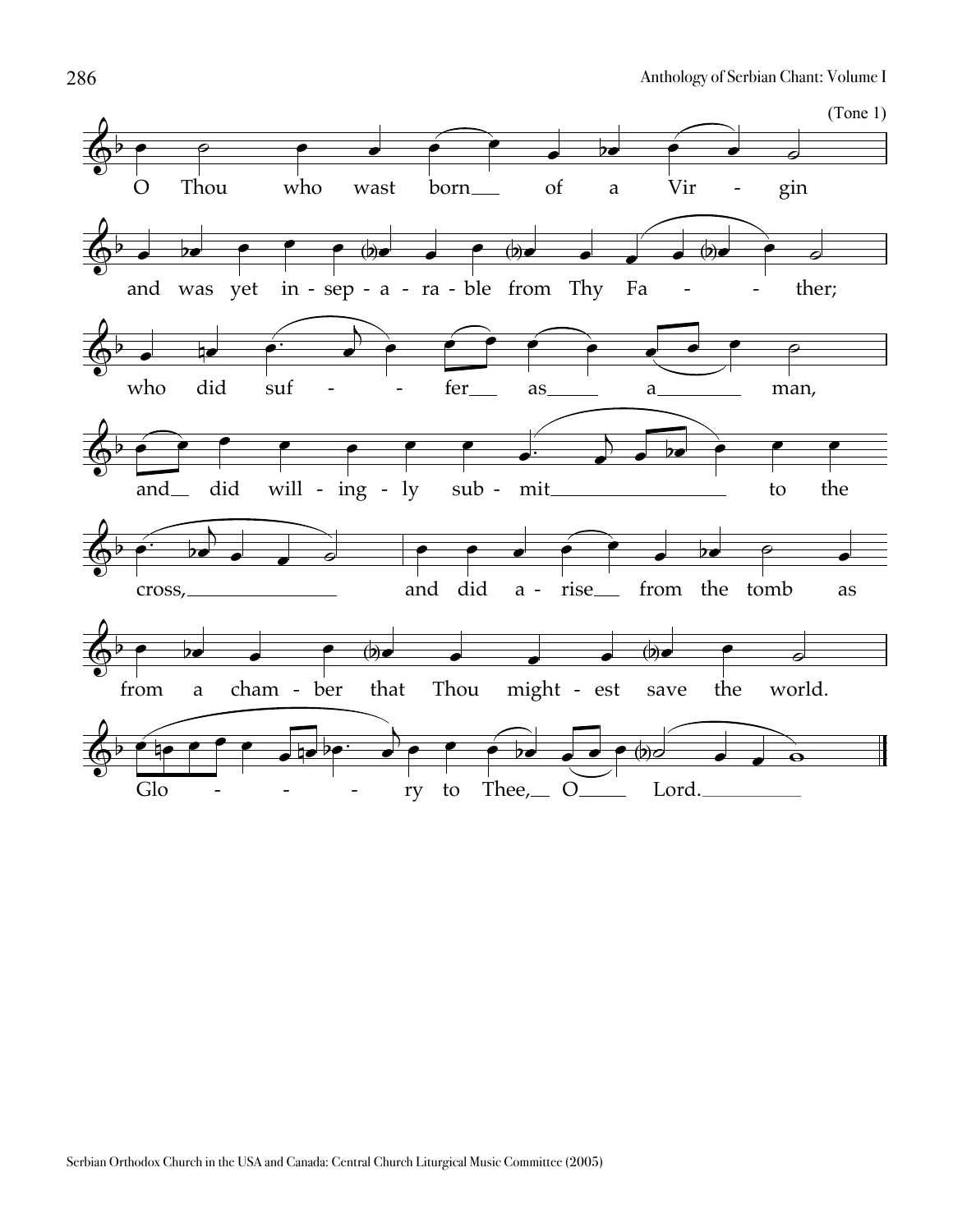(Tone 1)

O Thou who wast born of a Virgin and was yet in-sep-a-ra-ble from Thy Father; who did suffer as a man, and did will-ing-ly sub-mit to the cross, and did a-rise from the tomb as from a cham-ber that Thou might-est save the world. Glo-ry to Thee, O Lord.

Serbian Orthodox Church in the USA and Canada: Central Church Liturgical Music Committee (2005)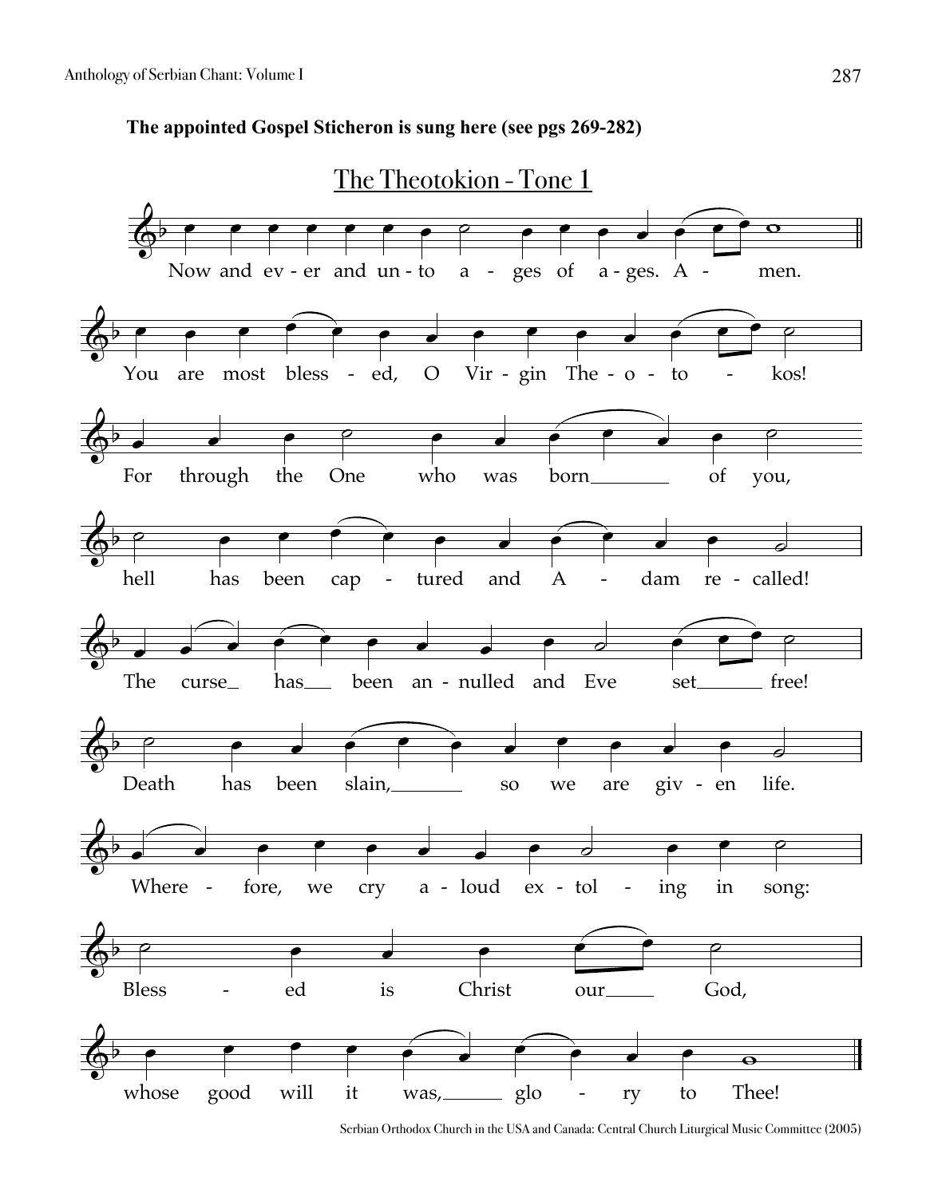**The appointed Gospel Sticheron is sung here (see pgs 269-282)**

## The Theotokion - Tone 1

Now and ev - er and un - to a - ges of a - ges. A - men.

You are most bless - ed, O Vir - gin The - o - to - kos!

For through the One who was born\_\_\_\_\_\_\_\_ of you,

hell has been cap - tured and A - dam re - called!

The curse\_ has\_\_\_ been an - nulled and Eve set\_\_\_\_\_\_\_ free!

Death has been slain,\_\_\_\_\_\_\_\_ so we are giv - en life.

Where - fore, we cry a - loud ex - tol - ing in song:

Bless - ed is Christ our\_\_\_\_\_ God,

whose good will it was,\_\_\_\_\_\_ glo - ry to Thee!

Serbian Orthodox Church in the USA and Canada: Central Church Liturgical Music Committee (2005)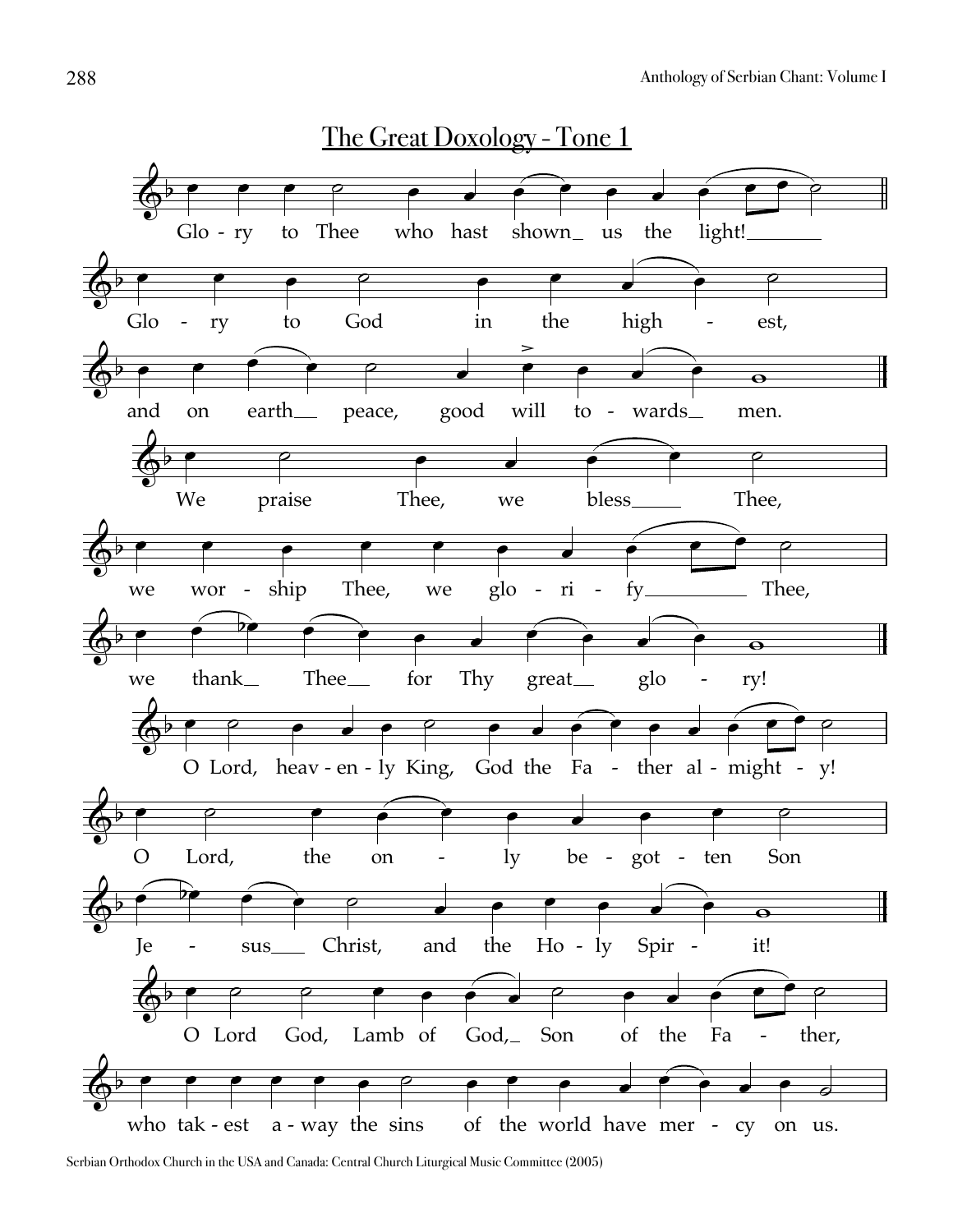## The Great Doxology - Tone 1

Glo - ry to Thee who hast shown_ us the light!_______

Glo - ry to God in the high - est,

and on earth__ peace, good will to - wards__ men.

We praise Thee, we bless_____ Thee,

we wor - ship Thee, we glo - ri - fy_________ Thee,

we thank__ Thee__ for Thy great__ glo - ry!

O Lord, heav - en - ly King, God the Fa - ther al - might - y!

O Lord, the on - ly be - got - ten Son

Je - sus___ Christ, and the Ho - ly Spir - it!

O Lord God, Lamb of God,_ Son of the Fa - ther,

who tak - est a - way the sins of the world have mer - cy on us.

Serbian Orthodox Church in the USA and Canada: Central Church Liturgical Music Committee (2005)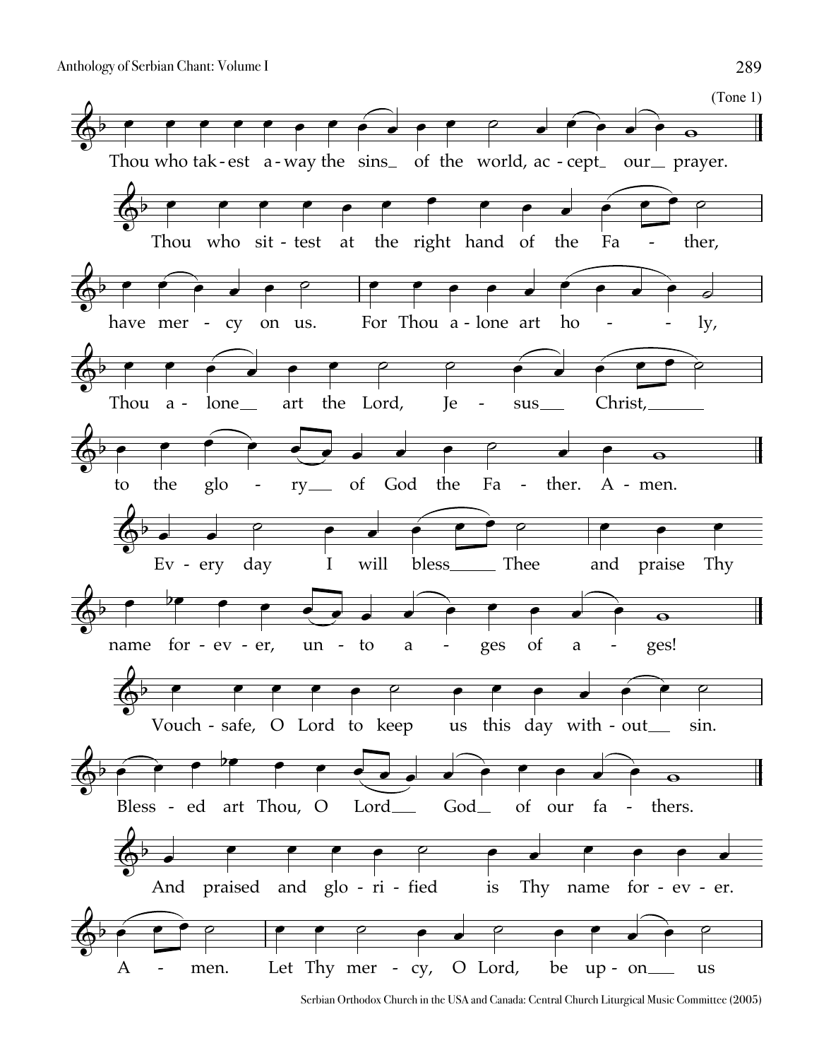(Tone 1)

Thou who tak-est a-way the sins_ of the world, ac-cept_ our_ prayer.

Thou who sit-test at the right hand of the Fa - ther,

have mer - cy on us. For Thou a-lone art ho - - ly,

Thou a - lone_ art the Lord, Je - sus_ Christ,_

to the glo - ry_ of God the Fa - ther. A-men.

Ev-ery day I will bless_ Thee and praise Thy

name for-ev-er, un-to a - ges of a - ges!

Vouch-safe, O Lord to keep us this day with-out_ sin.

Bless - ed art Thou, O Lord_ God_ of our fa - thers.

And praised and glo-ri-fied is Thy name for-ev-er.

A - men. Let Thy mer - cy, O Lord, be up-on_ us

Serbian Orthodox Church in the USA and Canada: Central Church Liturgical Music Committee (2005)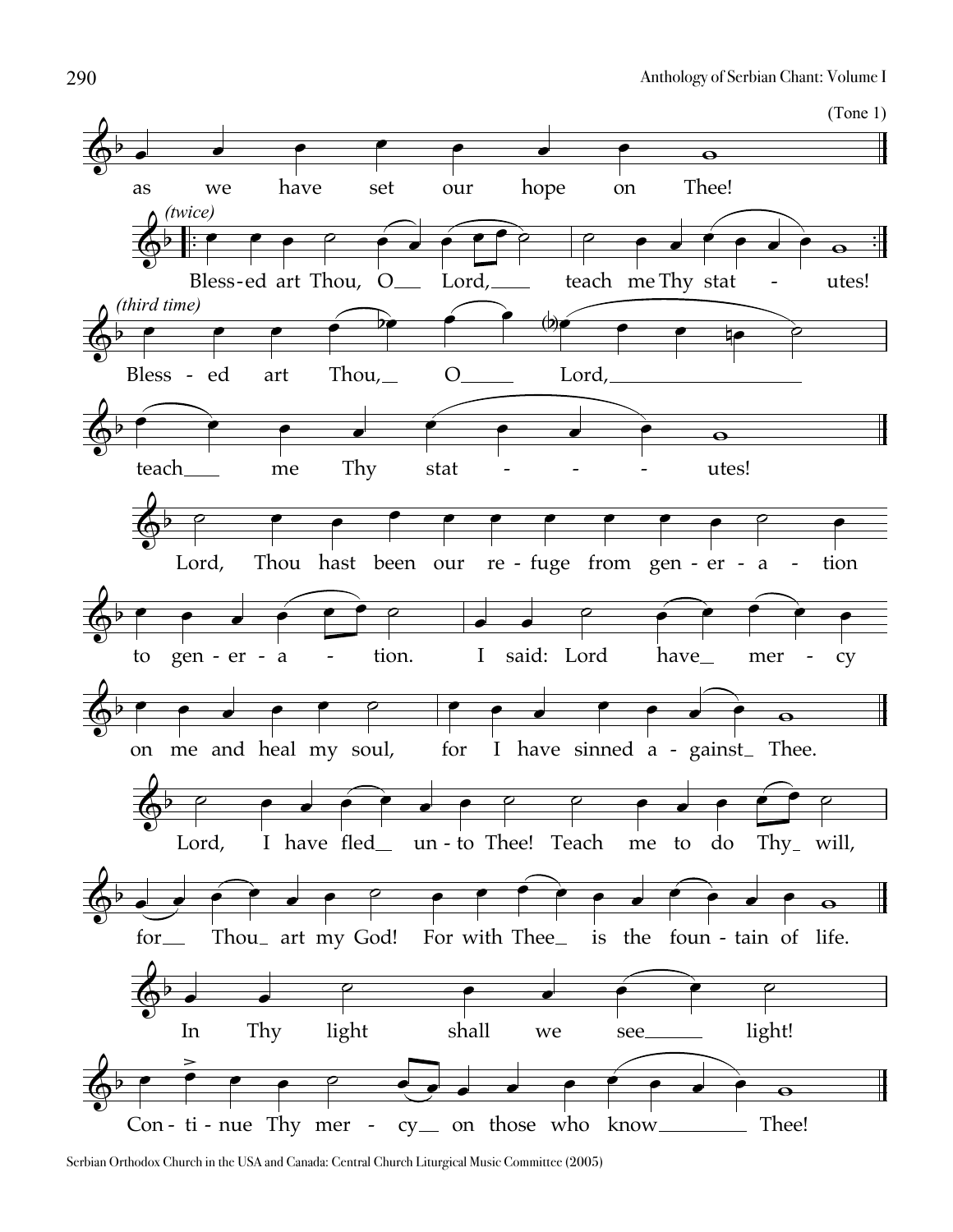(Tone 1)

as we have set our hope on Thee!

*(twice)*

Bless-ed art Thou, O Lord, teach me Thy stat - utes!

*(third time)*

Bless - ed art Thou, O Lord,

teach me Thy stat - - - utes!

Lord, Thou hast been our re - fuge from gen - er - a - tion

to gen - er - a - tion. I said: Lord have mer - cy

on me and heal my soul, for I have sinned a - gainst Thee.

Lord, I have fled un - to Thee! Teach me to do Thy will,

for Thou art my God! For with Thee is the foun - tain of life.

In Thy light shall we see light!

Con - ti - nue Thy mer - cy on those who know Thee!

Serbian Orthodox Church in the USA and Canada: Central Church Liturgical Music Committee (2005)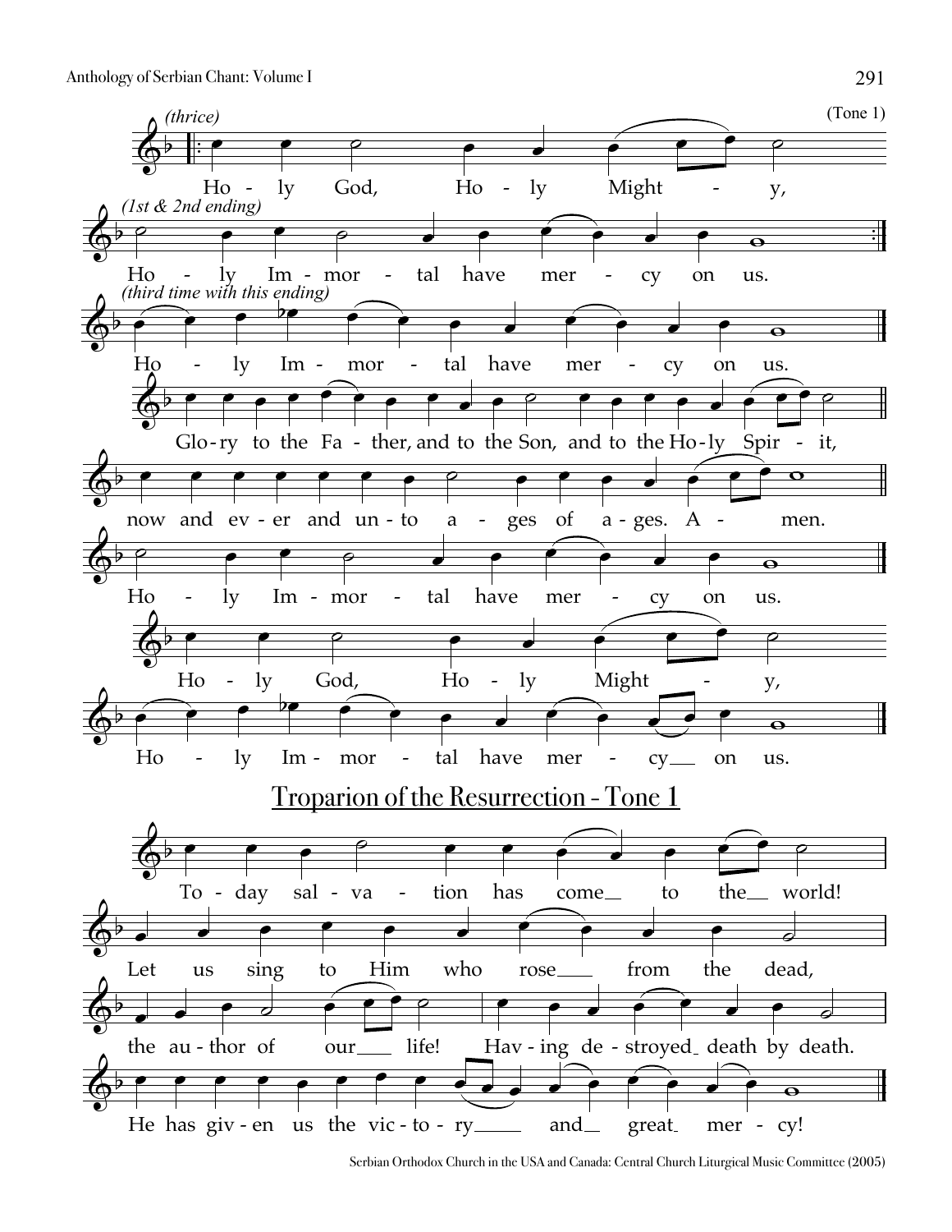*(thrice)*

(Tone 1)

Ho - ly God, Ho - ly Might - y,

*(1st & 2nd ending)*

Ho - ly Im - mor - tal have mer - cy on us.

*(third time with this ending)*

Ho - ly Im - mor - tal have mer - cy on us.

Glo-ry to the Fa - ther, and to the Son, and to the Ho-ly Spir - it,

now and ev - er and un - to a - ges of a - ges. A - men.

Ho - ly Im - mor - tal have mer - cy on us.

Ho - ly God, Ho - ly Might - y,

Ho - ly Im - mor - tal have mer - cy on us.

## Troparion of the Resurrection - Tone 1

To - day sal - va - tion has come to the world!

Let us sing to Him who rose from the dead,

the au - thor of our life! Hav - ing de - stroyed death by death.

He has giv - en us the vic - to - ry and great mer - cy!

Serbian Orthodox Church in the USA and Canada: Central Church Liturgical Music Committee (2005)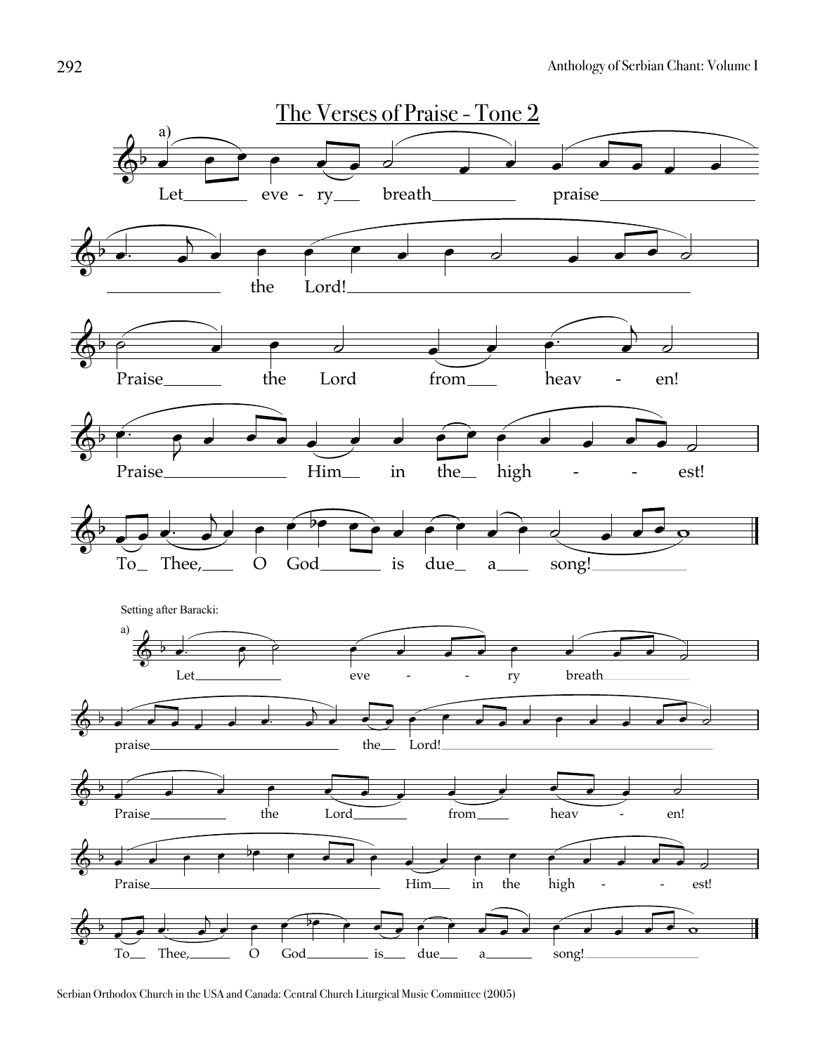# The Verses of Praise - Tone 2

a)

Let every breath praise the Lord!

Praise the Lord from heaven!

Praise Him in the highest!

To Thee, O God is due a song!

Setting after Baracki:

a)

Let every breath praise the Lord!

Praise the Lord from heaven!

Praise Him in the highest!

To Thee, O God is due a song!

Serbian Orthodox Church in the USA and Canada: Central Church Liturgical Music Committee (2005)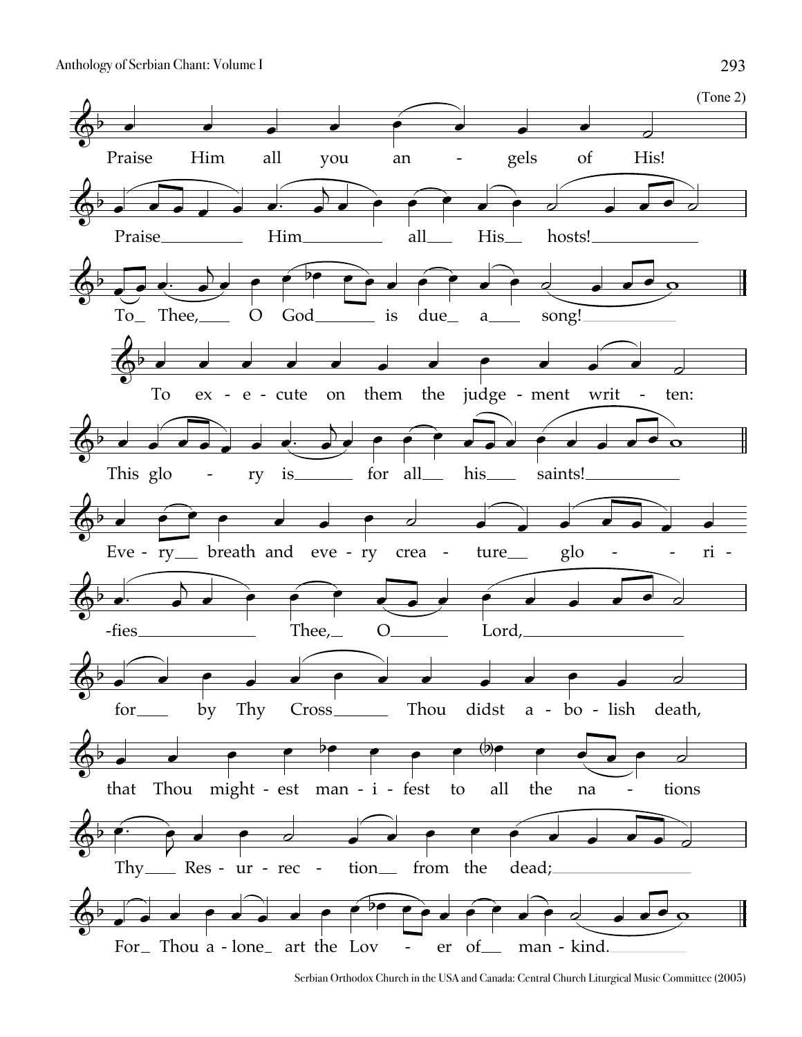(Tone 2)

Praise Him all you an - gels of His!

Praise Him all His hosts!

To Thee, O God is due a song!

To ex - e - cute on them the judge - ment writ - ten:

This glo - ry is for all his saints!

Eve - ry breath and eve - ry crea - ture glo - ri - -fies Thee, O Lord,

for by Thy Cross Thou didst a - bo - lish death,

that Thou might - est man - i - fest to all the na - tions

Thy Res - ur - rec - tion from the dead;

For Thou a - lone art the Lov - er of man - kind.

Serbian Orthodox Church in the USA and Canada: Central Church Liturgical Music Committee (2005)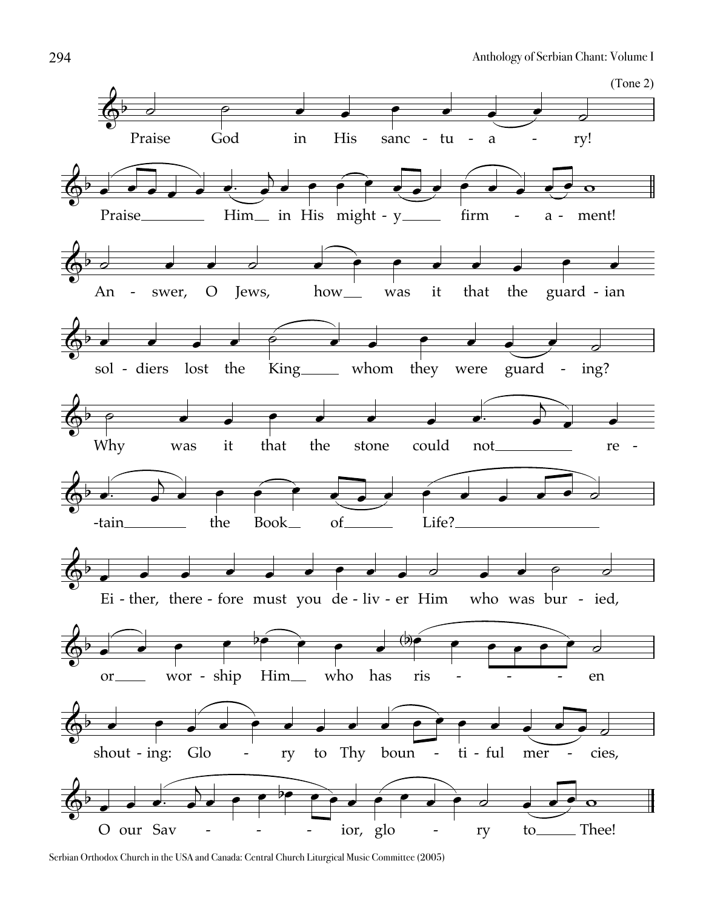(Tone 2)

Praise God in His sanctuary!

Praise Him in His mighty firmament!

Answer, O Jews, how was it that the guardian soldiers lost the King whom they were guarding?

Why was it that the stone could not retain the Book of Life?

Either, therefore must you deliver Him who was buried, or worship Him who has risen shouting: Glory to Thy bountiful mercies, O our Savior, glory to Thee!

Serbian Orthodox Church in the USA and Canada: Central Church Liturgical Music Committee (2005)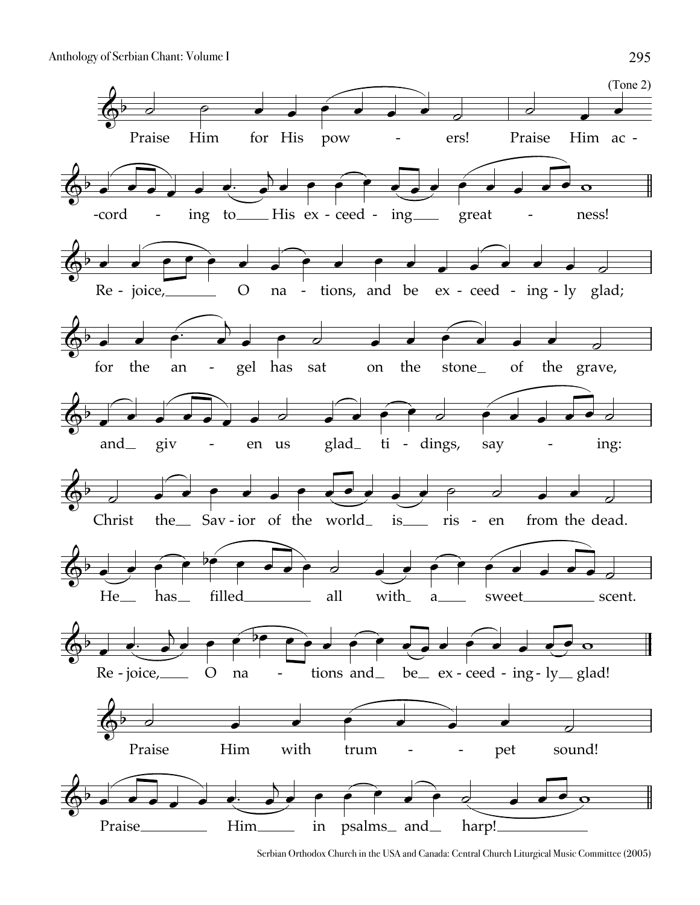(Tone 2)

Praise Him for His pow - ers! Praise Him ac - -cord - ing to His ex - ceed - ing great - ness!

Re - joice, O na - tions, and be ex - ceed - ing - ly glad;

for the an - gel has sat on the stone of the grave,

and giv - en us glad ti - dings, say - ing:

Christ the Sav - ior of the world is ris - en from the dead.

He has filled all with a sweet scent.

Re - joice, O na - tions and be ex - ceed - ing - ly glad!

Praise Him with trum - - pet sound!

Praise Him in psalms and harp!

Serbian Orthodox Church in the USA and Canada: Central Church Liturgical Music Committee (2005)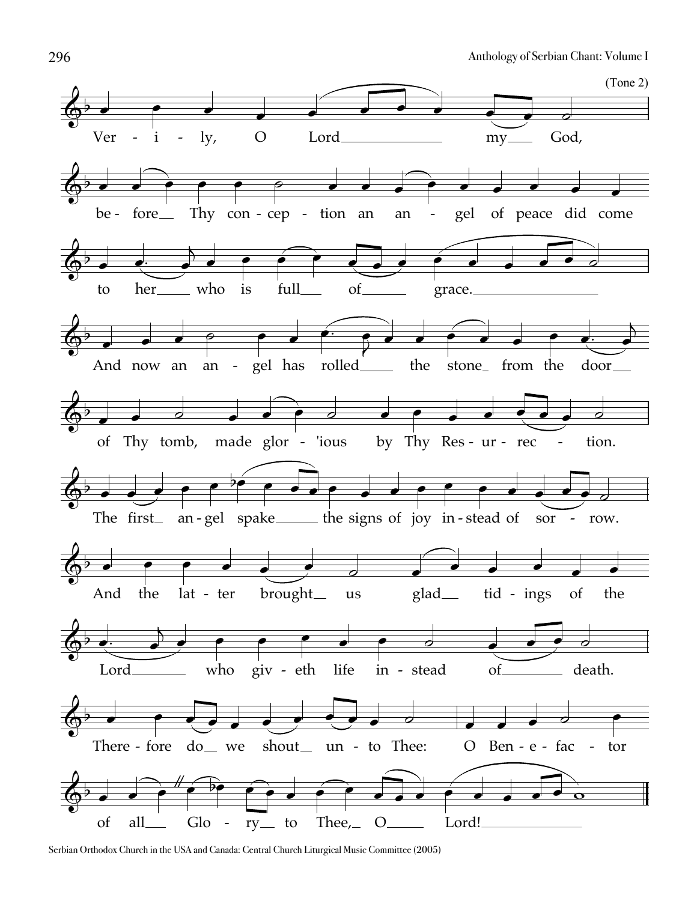(Tone 2)

Ver - i - ly, O Lord my God,

be- fore Thy con - cep - tion an an - gel of peace did come

to her who is full of grace.

And now an an - gel has rolled the stone from the door

of Thy tomb, made glor - 'ious by Thy Res - ur - rec - tion.

The first an - gel spake the signs of joy in - stead of sor - row.

And the lat - ter brought us glad tid - ings of the

Lord who giv - eth life in - stead of death.

There - fore do we shout un - to Thee: O Ben - e - fac - tor

of all Glo - ry to Thee, O Lord!

Serbian Orthodox Church in the USA and Canada: Central Church Liturgical Music Committee (2005)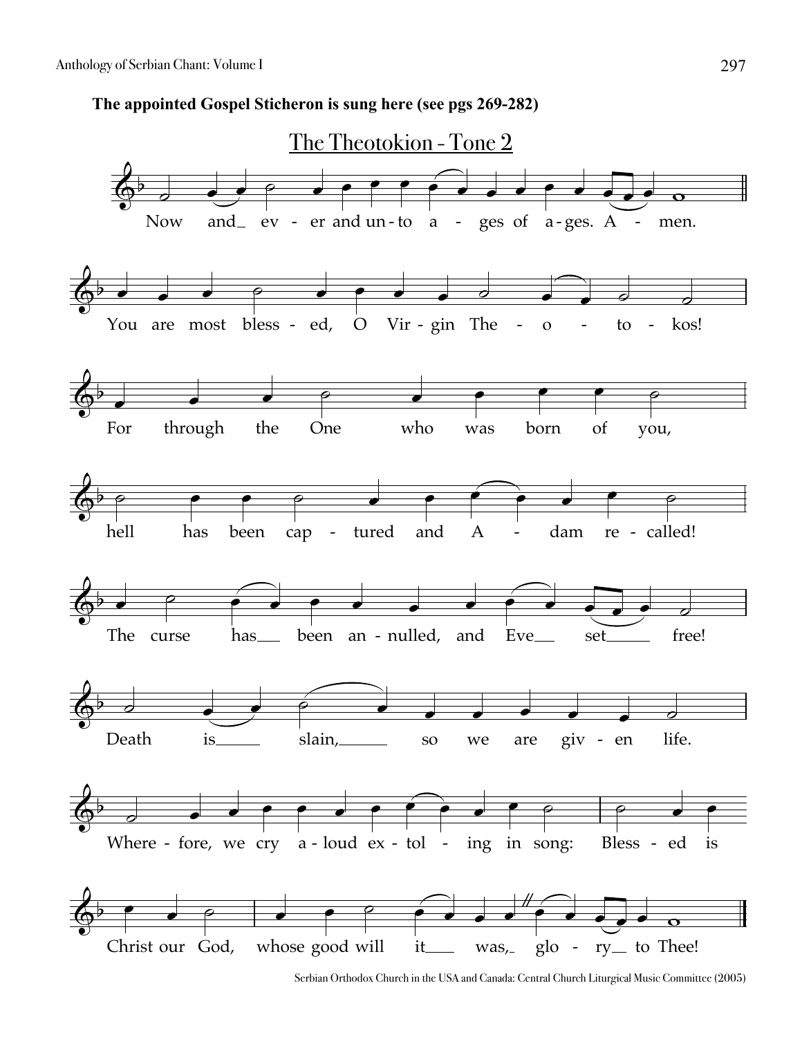**The appointed Gospel Sticheron is sung here (see pgs 269-282)**

## The Theotokion - Tone 2

Now and ever and unto ages of ages. Amen.

You are most blessed, O Virgin Theotokos!

For through the One who was born of you,

hell has been captured and Adam recalled!

The curse has been annulled, and Eve set free!

Death is slain, so we are given life.

Wherefore, we cry aloud extolling in song: Blessed is

Christ our God, whose good will it was, glory to Thee!

Serbian Orthodox Church in the USA and Canada: Central Church Liturgical Music Committee (2005)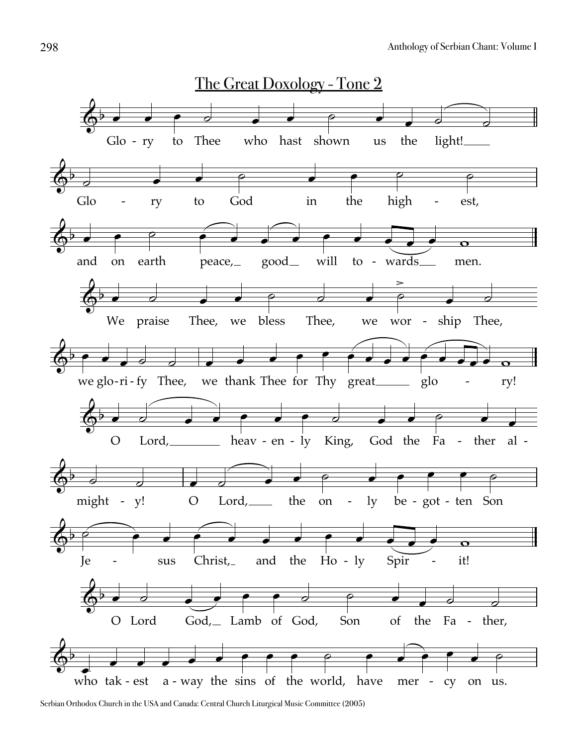## The Great Doxology - Tone 2

Glo - ry to Thee who hast shown us the light!

Glo - ry to God in the high - est,

and on earth peace, good will to - wards men.

We praise Thee, we bless Thee, we wor - ship Thee,

we glo-ri-fy Thee, we thank Thee for Thy great glo - ry!

O Lord, heav - en - ly King, God the Fa - ther al -

might - y! O Lord, the on - ly be - got - ten Son

Je - sus Christ, and the Ho - ly Spir - it!

O Lord God, Lamb of God, Son of the Fa - ther,

who tak - est a - way the sins of the world, have mer - cy on us.

Serbian Orthodox Church in the USA and Canada: Central Church Liturgical Music Committee (2005)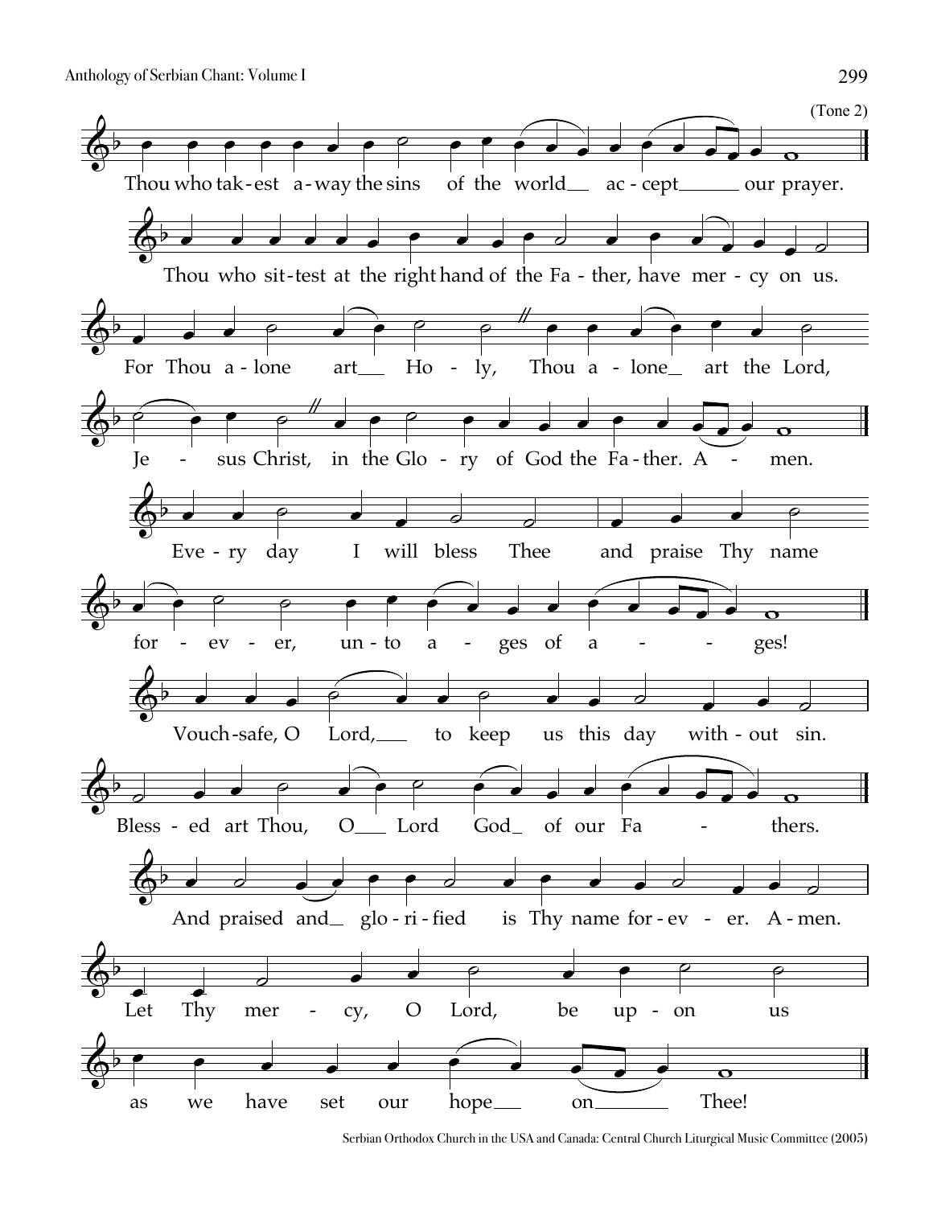(Tone 2)

Thou who tak-est a-way the sins of the world ac-cept our prayer.

Thou who sit-test at the right hand of the Fa - ther, have mer - cy on us.

For Thou a-lone art Ho - ly, Thou a - lone art the Lord,

Je - sus Christ, in the Glo - ry of God the Fa-ther. A - men.

Eve - ry day I will bless Thee and praise Thy name

for - ev - er, un-to a - ges of a - - ges!

Vouch-safe, O Lord, to keep us this day with-out sin.

Bless - ed art Thou, O Lord God of our Fa - thers.

And praised and glo-ri-fied is Thy name for-ev - er. A-men.

Let Thy mer - cy, O Lord, be up - on us

as we have set our hope on Thee!

Serbian Orthodox Church in the USA and Canada: Central Church Liturgical Music Committee (2005)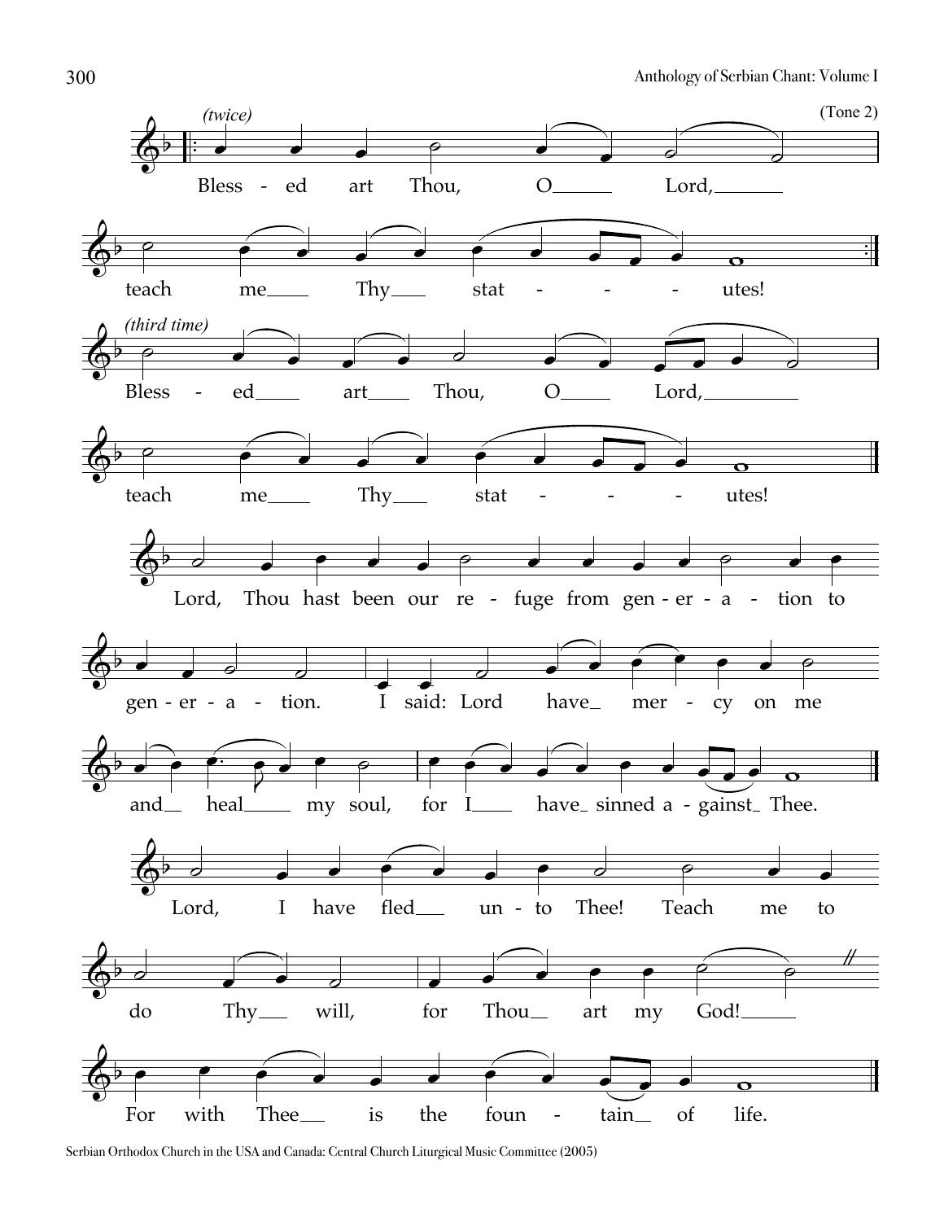*(twice)* (Tone 2)

Bless - ed art Thou, O Lord, teach me Thy stat - - - utes!

*(third time)*

Bless - ed art Thou, O Lord, teach me Thy stat - - - utes!

Lord, Thou hast been our re - fuge from gen - er - a - tion to gen - er - a - tion. I said: Lord have mer - cy on me and heal my soul, for I have sinned a - gainst Thee.

Lord, I have fled un - to Thee! Teach me to do Thy will, for Thou art my God!

For with Thee is the foun - tain of life.

Serbian Orthodox Church in the USA and Canada: Central Church Liturgical Music Committee (2005)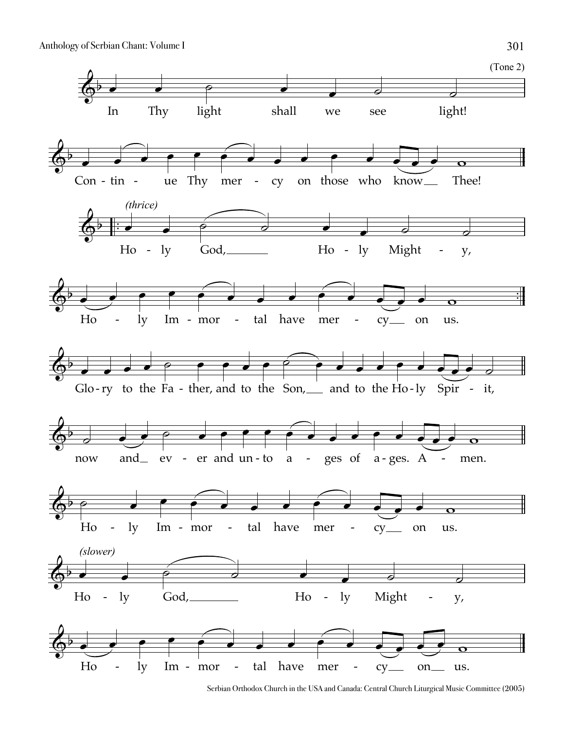(Tone 2)

In Thy light shall we see light!

Con - tin - ue Thy mer - cy on those who know Thee!

*(thrice)*

Ho - ly God, Ho - ly Might - y,

Ho - ly Im - mor - tal have mer - cy on us.

Glo - ry to the Fa - ther, and to the Son, and to the Ho - ly Spir - it,

now and ev - er and un - to a - ges of a - ges. A - men.

Ho - ly Im - mor - tal have mer - cy on us.

*(slower)*

Ho - ly God, Ho - ly Might - y,

Ho - ly Im - mor - tal have mer - cy on us.

Serbian Orthodox Church in the USA and Canada: Central Church Liturgical Music Committee (2005)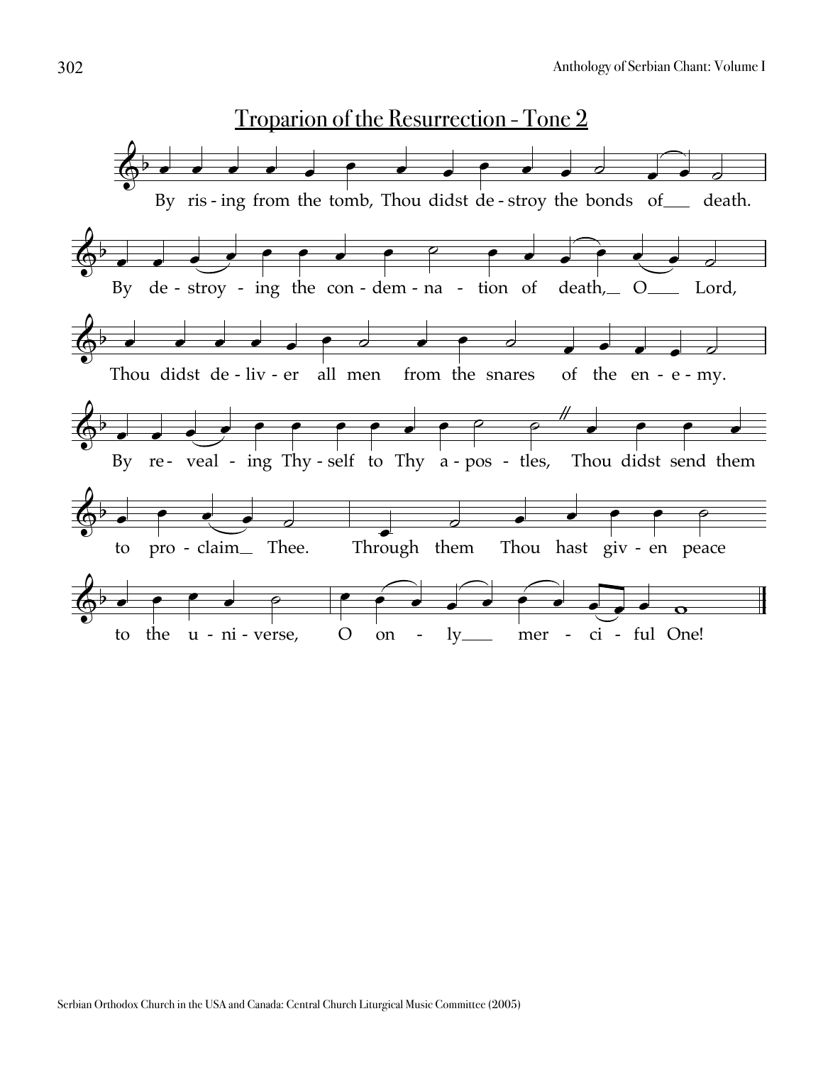## Troparion of the Resurrection - Tone 2

By ris - ing from the tomb, Thou didst de - stroy the bonds of___ death.

By de - stroy - ing the con - dem - na - tion of death,__ O___ Lord,

Thou didst de - liv - er all men from the snares of the en - e - my.

By re - veal - ing Thy - self to Thy a - pos - tles, Thou didst send them

to pro - claim__ Thee. Through them Thou hast giv - en peace

to the u - ni - verse, O on - ly___ mer - ci - ful One!

Serbian Orthodox Church in the USA and Canada: Central Church Liturgical Music Committee (2005)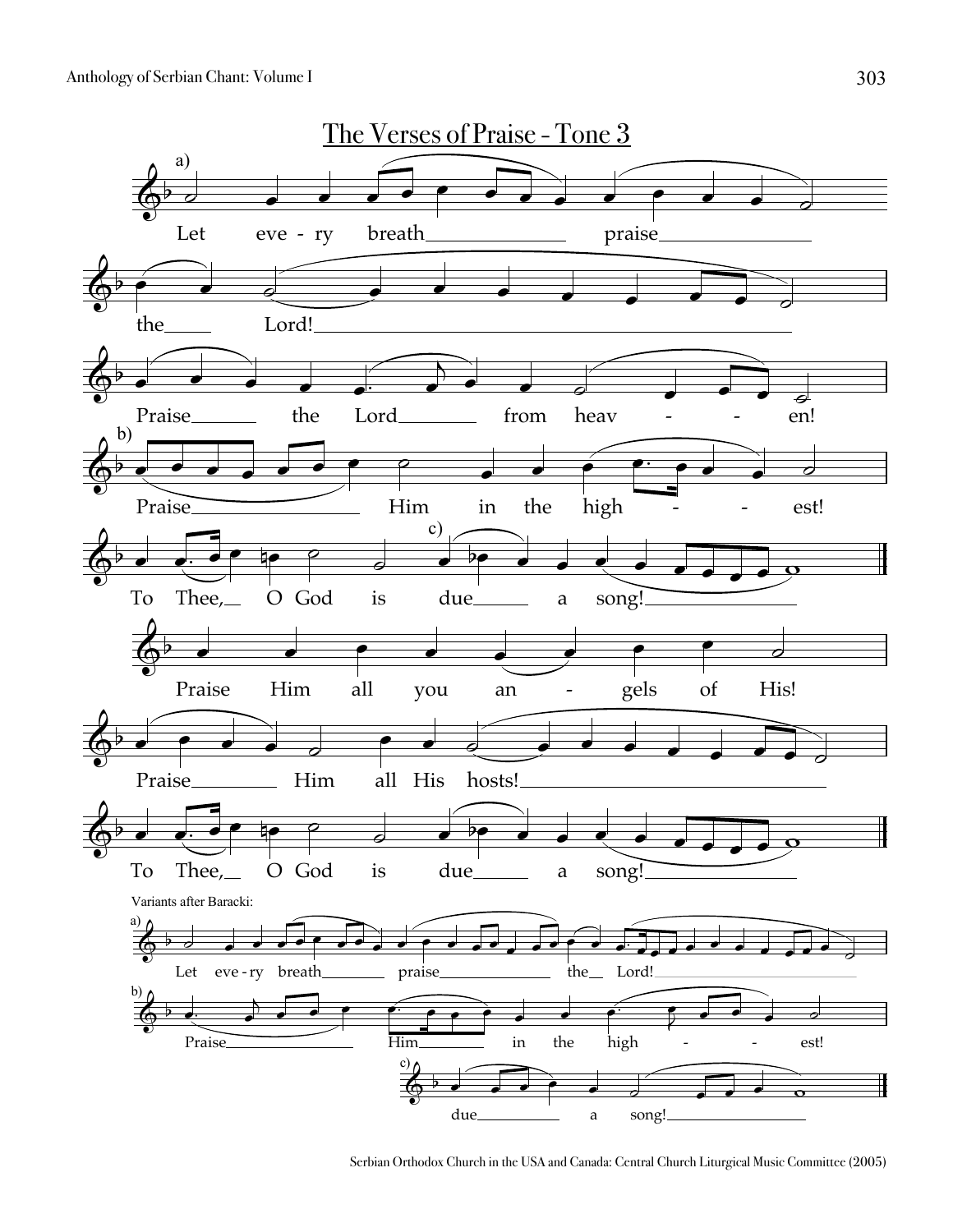# The Verses of Praise - Tone 3

a)

Let every breath praise the Lord!

Praise the Lord from heaven!

b)

Praise Him in the highest!

c)

To Thee, O God is due a song!

Praise Him all you angels of His!

Praise Him all His hosts!

To Thee, O God is due a song!

Variants after Baracki:

a) Let every breath praise the Lord!

b) Praise Him in the highest!

c) due a song!

Serbian Orthodox Church in the USA and Canada: Central Church Liturgical Music Committee (2005)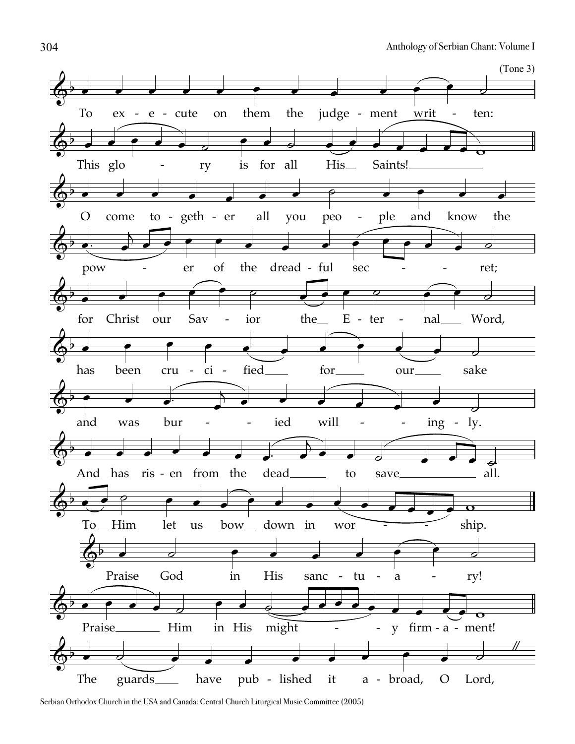(Tone 3)

To ex - e - cute on them the judge - ment writ - ten:

This glo - ry is for all His Saints!

O come to - geth - er all you peo - ple and know the

pow - er of the dread - ful sec - - ret;

for Christ our Sav - ior the E - ter - nal Word,

has been cru - ci - fied for our sake

and was bur - - ied will - - ing - ly.

And has ris - en from the dead to save all.

To Him let us bow down in wor - - ship.

Praise God in His sanc - tu - a - ry!

Praise Him in His might - - y firm - a - ment!

The guards have pub - lished it a - broad, O Lord,

Serbian Orthodox Church in the USA and Canada: Central Church Liturgical Music Committee (2005)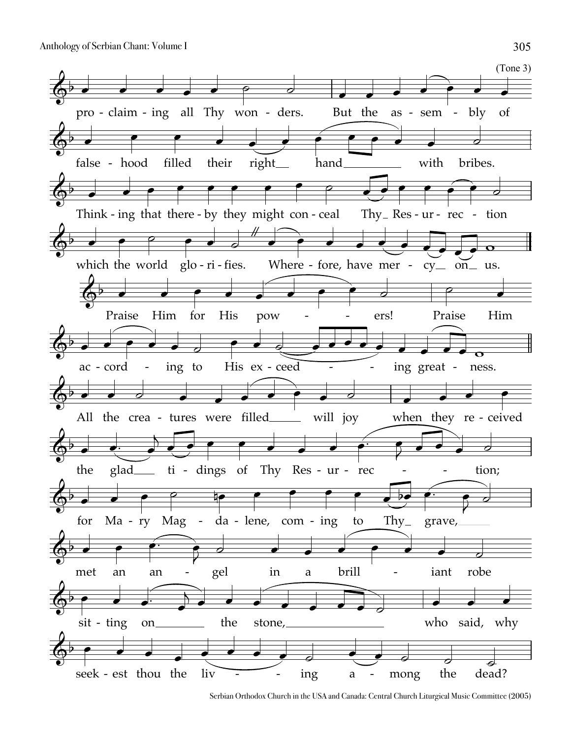(Tone 3)

pro - claim - ing all Thy won - ders. But the as - sem - bly of

false - hood filled their right hand with bribes.

Think - ing that there - by they might con - ceal Thy Res - ur - rec - tion

which the world glo - ri - fies. Where - fore, have mer - cy on us.

Praise Him for His pow - - ers! Praise Him

ac - cord - ing to His ex - ceed - - ing great - ness.

All the crea - tures were filled will joy when they re - ceived

the glad ti - dings of Thy Res - ur - rec - - tion;

for Ma - ry Mag - da - lene, com - ing to Thy grave,

met an an - gel in a brill - iant robe

sit - ting on the stone, who said, why

seek - est thou the liv - - ing a - mong the dead?

Serbian Orthodox Church in the USA and Canada: Central Church Liturgical Music Committee (2005)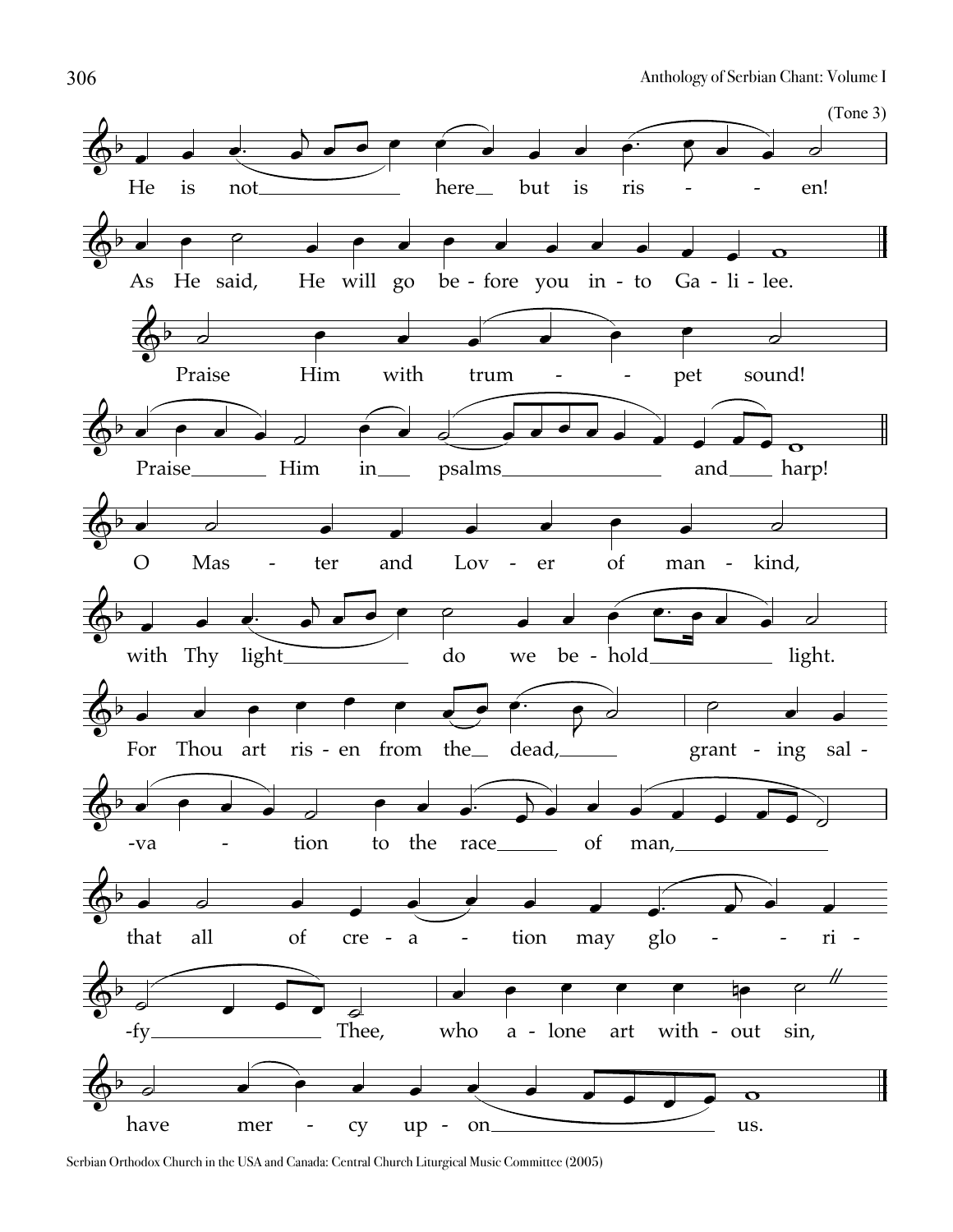(Tone 3)

He is not here but is ris - - en!

As He said, He will go be - fore you in - to Ga - li - lee.

Praise Him with trum - - pet sound!

Praise Him in psalms and harp!

O Mas - ter and Lov - er of man - kind,

with Thy light do we be - hold light.

For Thou art ris - en from the dead, grant - ing sal - -va - tion to the race of man,

that all of cre - a - tion may glo - - ri - -fy Thee, who a - lone art with - out sin,

have mer - cy up - on us.

Serbian Orthodox Church in the USA and Canada: Central Church Liturgical Music Committee (2005)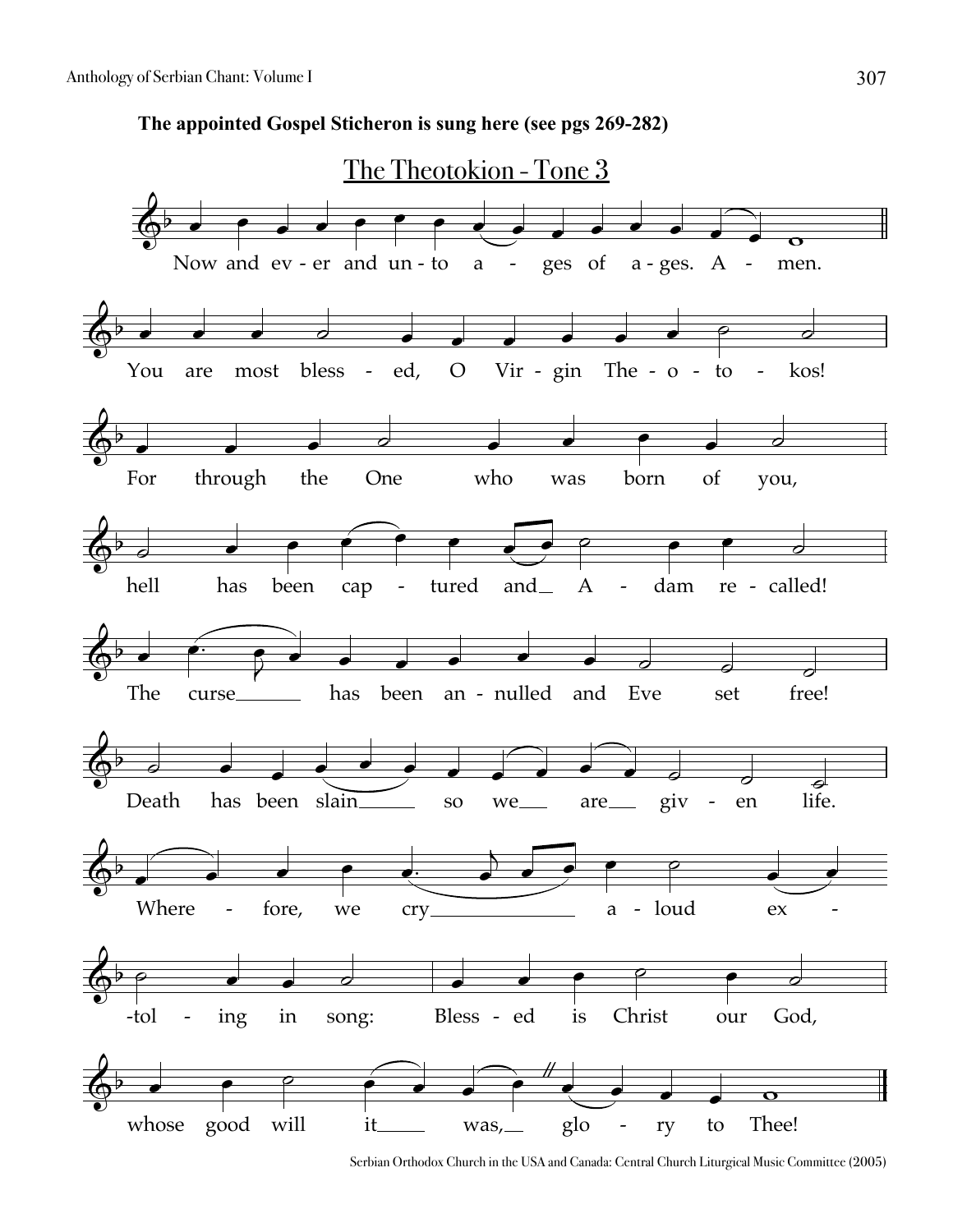**The appointed Gospel Sticheron is sung here (see pgs 269-282)**

## The Theotokion - Tone 3

Now and ever and unto ages of ages. Amen.

You are most blessed, O Virgin Theotokos!

For through the One who was born of you,

hell has been captured and Adam recalled!

The curse has been annulled and Eve set free!

Death has been slain so we are given life.

Wherefore, we cry aloud extolling in song: Blessed is Christ our God,

whose good will it was, glory to Thee!

Serbian Orthodox Church in the USA and Canada: Central Church Liturgical Music Committee (2005)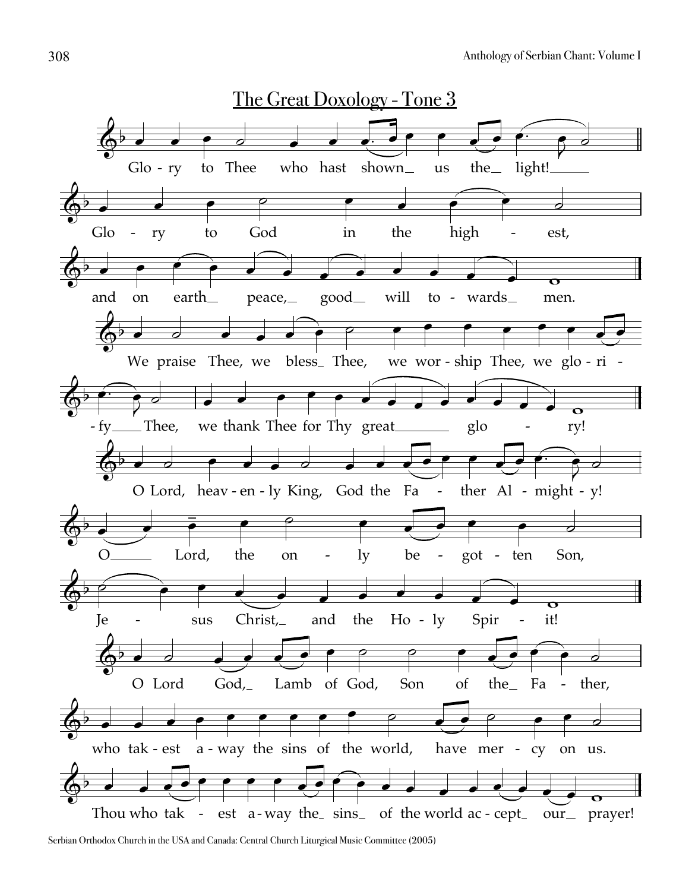# The Great Doxology - Tone 3

Glo - ry to Thee who hast shown_ us the_ light!_____

Glo - ry to God in the high - est,

and on earth_ peace,_ good_ will to - wards_ men.

We praise Thee, we bless_ Thee, we wor - ship Thee, we glo - ri - - fy___ Thee, we thank Thee for Thy great_______ glo - ry!

O Lord, heav - en - ly King, God the Fa - ther Al - might - y!

O_____ Lord, the on - ly be - got - ten Son,

Je - sus Christ,_ and the Ho - ly Spir - it!

O Lord God,_ Lamb of God, Son of the_ Fa - ther,

who tak - est a - way the sins of the world, have mer - cy on us.

Thou who tak - est a - way the_ sins_ of the world ac - cept_ our_ prayer!

Serbian Orthodox Church in the USA and Canada: Central Church Liturgical Music Committee (2005)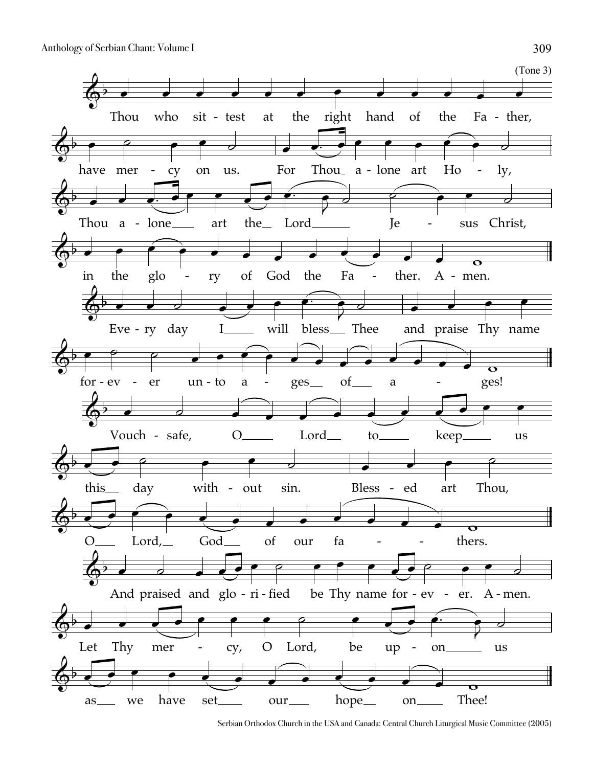(Tone 3)

Thou who sittest at the right hand of the Father, have mercy on us. For Thou alone art Holy, Thou alone art the Lord Jesus Christ, in the glory of God the Father. Amen.

Every day I will bless Thee and praise Thy name forever unto ages of ages!

Vouchsafe, O Lord, to keep us this day without sin. Blessed art Thou, O Lord, God of our fathers.

And praised and glorified be Thy name forever. Amen.

Let Thy mercy, O Lord, be upon us as we have set our hope on Thee!

Serbian Orthodox Church in the USA and Canada: Central Church Liturgical Music Committee (2005)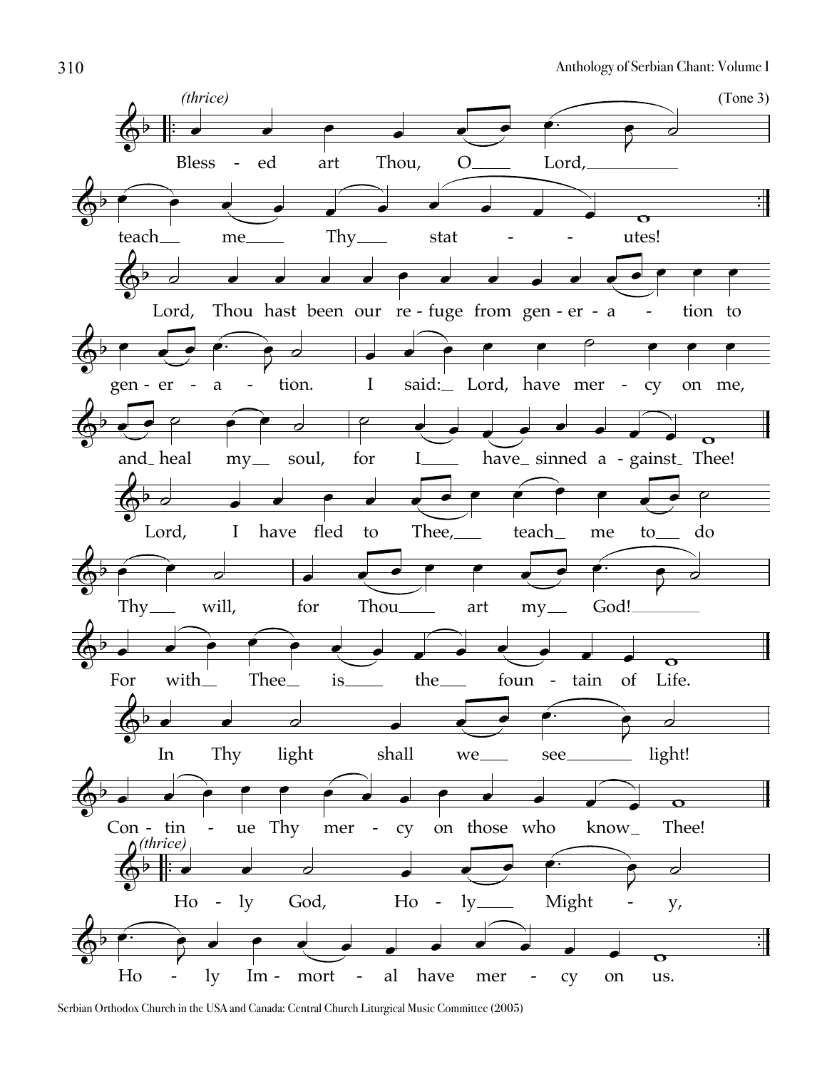(Tone 3)

*(thrice)*

Bless - ed art Thou, O Lord, teach me Thy stat - - utes!

Lord, Thou hast been our re - fuge from gen - er - a - tion to gen - er - a - tion. I said: Lord, have mer - cy on me, and heal my soul, for I have sinned a - gainst Thee!

Lord, I have fled to Thee, teach me to do Thy will, for Thou art my God!

For with Thee is the foun - tain of Life.

In Thy light shall we see light!

Con - tin - ue Thy mer - cy on those who know Thee!

*(thrice)*

Ho - ly God, Ho - ly Might - y, Ho - ly Im - mort - al have mer - cy on us.

Serbian Orthodox Church in the USA and Canada: Central Church Liturgical Music Committee (2005)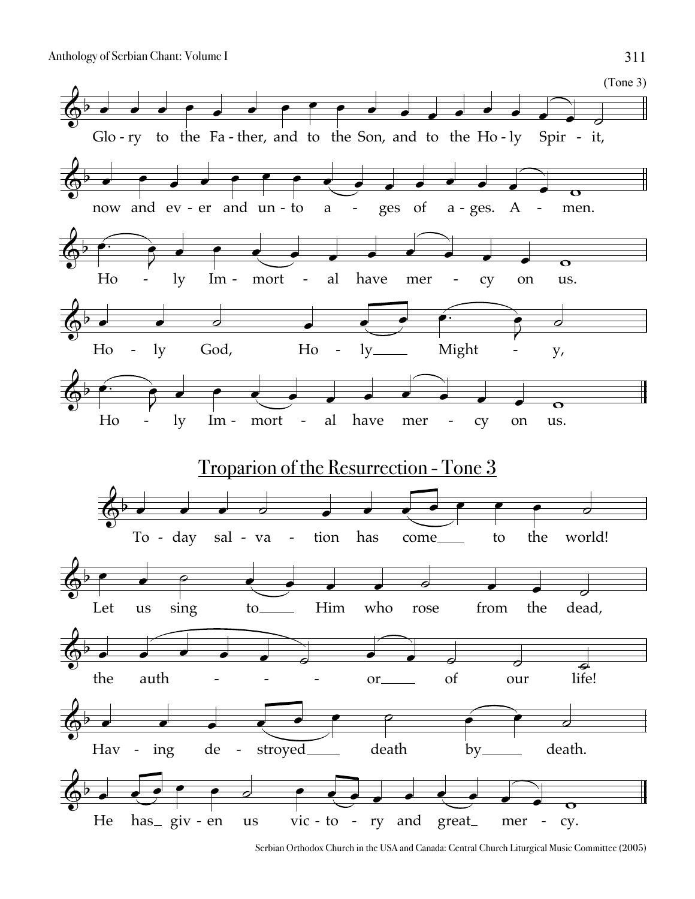(Tone 3)

Glo - ry to the Fa - ther, and to the Son, and to the Ho - ly Spir - it,

now and ev - er and un - to a - ges of a - ges. A - men.

Ho - ly Im - mort - al have mer - cy on us.

Ho - ly God, Ho - ly___ Might - y,

Ho - ly Im - mort - al have mer - cy on us.

## Troparion of the Resurrection - Tone 3

To - day sal - va - tion has come___ to the world!

Let us sing to___ Him who rose from the dead,

the auth - - - or___ of our life!

Hav - ing de - stroyed___ death by___ death.

He has_ giv - en us vic - to - ry and great_ mer - cy.

Serbian Orthodox Church in the USA and Canada: Central Church Liturgical Music Committee (2005)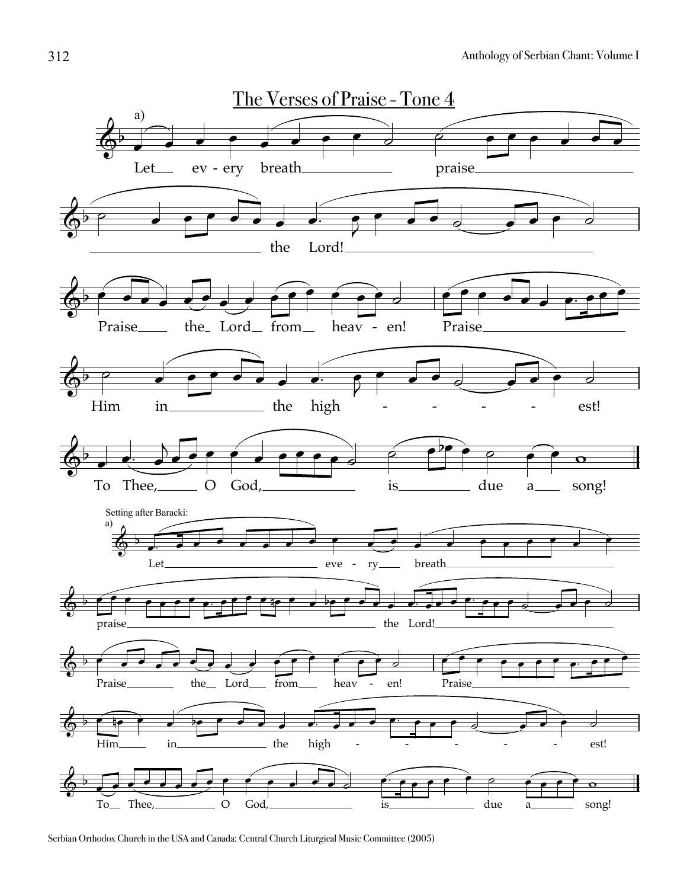## The Verses of Praise - Tone 4

a)

Let every breath praise the Lord!

Praise the Lord from heaven! Praise Him in the highest!

To Thee, O God, is due a song!

Setting after Baracki:

a)

Let every breath praise the Lord!

Praise the Lord from heaven! Praise Him in the highest!

To Thee, O God, is due a song!

Serbian Orthodox Church in the USA and Canada: Central Church Liturgical Music Committee (2005)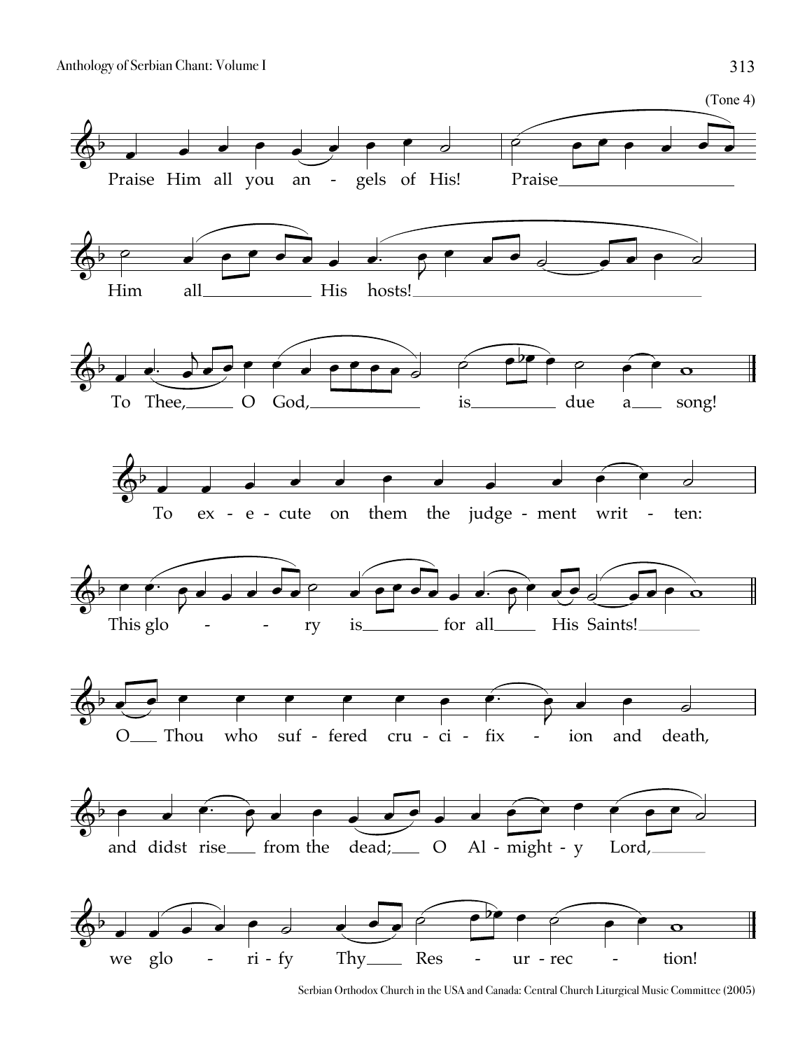(Tone 4)

Praise Him all you an - gels of His! Praise

Him all His hosts!

To Thee, O God, is due a song!

To ex - e - cute on them the judge - ment writ - ten:

This glo - - ry is for all His Saints!

O Thou who suf - fered cru - ci - fix - ion and death,

and didst rise from the dead; O Al - might - y Lord,

we glo - ri - fy Thy Res - ur - rec - tion!

Serbian Orthodox Church in the USA and Canada: Central Church Liturgical Music Committee (2005)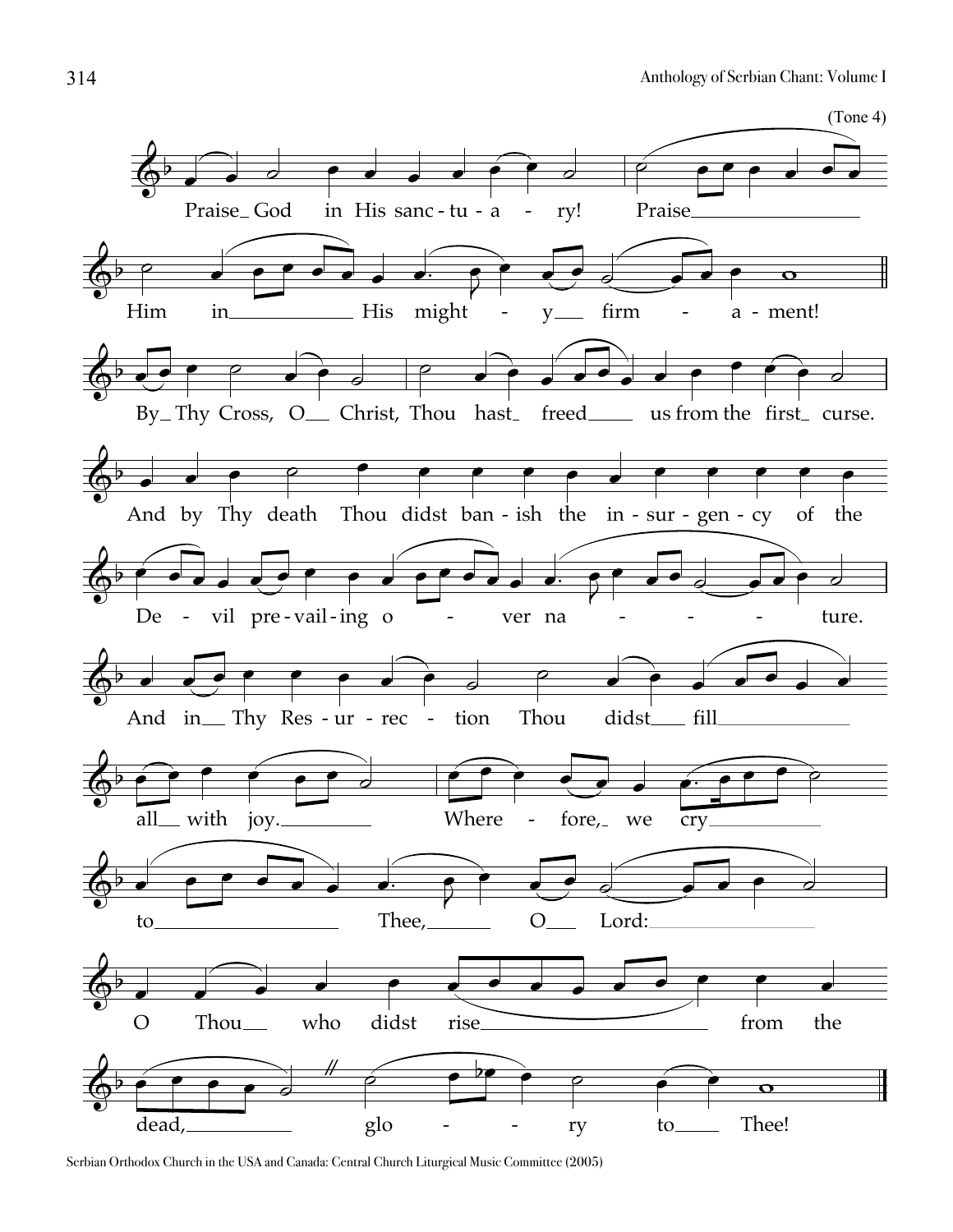(Tone 4)

Praise God in His sanctuary! Praise Him in His mighty firmament!

By Thy Cross, O Christ, Thou hast freed us from the first curse.

And by Thy death Thou didst banish the insurgency of the Devil prevailing over nature.

And in Thy Resurrection Thou didst fill all with joy. Wherefore, we cry to Thee, O Lord:

O Thou who didst rise from the dead, glory to Thee!

Serbian Orthodox Church in the USA and Canada: Central Church Liturgical Music Committee (2005)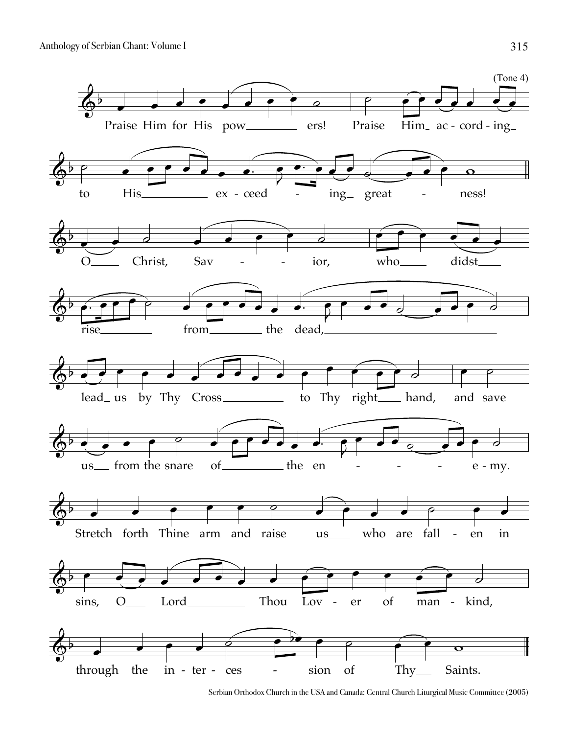(Tone 4)

Praise Him for His pow___ ers! Praise Him_ ac - cord - ing_ to His___ ex - ceed - ing_ great - ness!

O___ Christ, Sav - - ior, who___ didst___ rise___ from___ the dead,___

lead_ us by Thy Cross___ to Thy right___ hand, and save us___ from the snare of___ the en - - - - e - my.

Stretch forth Thine arm and raise us___ who are fall - en in sins, O___ Lord___ Thou Lov - er of man - kind,

through the in - ter - ces - sion of Thy___ Saints.

Serbian Orthodox Church in the USA and Canada: Central Church Liturgical Music Committee (2005)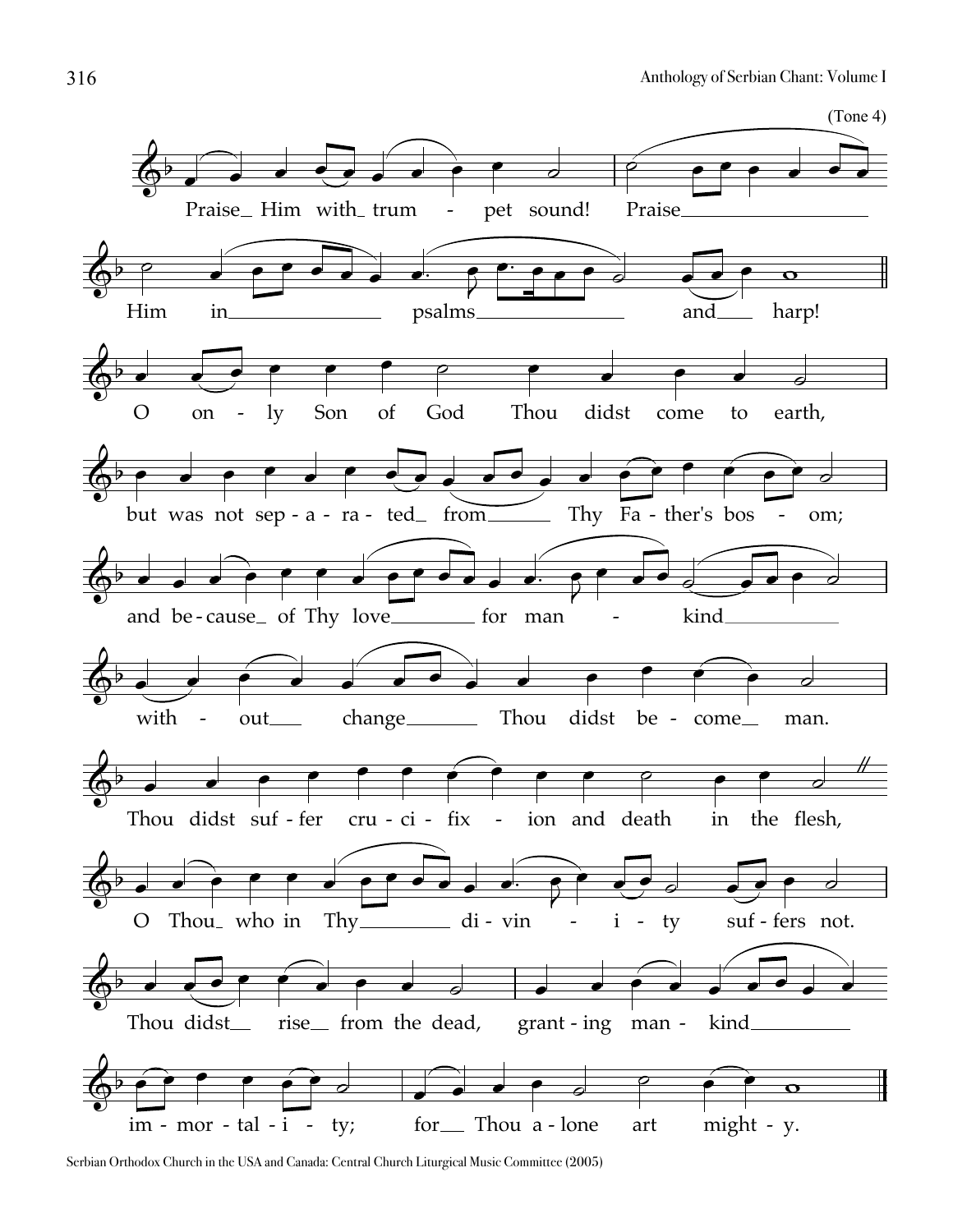(Tone 4)

Praise Him with trumpet sound! Praise Him in psalms and harp!

O only Son of God Thou didst come to earth,

but was not separated from Thy Father's bosom;

and because of Thy love for mankind

without change Thou didst become man.

Thou didst suffer crucifixion and death in the flesh,

O Thou who in Thy divinity suffers not.

Thou didst rise from the dead, granting mankind

immortality; for Thou alone art mighty.

Serbian Orthodox Church in the USA and Canada: Central Church Liturgical Music Committee (2005)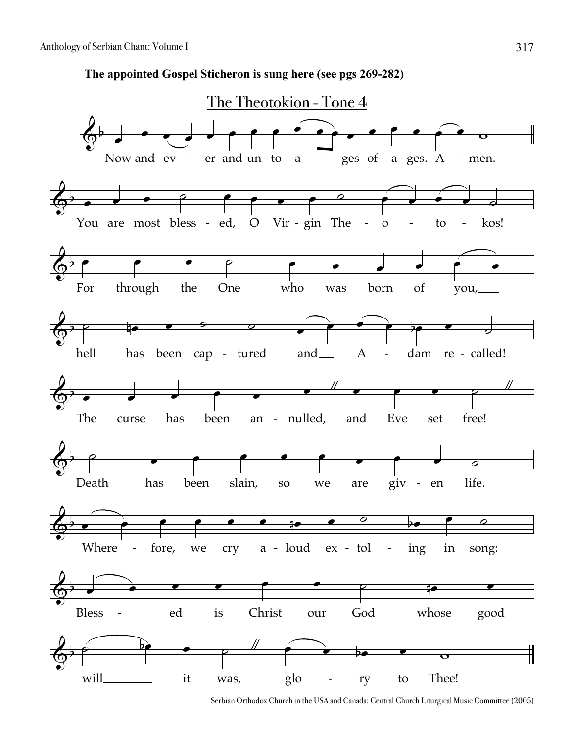**The appointed Gospel Sticheron is sung here (see pgs 269-282)**

## The Theotokion - Tone 4

Now and ev - er and un - to a - ges of a - ges. A - men.

You are most bless - ed, O Vir - gin The - o - to - kos!

For through the One who was born of you,

hell has been cap - tured and A - dam re - called!

The curse has been an - nulled, and Eve set free!

Death has been slain, so we are giv - en life.

Where - fore, we cry a - loud ex - tol - ing in song:

Bless - ed is Christ our God whose good

will it was, glo - ry to Thee!

Serbian Orthodox Church in the USA and Canada: Central Church Liturgical Music Committee (2005)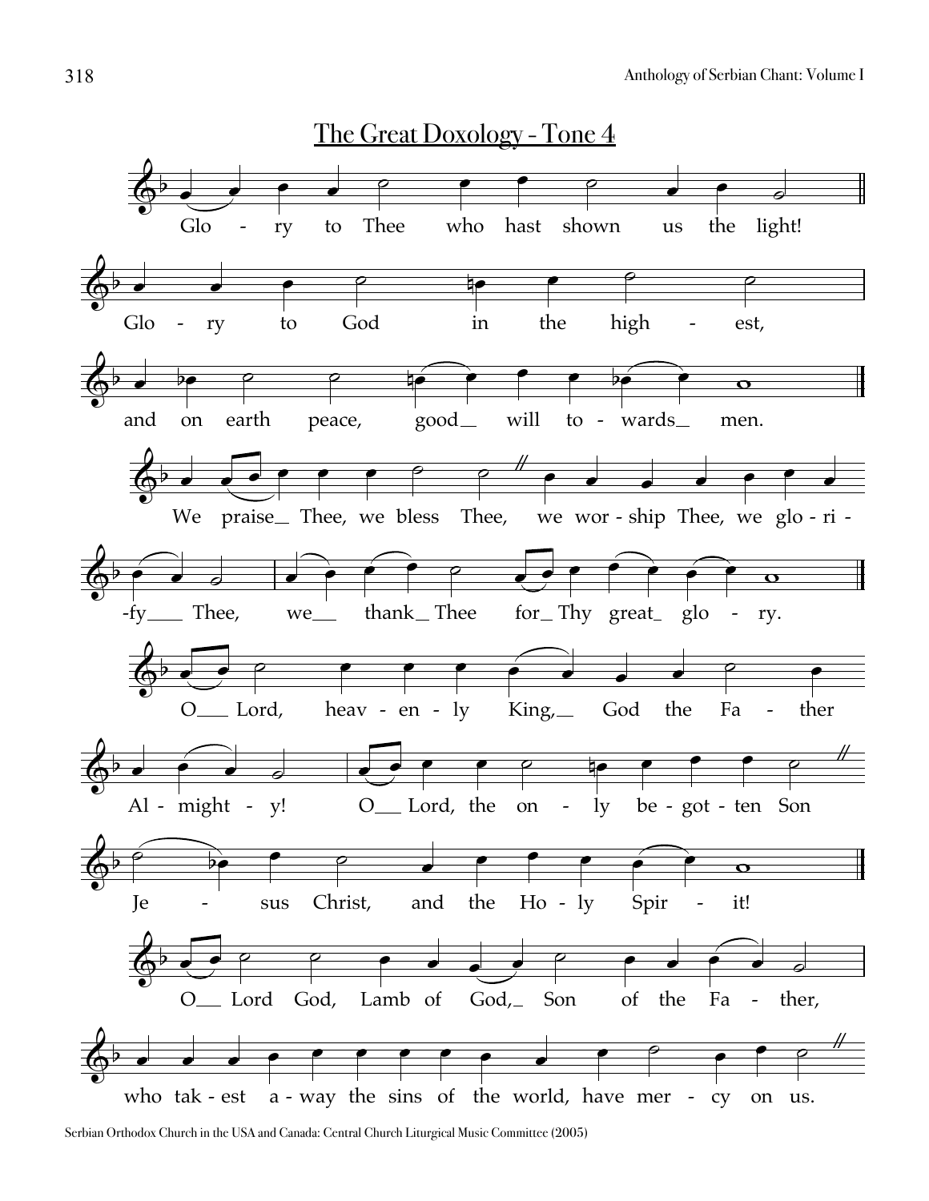## The Great Doxology - Tone 4

Glo - ry to Thee who hast shown us the light!

Glo - ry to God in the high - est,

and on earth peace, good will to - wards men.

We praise Thee, we bless Thee, we wor - ship Thee, we glo - ri - -fy Thee, we thank Thee for Thy great glo - ry.

O Lord, heav - en - ly King, God the Fa - ther Al - might - y! O Lord, the on - ly be - got - ten Son Je - sus Christ, and the Ho - ly Spir - it!

O Lord God, Lamb of God, Son of the Fa - ther,

who tak - est a - way the sins of the world, have mer - cy on us.

Serbian Orthodox Church in the USA and Canada: Central Church Liturgical Music Committee (2005)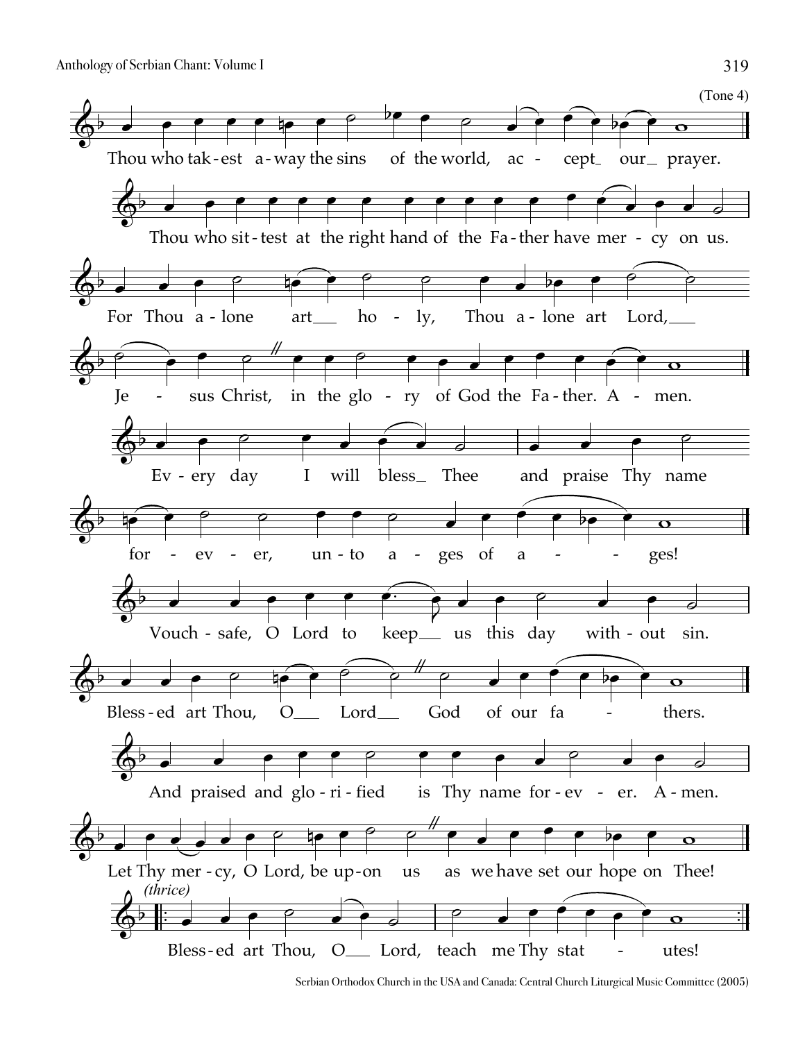(Tone 4)

Thou who tak-est a-way the sins of the world, ac - cept_ our_ prayer.

Thou who sit-test at the right hand of the Fa-ther have mer - cy on us.

For Thou a-lone art___ ho - ly, Thou a-lone art Lord,___

Je - sus Christ, in the glo - ry of God the Fa-ther. A - men.

Ev - ery day I will bless_ Thee and praise Thy name

for - ev - er, un-to a - ges of a - - ges!

Vouch - safe, O Lord to keep___ us this day with - out sin.

Bless-ed art Thou, O___ Lord___ God of our fa - thers.

And praised and glo-ri-fied is Thy name for-ev - er. A-men.

Let Thy mer-cy, O Lord, be up-on us as we have set our hope on Thee!

*(thrice)*

Bless-ed art Thou, O___ Lord, teach me Thy stat - utes!

Serbian Orthodox Church in the USA and Canada: Central Church Liturgical Music Committee (2005)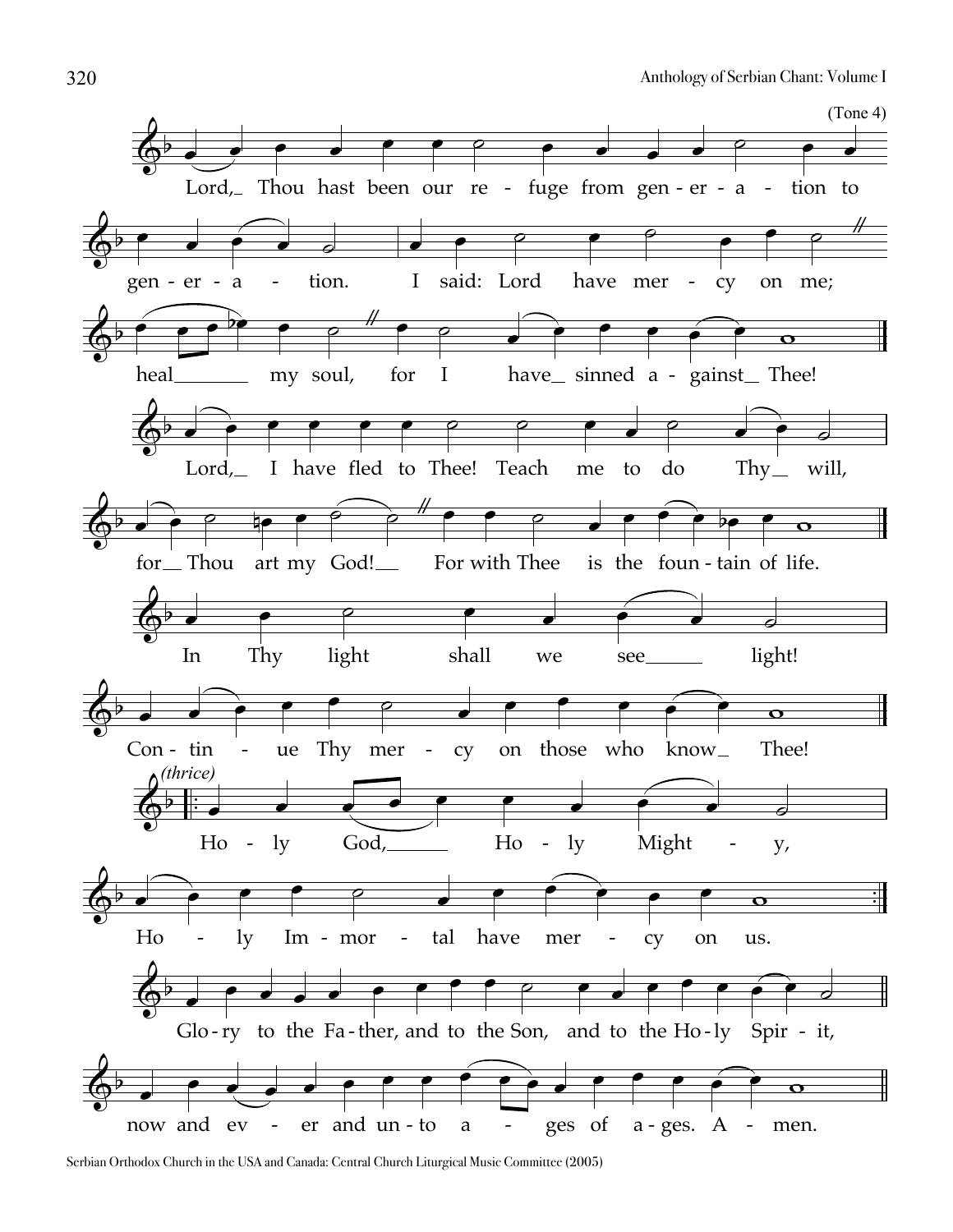(Tone 4)

Lord, Thou hast been our refuge from generation to generation. I said: Lord have mercy on me; heal my soul, for I have sinned against Thee!

Lord, I have fled to Thee! Teach me to do Thy will, for Thou art my God! For with Thee is the fountain of life.

In Thy light shall we see light!

Continue Thy mercy on those who know Thee!

*(thrice)*

Holy God, Holy Mighty, Holy Immortal have mercy on us.

Glory to the Father, and to the Son, and to the Holy Spirit, now and ever and unto ages of ages. Amen.

Serbian Orthodox Church in the USA and Canada: Central Church Liturgical Music Committee (2005)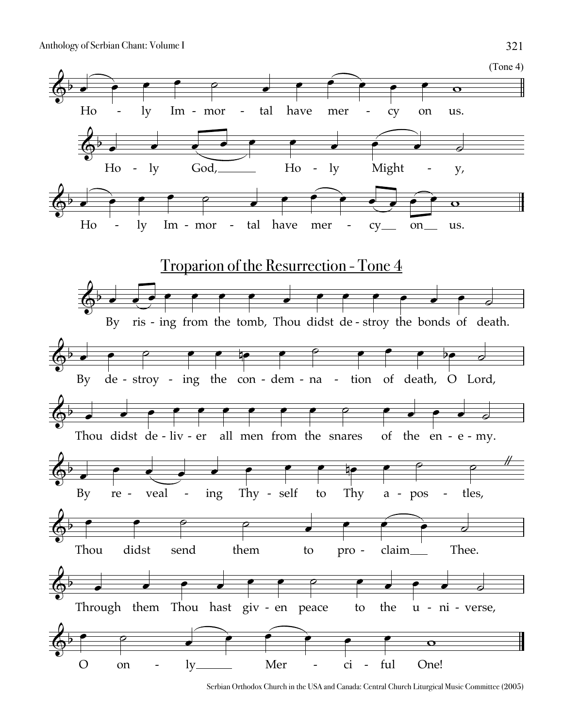(Tone 4)

Ho - ly Im - mor - tal have mer - cy on us.

Ho - ly God, Ho - ly Might - y,

Ho - ly Im - mor - tal have mer - cy on us.

## Troparion of the Resurrection - Tone 4

By ris - ing from the tomb, Thou didst de - stroy the bonds of death.

By de - stroy - ing the con - dem - na - tion of death, O Lord,

Thou didst de - liv - er all men from the snares of the en - e - my.

By re - veal - ing Thy - self to Thy a - pos - tles,

Thou didst send them to pro - claim Thee.

Through them Thou hast giv - en peace to the u - ni - verse,

O on - ly Mer - ci - ful One!

Serbian Orthodox Church in the USA and Canada: Central Church Liturgical Music Committee (2005)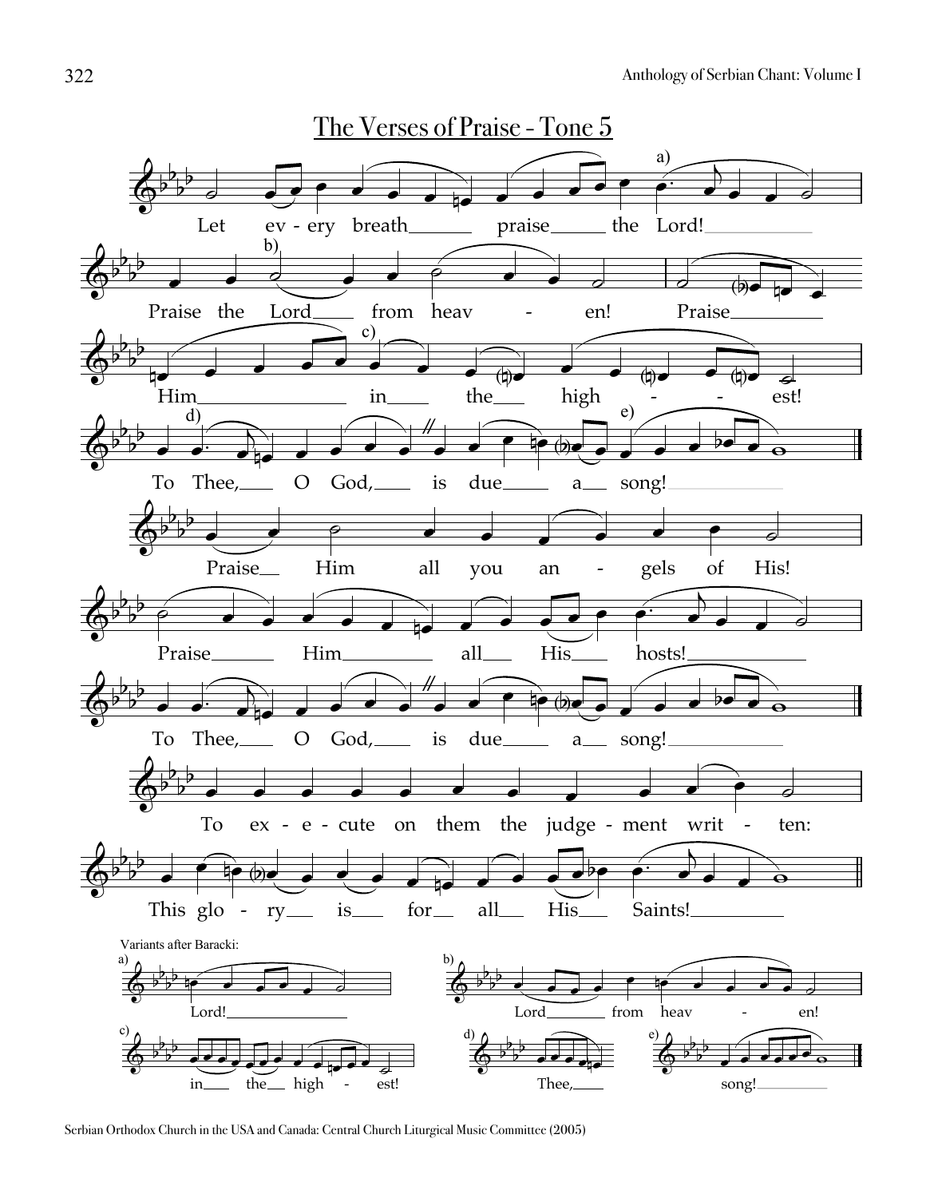## The Verses of Praise - Tone 5

Let ev - ery breath praise the Lord!

Praise the Lord from heav - en! Praise Him in the high - est!

To Thee, O God, is due a song!

Praise Him all you an - gels of His!

Praise Him all His hosts!

To Thee, O God, is due a song!

To ex - e - cute on them the judge - ment writ - ten:

This glo - ry is for all His Saints!

Variants after Baracki:

a) Lord!

b) Lord from heav - en!

c) in the high - est!

d) Thee,

e) song!

Serbian Orthodox Church in the USA and Canada: Central Church Liturgical Music Committee (2005)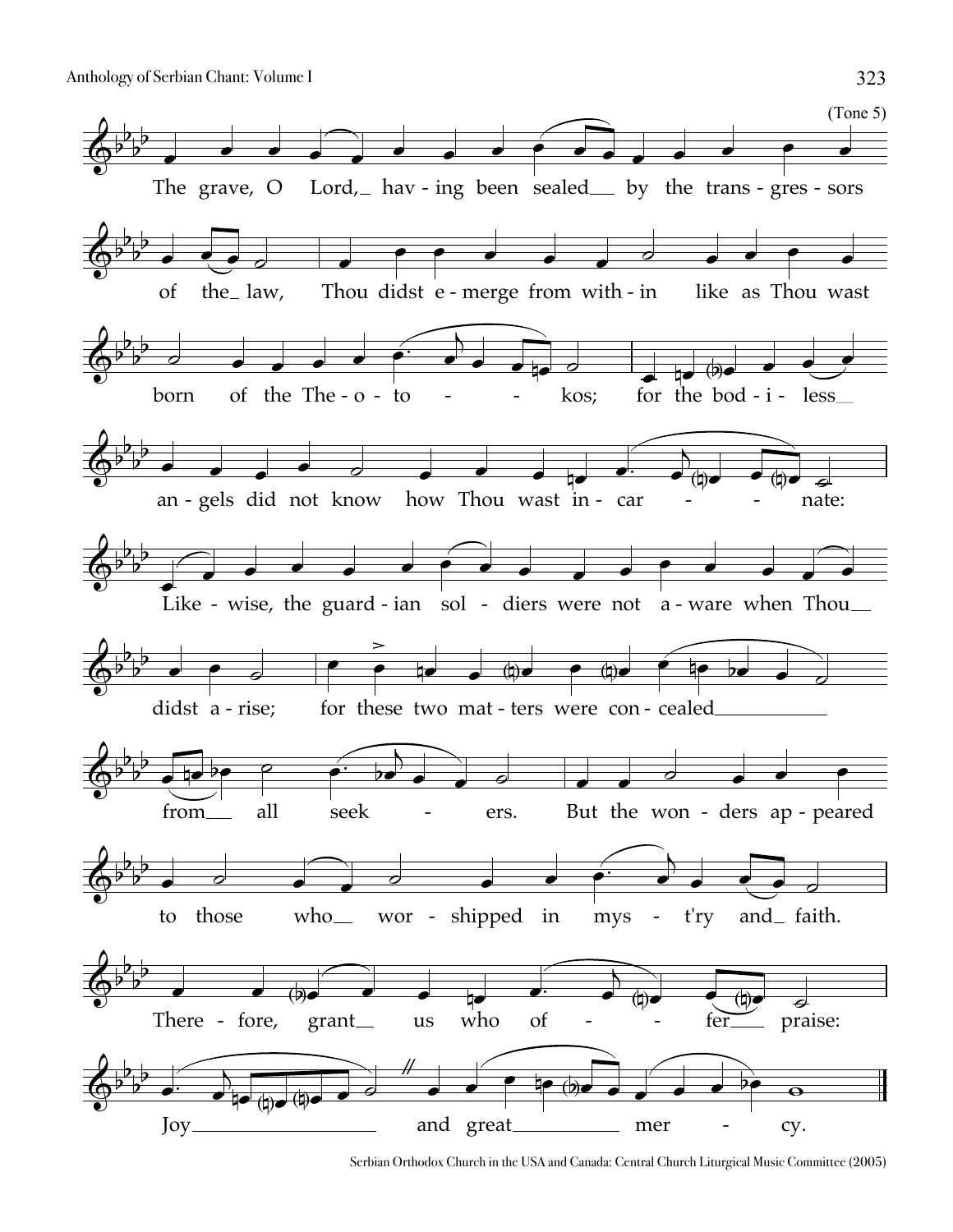(Tone 5)

The grave, O Lord, having been sealed by the transgressors of the law, Thou didst emerge from within like as Thou wast born of the Theotokos; for the bodiless angels did not know how Thou wast incarnate: Likewise, the guardian soldiers were not aware when Thou didst arise; for these two matters were concealed from all seekers. But the wonders appeared to those who worshipped in myst'ry and faith. Therefore, grant us who offer praise: Joy and great mercy.

Serbian Orthodox Church in the USA and Canada: Central Church Liturgical Music Committee (2005)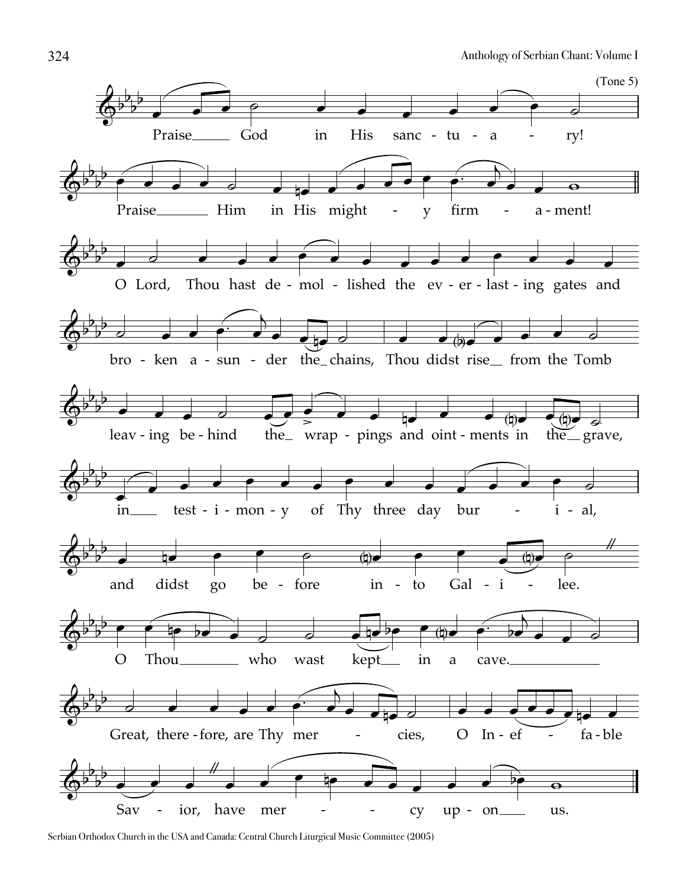(Tone 5)

Praise God in His sanctuary!

Praise Him in His mighty firmament!

O Lord, Thou hast demolished the everlasting gates and broken asunder the chains, Thou didst rise from the Tomb leaving behind the wrappings and ointments in the grave, in testimony of Thy three day burial, and didst go before into Galilee.

O Thou who wast kept in a cave.

Great, therefore, are Thy mercies, O Ineffable Savior, have mercy upon us.

Serbian Orthodox Church in the USA and Canada: Central Church Liturgical Music Committee (2005)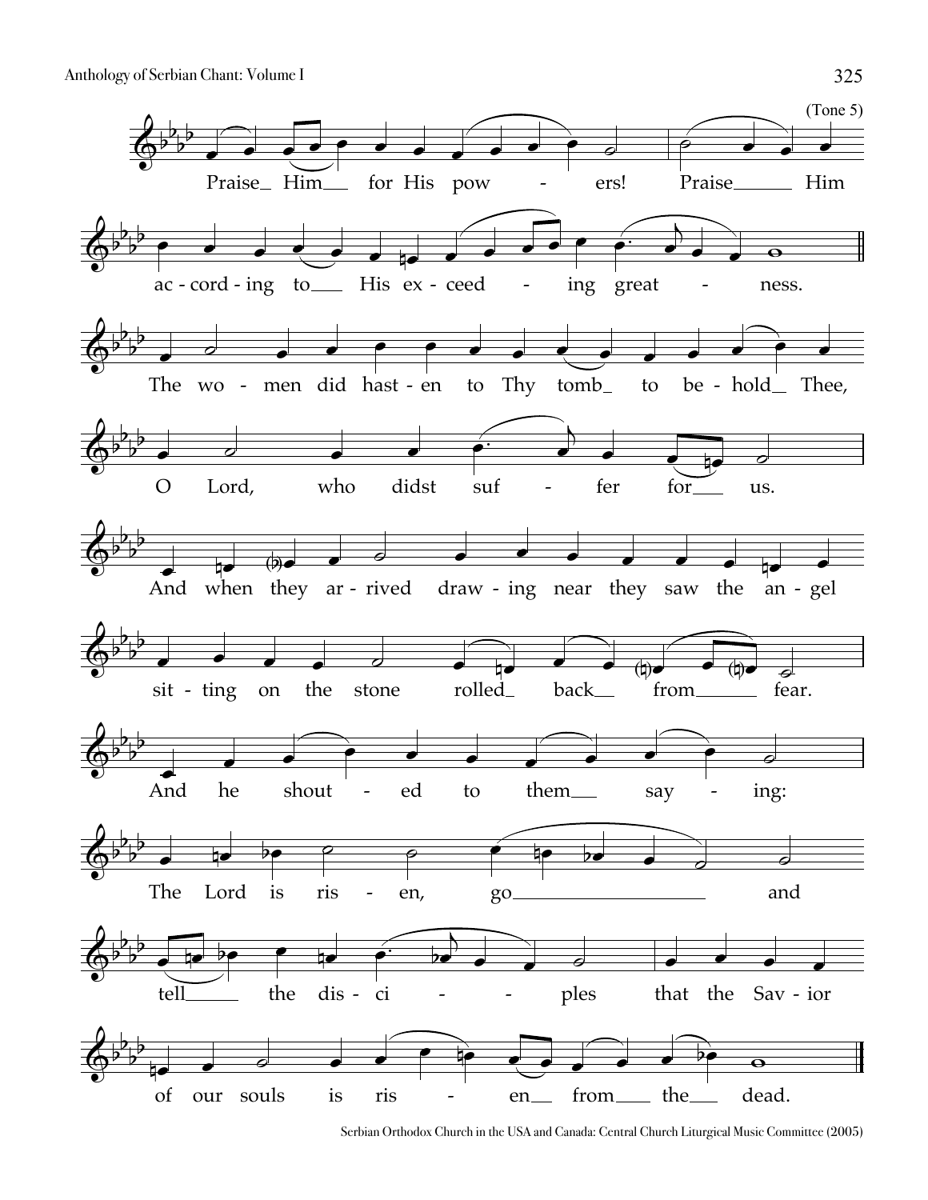(Tone 5)

Praise Him for His powers! Praise Him according to His exceeding greatness.

The women did hasten to Thy tomb to behold Thee, O Lord, who didst suffer for us.

And when they arrived drawing near they saw the angel sitting on the stone rolled back from fear.

And he shouted to them saying:

The Lord is risen, go and tell the disciples that the Savior of our souls is risen from the dead.

Serbian Orthodox Church in the USA and Canada: Central Church Liturgical Music Committee (2005)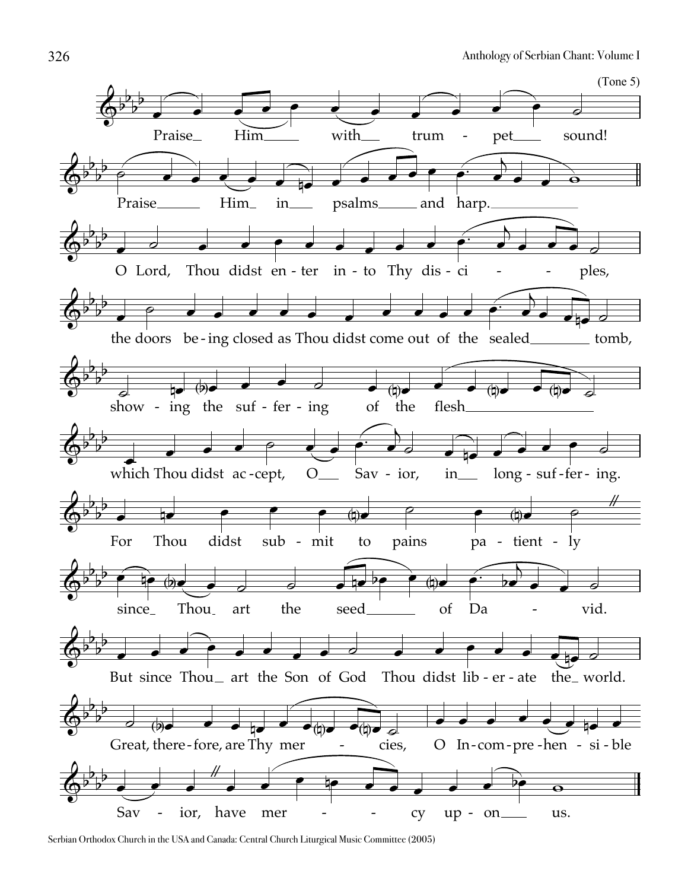(Tone 5)

Praise Him with trumpet sound!

Praise Him in psalms and harp.

O Lord, Thou didst enter into Thy disciples,

the doors being closed as Thou didst come out of the sealed tomb,

showing the suffering of the flesh

which Thou didst accept, O Savior, in long-suffering.

For Thou didst submit to pains patiently

since Thou art the seed of David.

But since Thou art the Son of God Thou didst liberate the world.

Great, therefore, are Thy mercies, O Incomprehensible

Savior, have mercy upon us.

Serbian Orthodox Church in the USA and Canada: Central Church Liturgical Music Committee (2005)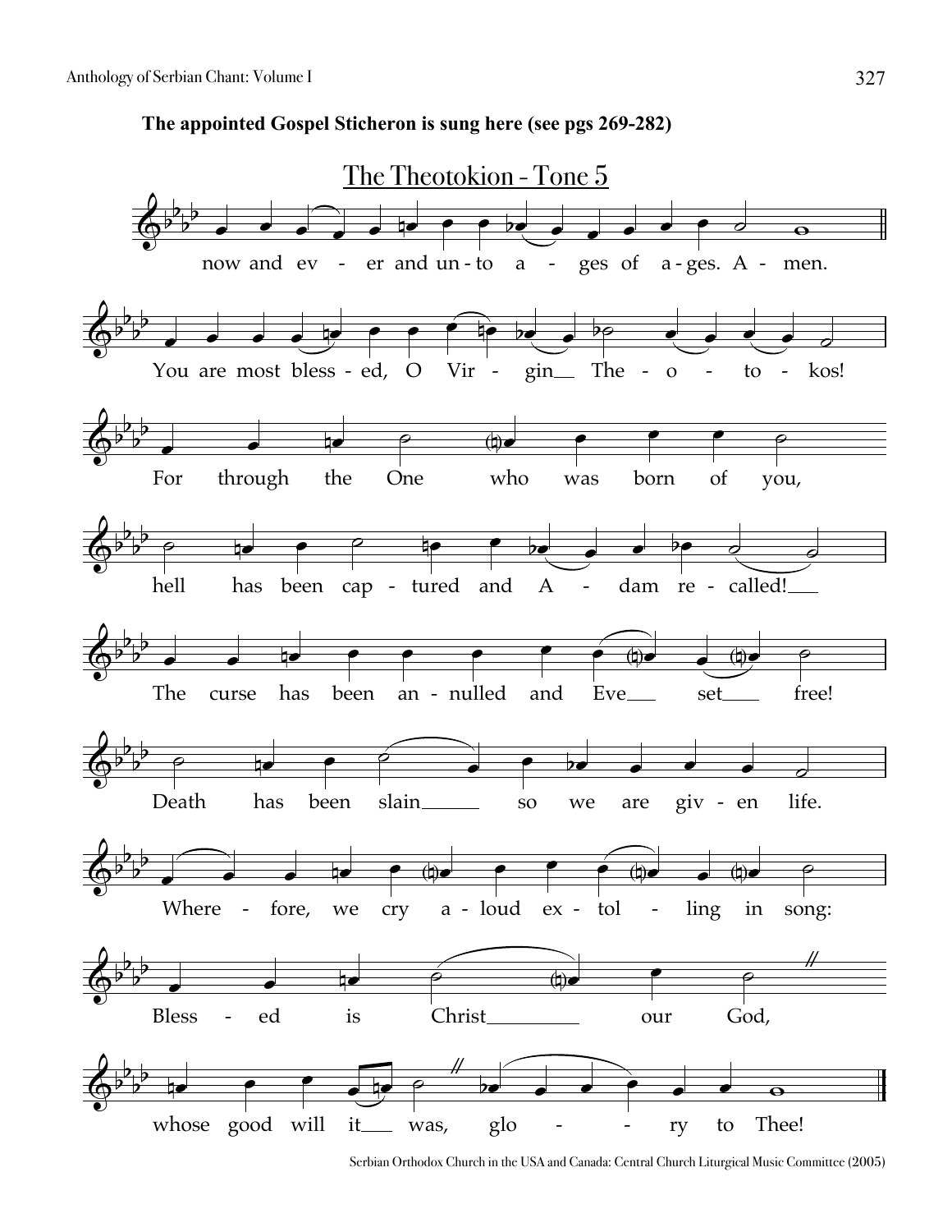**The appointed Gospel Sticheron is sung here (see pgs 269-282)**

## The Theotokion - Tone 5

now and ev - er and un - to a - ges of a - ges. A - men.

You are most bless - ed, O Vir - gin The - o - to - kos!

For through the One who was born of you,

hell has been cap - tured and A - dam re - called!

The curse has been an - nulled and Eve set free!

Death has been slain so we are giv - en life.

Where - fore, we cry a - loud ex - tol - ling in song:

Bless - ed is Christ our God,

whose good will it was, glo - - ry to Thee!

Serbian Orthodox Church in the USA and Canada: Central Church Liturgical Music Committee (2005)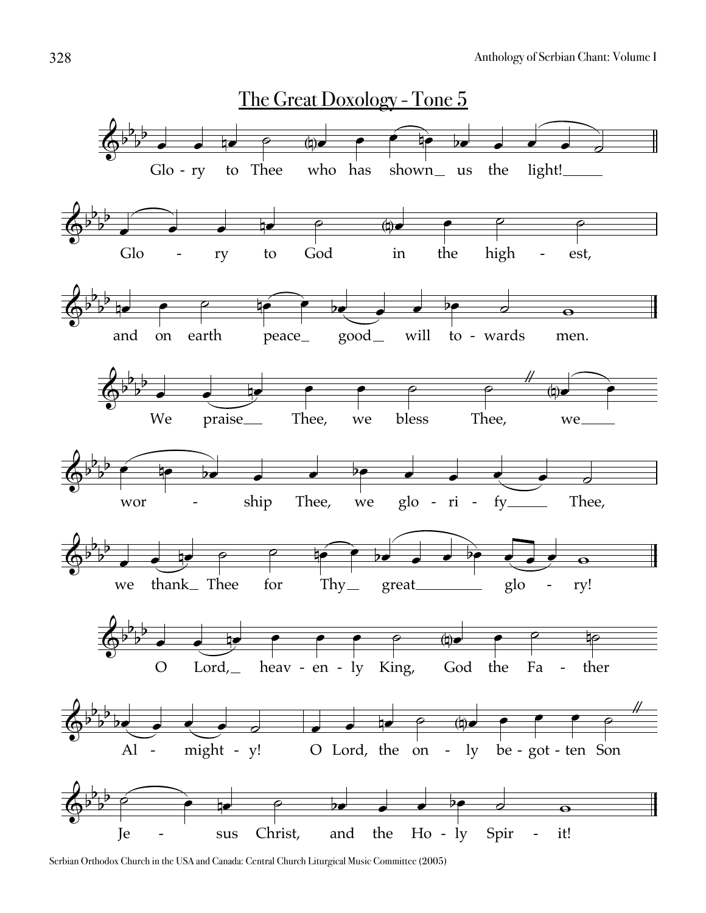# The Great Doxology - Tone 5

Glo - ry to Thee who has shown us the light!

Glo - ry to God in the high - est,

and on earth peace good will to - wards men.

We praise Thee, we bless Thee, we wor - ship Thee, we glo - ri - fy Thee,

we thank Thee for Thy great glo - ry!

O Lord, heav - en - ly King, God the Fa - ther Al - might - y!

O Lord, the on - ly be - got - ten Son Je - sus Christ, and the Ho - ly Spir - it!

Serbian Orthodox Church in the USA and Canada: Central Church Liturgical Music Committee (2005)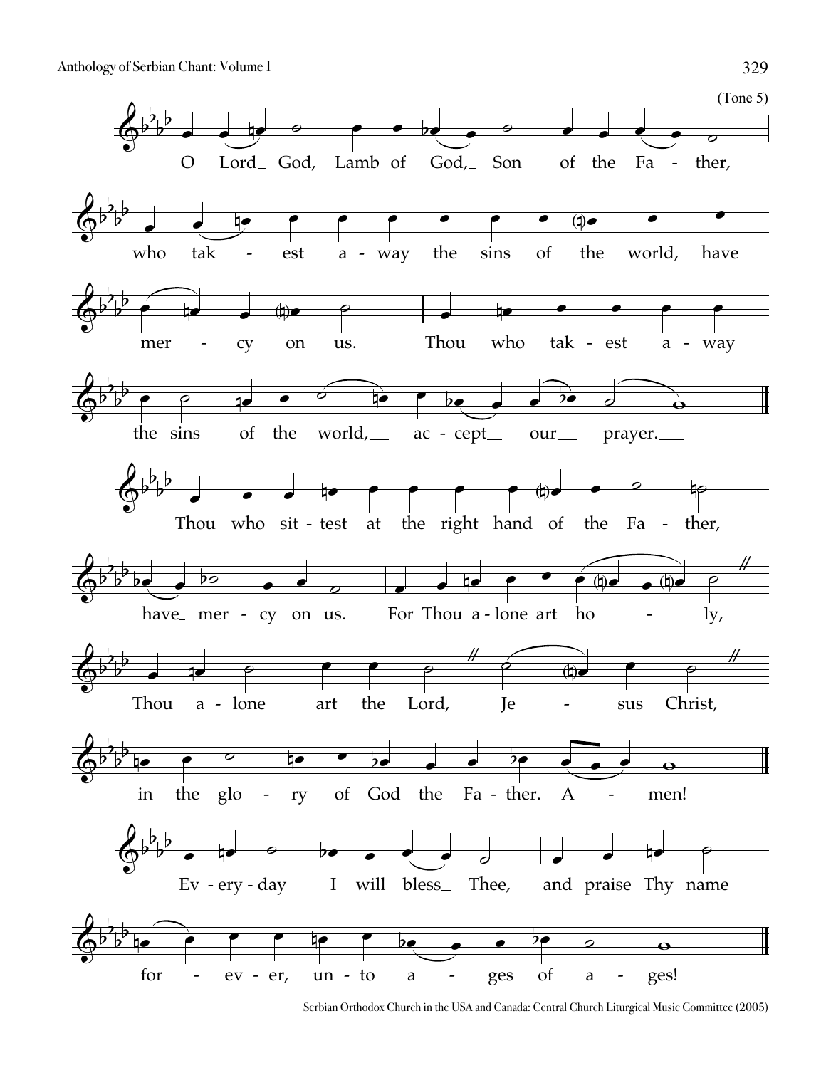(Tone 5)

O Lord God, Lamb of God, Son of the Father,

who takest away the sins of the world, have mercy on us.

Thou who takest away the sins of the world, accept our prayer.

Thou who sittest at the right hand of the Father,

have mercy on us. For Thou alone art holy,

Thou alone art the Lord, Jesus Christ,

in the glory of God the Father. Amen!

Everyday I will bless Thee, and praise Thy name

forever, unto ages of ages!

Serbian Orthodox Church in the USA and Canada: Central Church Liturgical Music Committee (2005)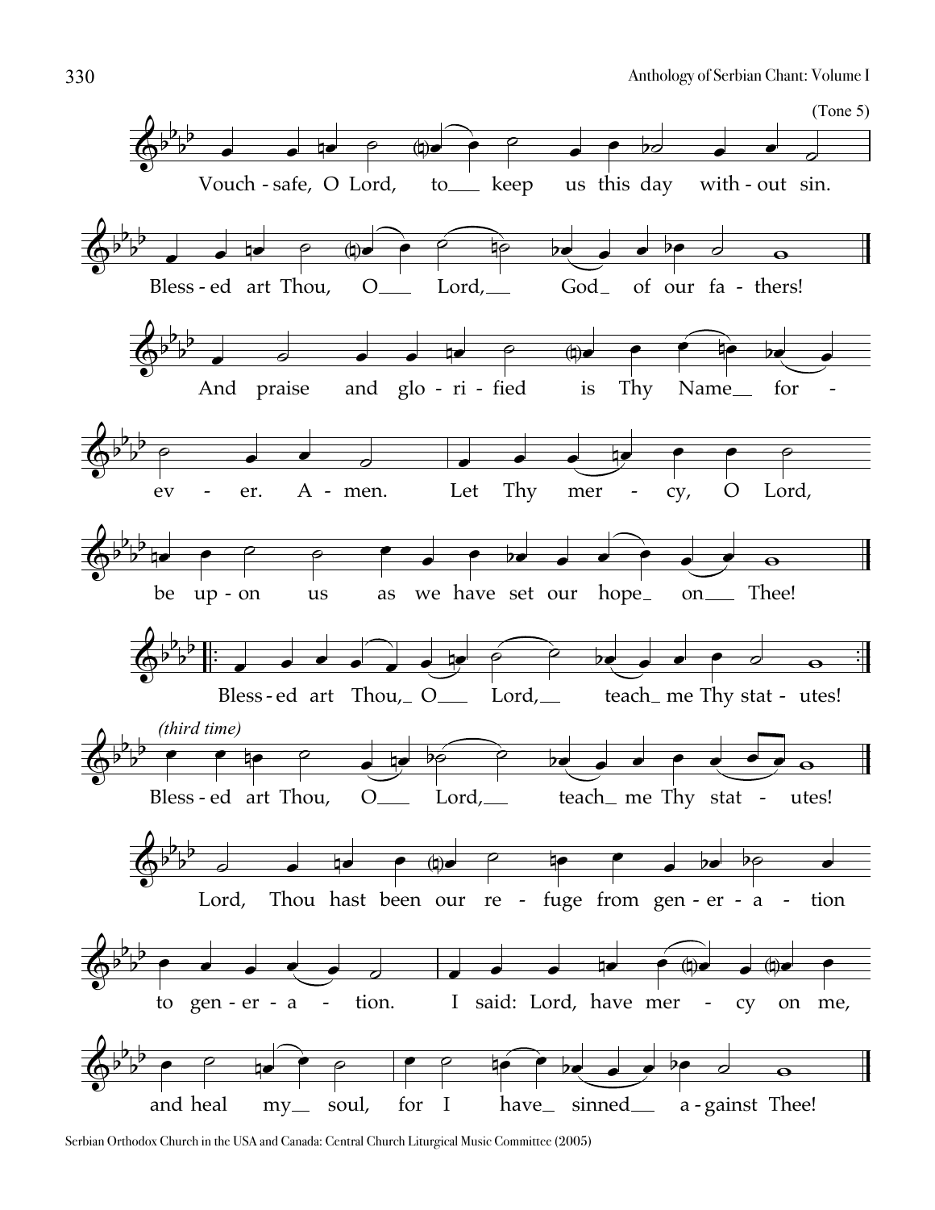(Tone 5)

Vouch-safe, O Lord, to keep us this day without sin.

Bless-ed art Thou, O Lord, God of our fa-thers!

And praise and glo-ri-fied is Thy Name for-ev-er. A-men. Let Thy mer-cy, O Lord, be up-on us as we have set our hope on Thee!

Bless-ed art Thou, O Lord, teach me Thy stat-utes!

*(third time)*

Bless-ed art Thou, O Lord, teach me Thy stat-utes!

Lord, Thou hast been our re-fuge from gen-er-a-tion to gen-er-a-tion. I said: Lord, have mer-cy on me, and heal my soul, for I have sinned a-gainst Thee!

Serbian Orthodox Church in the USA and Canada: Central Church Liturgical Music Committee (2005)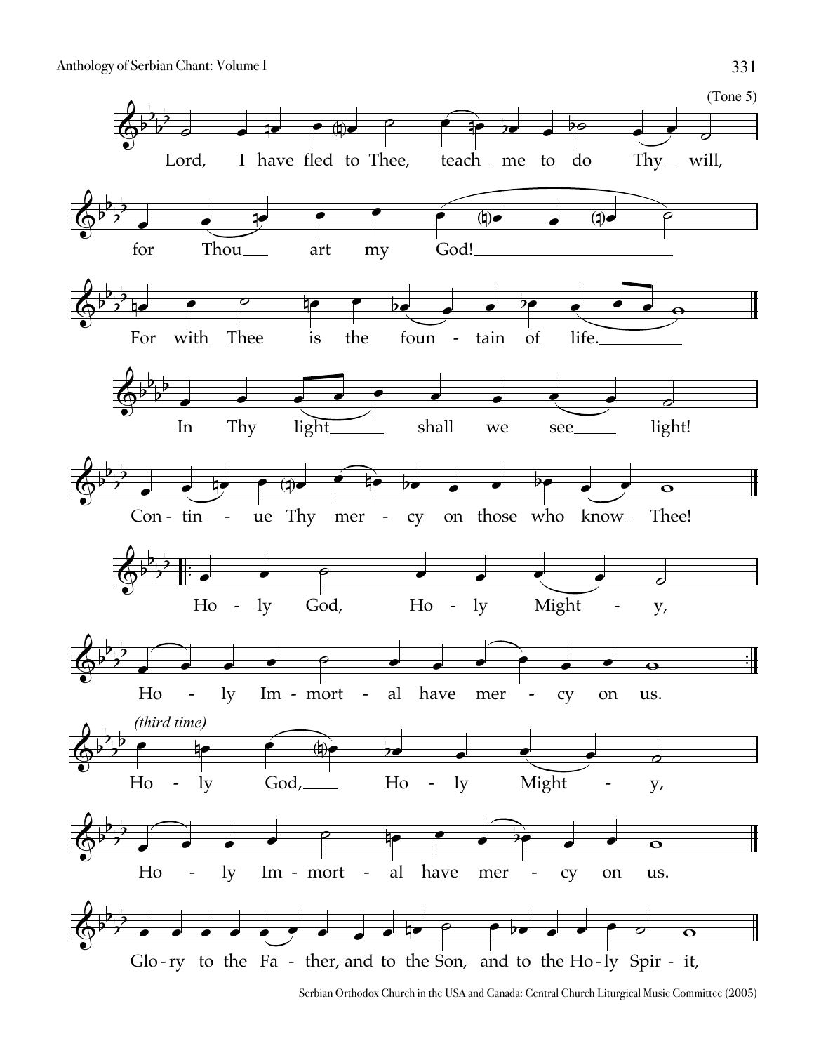(Tone 5)

Lord, I have fled to Thee, teach me to do Thy will,

for Thou art my God!

For with Thee is the fountain of life.

In Thy light shall we see light!

Continue Thy mercy on those who know Thee!

Holy God, Holy Mighty,

Holy Immortal have mercy on us.

*(third time)*

Holy God, Holy Mighty,

Holy Immortal have mercy on us.

Glory to the Father, and to the Son, and to the Holy Spirit,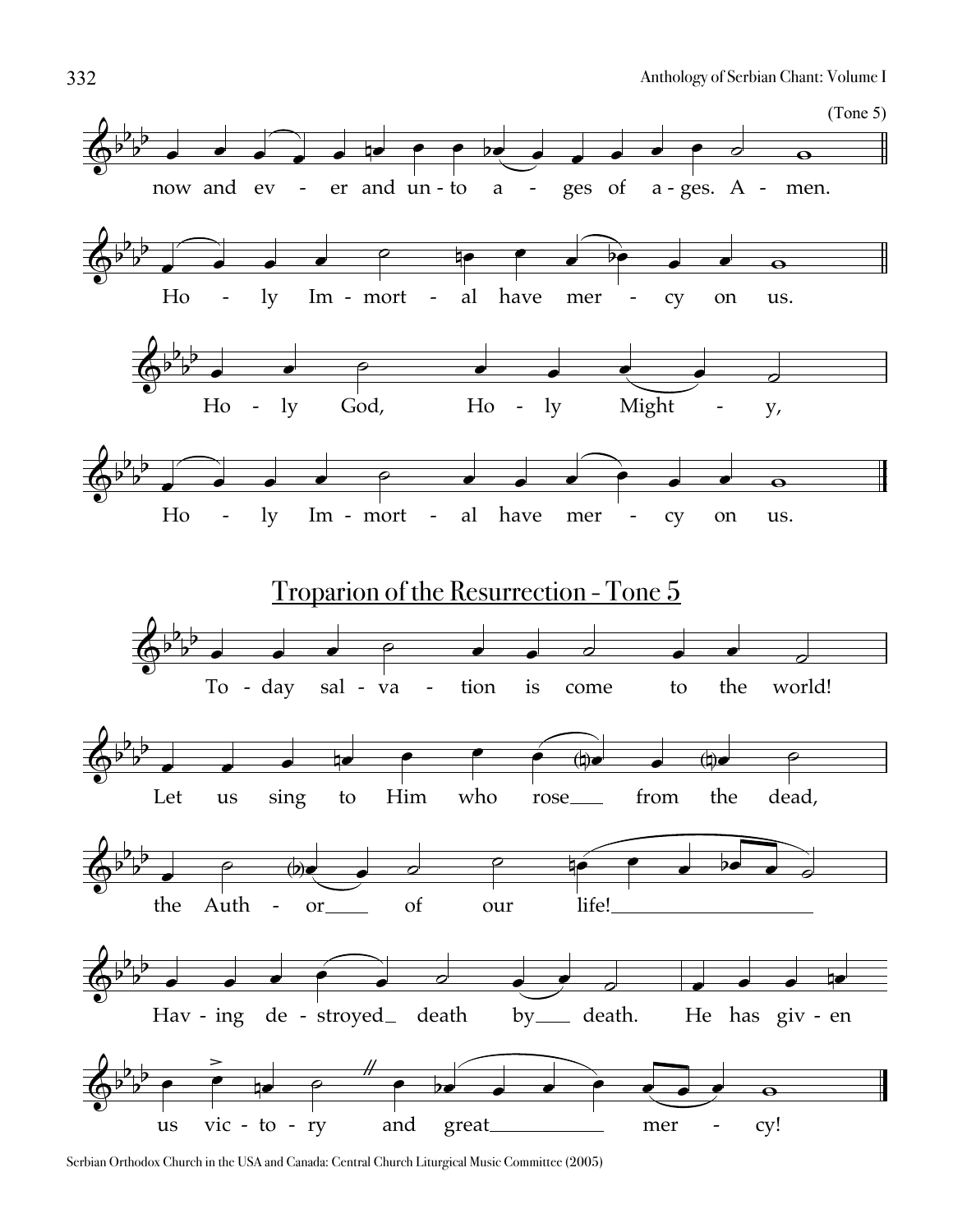(Tone 5)

now and ev - er and un - to a - ges of a - ges. A - men.

Ho - ly Im - mort - al have mer - cy on us.

Ho - ly God, Ho - ly Might - y,

Ho - ly Im - mort - al have mer - cy on us.

## Troparion of the Resurrection - Tone 5

To - day sal - va - tion is come to the world!

Let us sing to Him who rose from the dead,

the Auth - or of our life!

Hav - ing de - stroyed death by death. He has giv - en

us vic - to - ry and great mer - cy!

Serbian Orthodox Church in the USA and Canada: Central Church Liturgical Music Committee (2005)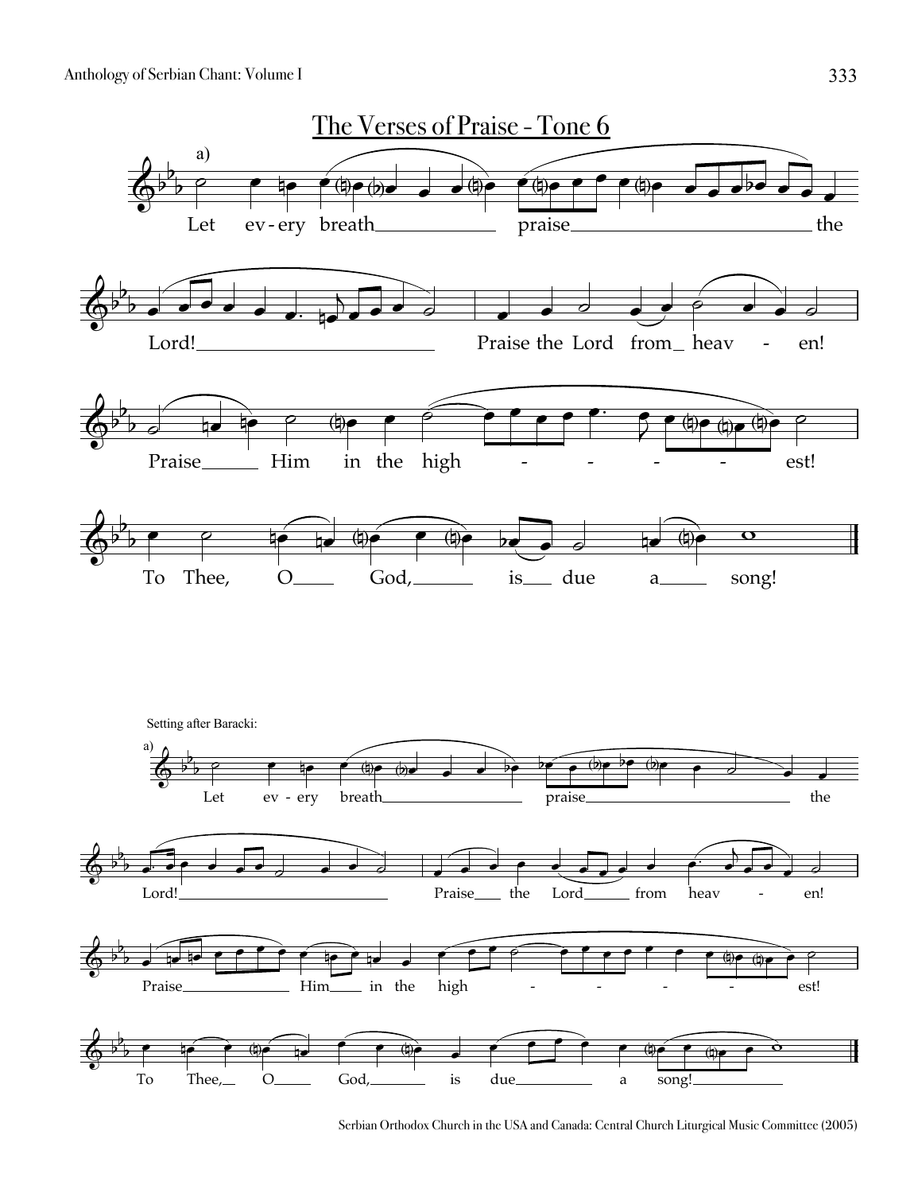# The Verses of Praise - Tone 6

a)

Let ev-ery breath ___ praise ___ the Lord! ___ Praise the Lord from_ heav - en!

Praise___ Him in the high - - - - est!

To Thee, O___ God,___ is___ due a___ song!

Setting after Baracki:

a)

Let ev-ery breath ___ praise ___ the Lord! ___ Praise___ the Lord___ from heav - en!

Praise___ Him___ in the high - - - - est!

To Thee,__ O___ God,___ is due___ a song!___

Serbian Orthodox Church in the USA and Canada: Central Church Liturgical Music Committee (2005)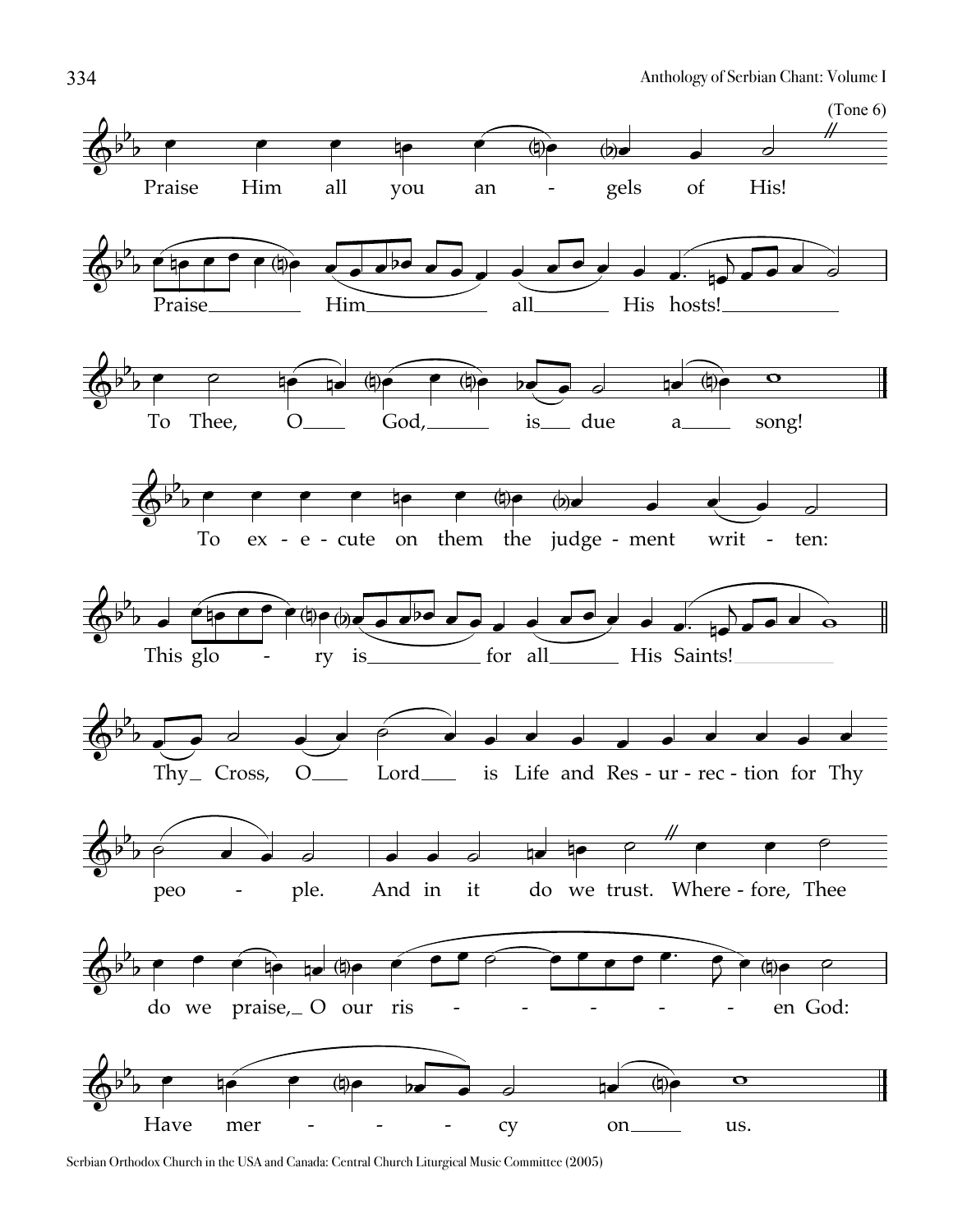(Tone 6)

Praise Him all you angels of His!

Praise Him all His hosts!

To Thee, O God, is due a song!

To execute on them the judgement written:

This glory is for all His Saints!

Thy Cross, O Lord is Life and Resurrection for Thy people. And in it do we trust. Wherefore, Thee do we praise, O our risen God:

Have mercy on us.

Serbian Orthodox Church in the USA and Canada: Central Church Liturgical Music Committee (2005)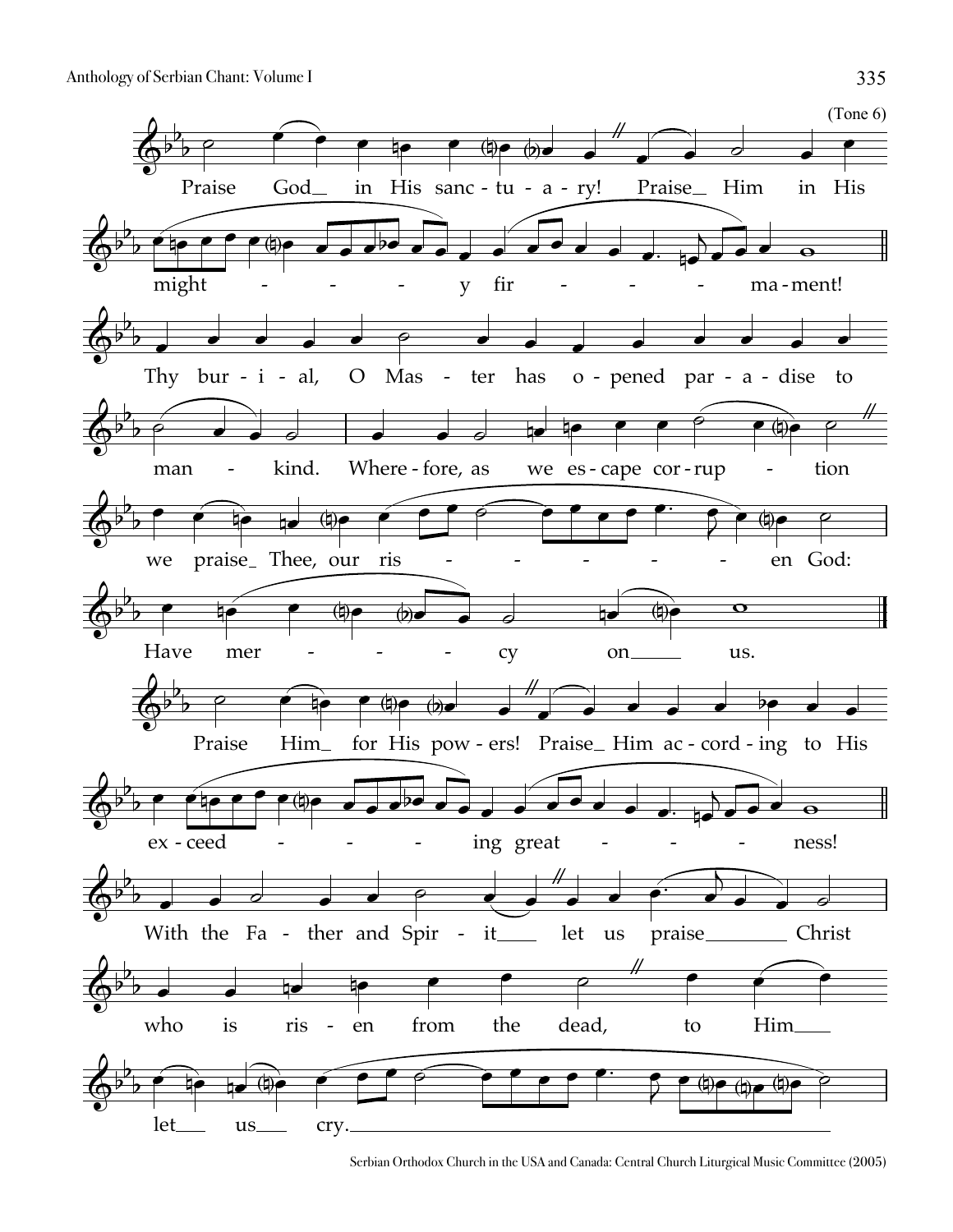(Tone 6)

Praise God in His sanctuary! Praise Him in His mighty firmament!

Thy burial, O Master has opened paradise to mankind. Wherefore, as we escape corruption we praise Thee, our risen God: Have mercy on us.

Praise Him for His powers! Praise Him according to His exceeding greatness!

With the Father and Spirit let us praise Christ who is risen from the dead, to Him let us cry.

Serbian Orthodox Church in the USA and Canada: Central Church Liturgical Music Committee (2005)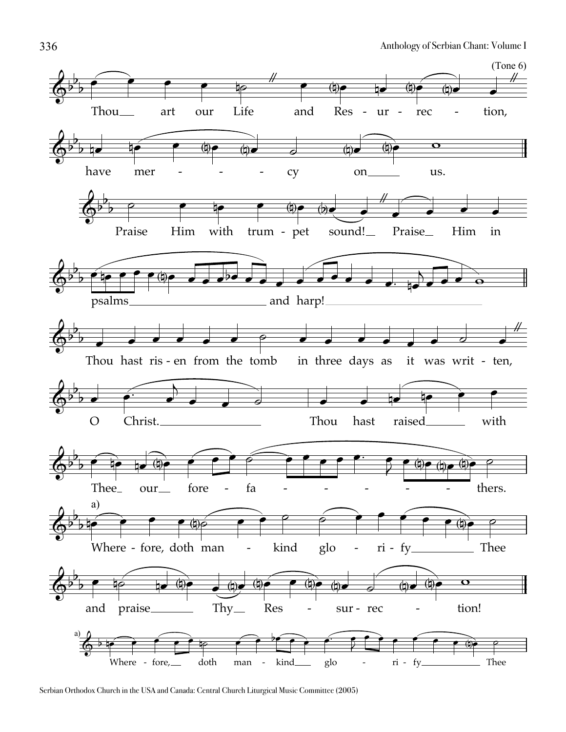(Tone 6)

Thou art our Life and Res - ur - rec - tion,

have mer - - - cy on us.

Praise Him with trum - pet sound! Praise Him in

psalms and harp!

Thou hast ris - en from the tomb in three days as it was writ - ten,

O Christ. Thou hast raised with

Thee our fore - fa - - - - - - thers.

a)

Where - fore, doth man - kind glo - ri - fy Thee

and praise Thy Res - sur - rec - tion!

a) Where - fore, doth man - kind glo - ri - fy Thee

Serbian Orthodox Church in the USA and Canada: Central Church Liturgical Music Committee (2005)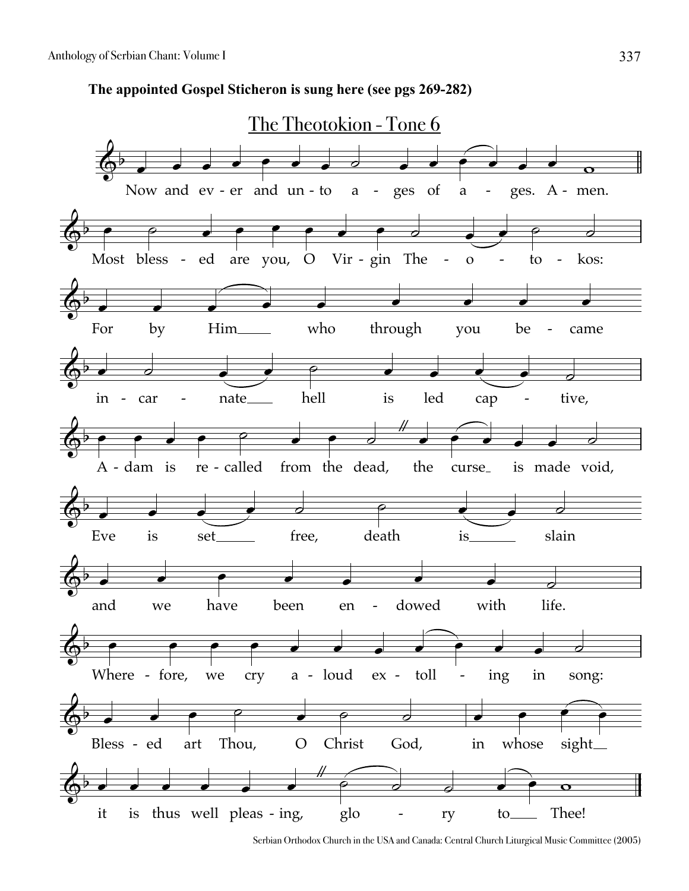**The appointed Gospel Sticheron is sung here (see pgs 269-282)**

## The Theotokion - Tone 6

Now and ev - er and un - to a - ges of a - ges. A - men.

Most bless - ed are you, O Vir - gin The - o - to - kos:

For by Him who through you be - came

in - car - nate hell is led cap - tive,

A - dam is re - called from the dead, the curse is made void,

Eve is set free, death is slain

and we have been en - dowed with life.

Where - fore, we cry a - loud ex - toll - ing in song:

Bless - ed art Thou, O Christ God, in whose sight

it is thus well pleas - ing, glo - ry to Thee!

Serbian Orthodox Church in the USA and Canada: Central Church Liturgical Music Committee (2005)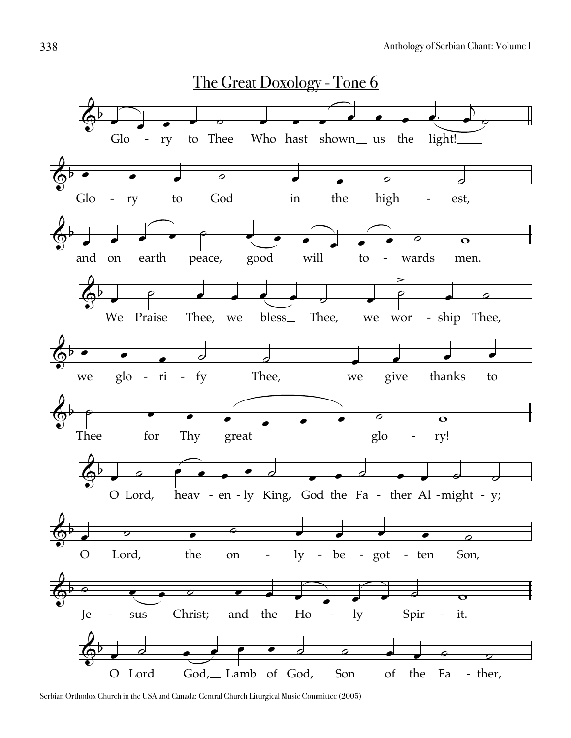# The Great Doxology - Tone 6

Glo - ry to Thee Who hast shown us the light!

Glo - ry to God in the high - est,

and on earth peace, good will to - wards men.

We Praise Thee, we bless Thee, we wor - ship Thee,

we glo - ri - fy Thee, we give thanks to

Thee for Thy great glo - ry!

O Lord, heav - en - ly King, God the Fa - ther Al - might - y;

O Lord, the on - ly - be - got - ten Son,

Je - sus Christ; and the Ho - ly Spir - it.

O Lord God, Lamb of God, Son of the Fa - ther,

Serbian Orthodox Church in the USA and Canada: Central Church Liturgical Music Committee (2005)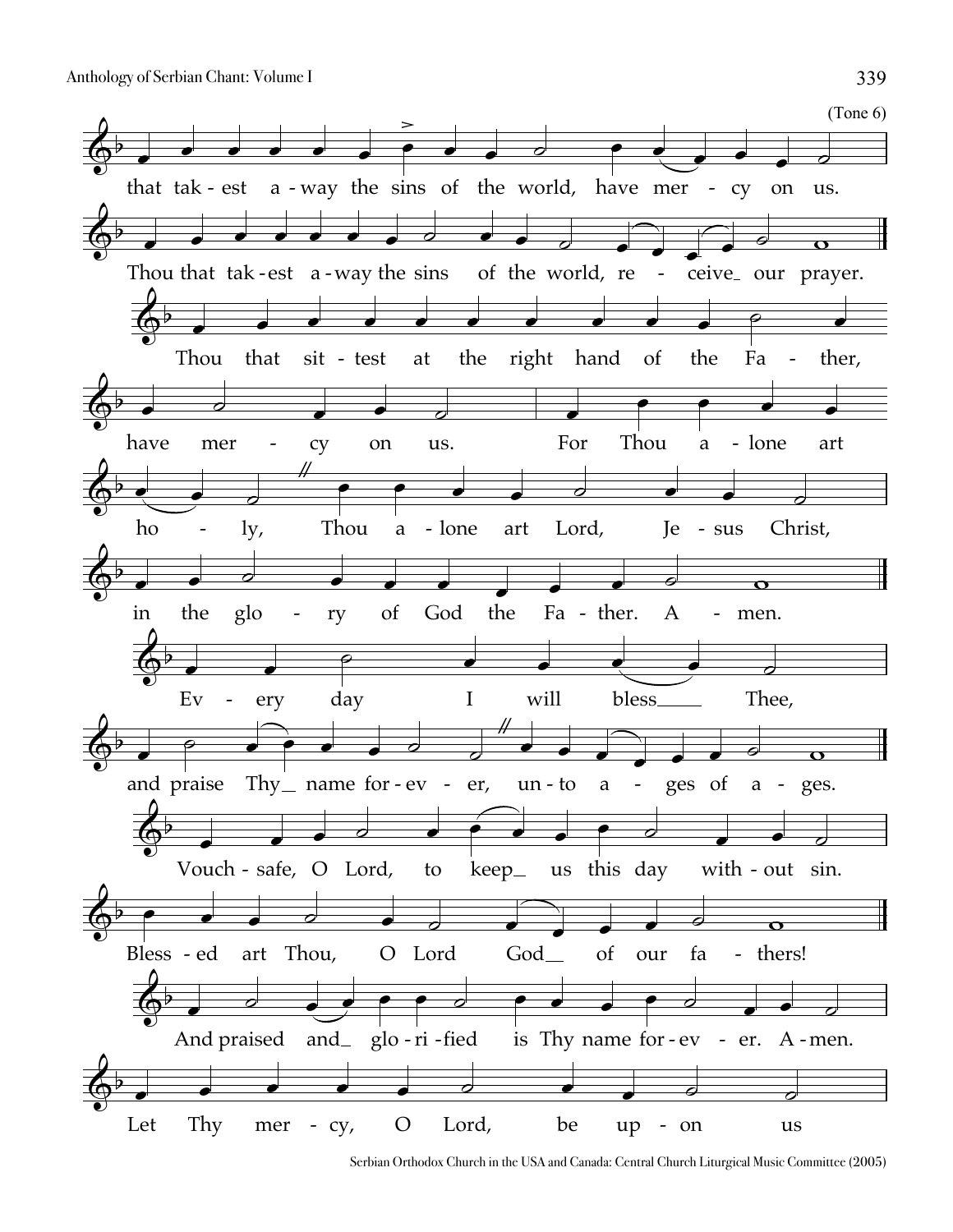(Tone 6)

that tak - est a - way the sins of the world, have mer - cy on us.

Thou that tak - est a - way the sins of the world, re - ceive our prayer.

Thou that sit - test at the right hand of the Fa - ther,

have mer - cy on us. For Thou a - lone art

ho - ly, Thou a - lone art Lord, Je - sus Christ,

in the glo - ry of God the Fa - ther. A - men.

Ev - ery day I will bless Thee,

and praise Thy name for - ev - er, un - to a - ges of a - ges.

Vouch - safe, O Lord, to keep us this day with - out sin.

Bless - ed art Thou, O Lord God of our fa - thers!

And praised and glo - ri - fied is Thy name for - ev - er. A - men.

Let Thy mer - cy, O Lord, be up - on us

Serbian Orthodox Church in the USA and Canada: Central Church Liturgical Music Committee (2005)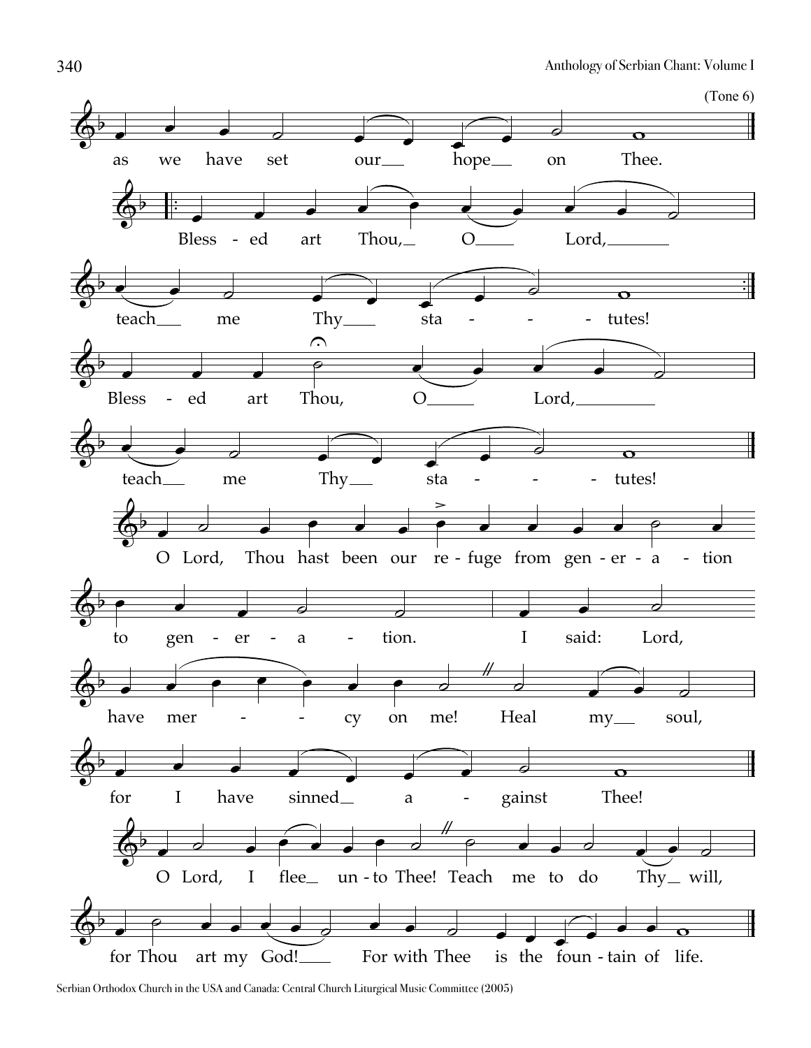(Tone 6)

as we have set our hope on Thee.

Bless - ed art Thou, O Lord, teach me Thy sta - - - tutes!

Bless - ed art Thou, O Lord, teach me Thy sta - - - tutes!

O Lord, Thou hast been our re - fuge from gen - er - a - tion to gen - er - a - tion. I said: Lord, have mer - - cy on me! Heal my soul, for I have sinned a - gainst Thee!

O Lord, I flee un - to Thee! Teach me to do Thy will, for Thou art my God! For with Thee is the foun - tain of life.

Serbian Orthodox Church in the USA and Canada: Central Church Liturgical Music Committee (2005)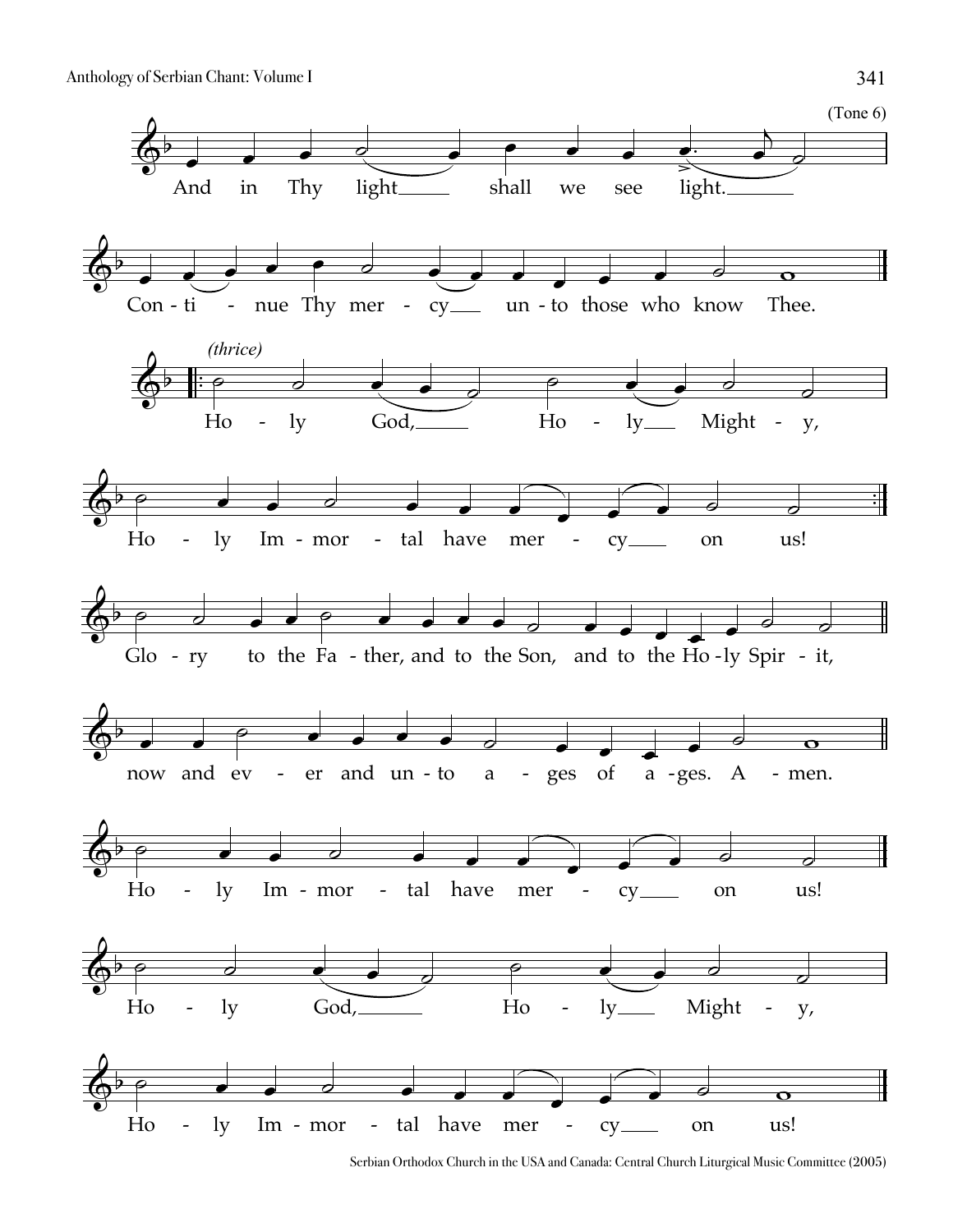(Tone 6)

And in Thy light shall we see light.

Continue Thy mercy unto those who know Thee.

*(thrice)*

Holy God, Holy Mighty, Holy Immortal have mercy on us!

Glory to the Father, and to the Son, and to the Holy Spirit,

now and ever and unto ages of ages. Amen.

Holy Immortal have mercy on us!

Holy God, Holy Mighty, Holy Immortal have mercy on us!

Serbian Orthodox Church in the USA and Canada: Central Church Liturgical Music Committee (2005)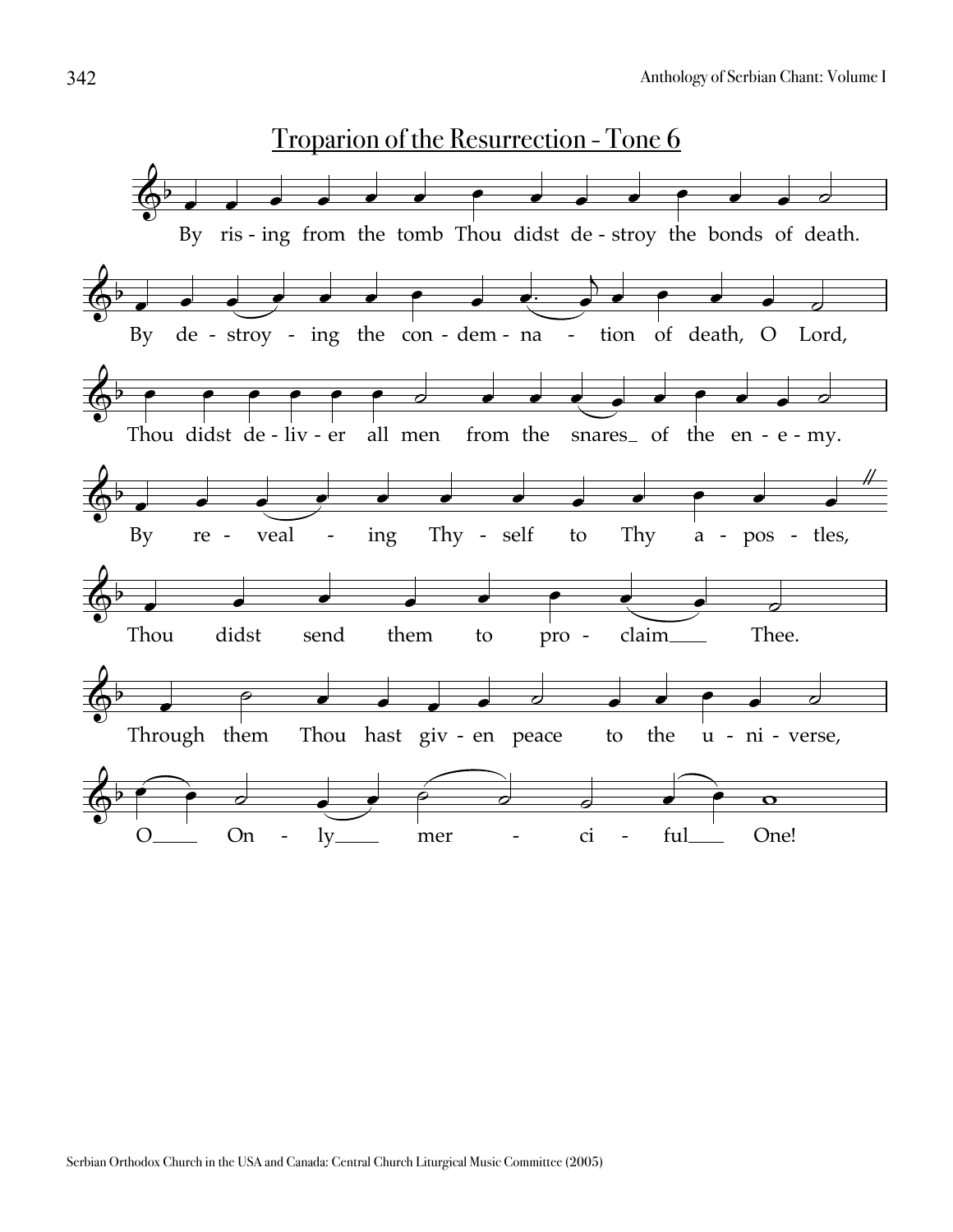# Troparion of the Resurrection - Tone 6

By ris - ing from the tomb Thou didst de - stroy the bonds of death.

By de - stroy - ing the con - dem - na - tion of death, O Lord,

Thou didst de - liv - er all men from the snares_ of the en - e - my.

By re - veal - ing Thy - self to Thy a - pos - tles,

Thou didst send them to pro - claim___ Thee.

Through them Thou hast giv - en peace to the u - ni - verse,

O___ On - ly___ mer - ci - ful___ One!

Serbian Orthodox Church in the USA and Canada: Central Church Liturgical Music Committee (2005)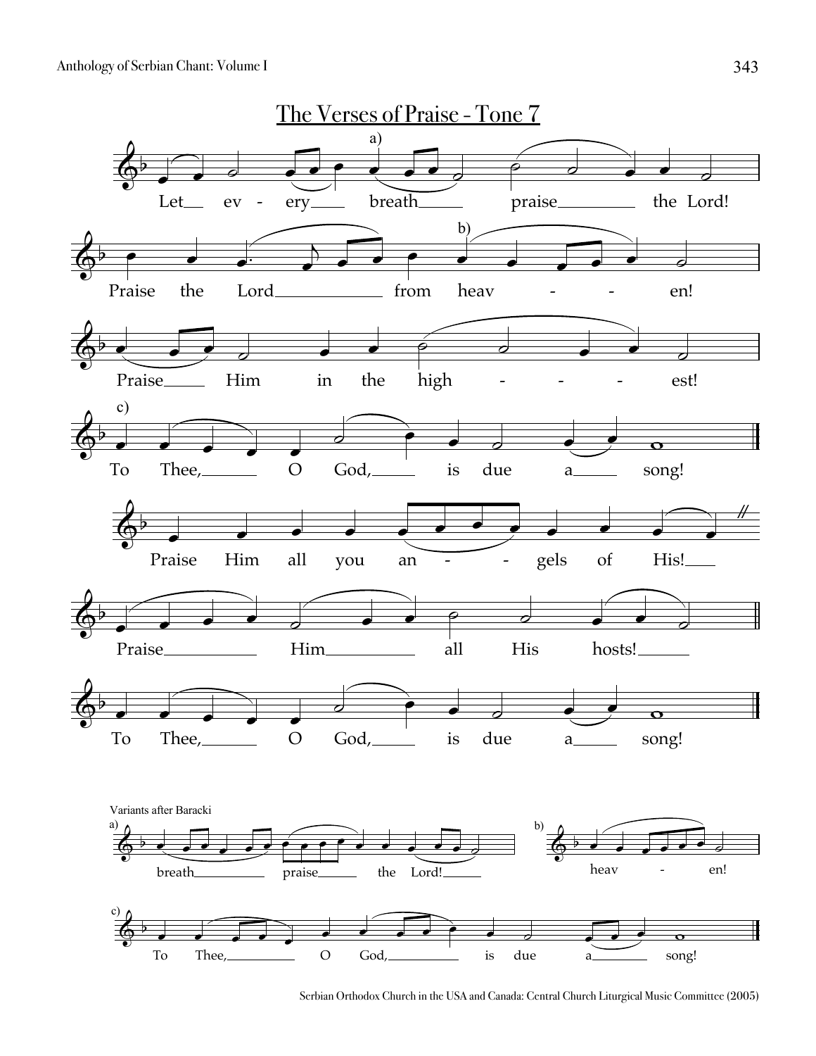# The Verses of Praise - Tone 7

a)

Let every breath praise the Lord!

b)

Praise the Lord from heaven!

Praise Him in the highest!

c)

To Thee, O God, is due a song!

Praise Him all you angels of His!

Praise Him all His hosts!

To Thee, O God, is due a song!

Variants after Baracki

a) breath praise the Lord!

b) heaven!

c) To Thee, O God, is due a song!

Serbian Orthodox Church in the USA and Canada: Central Church Liturgical Music Committee (2005)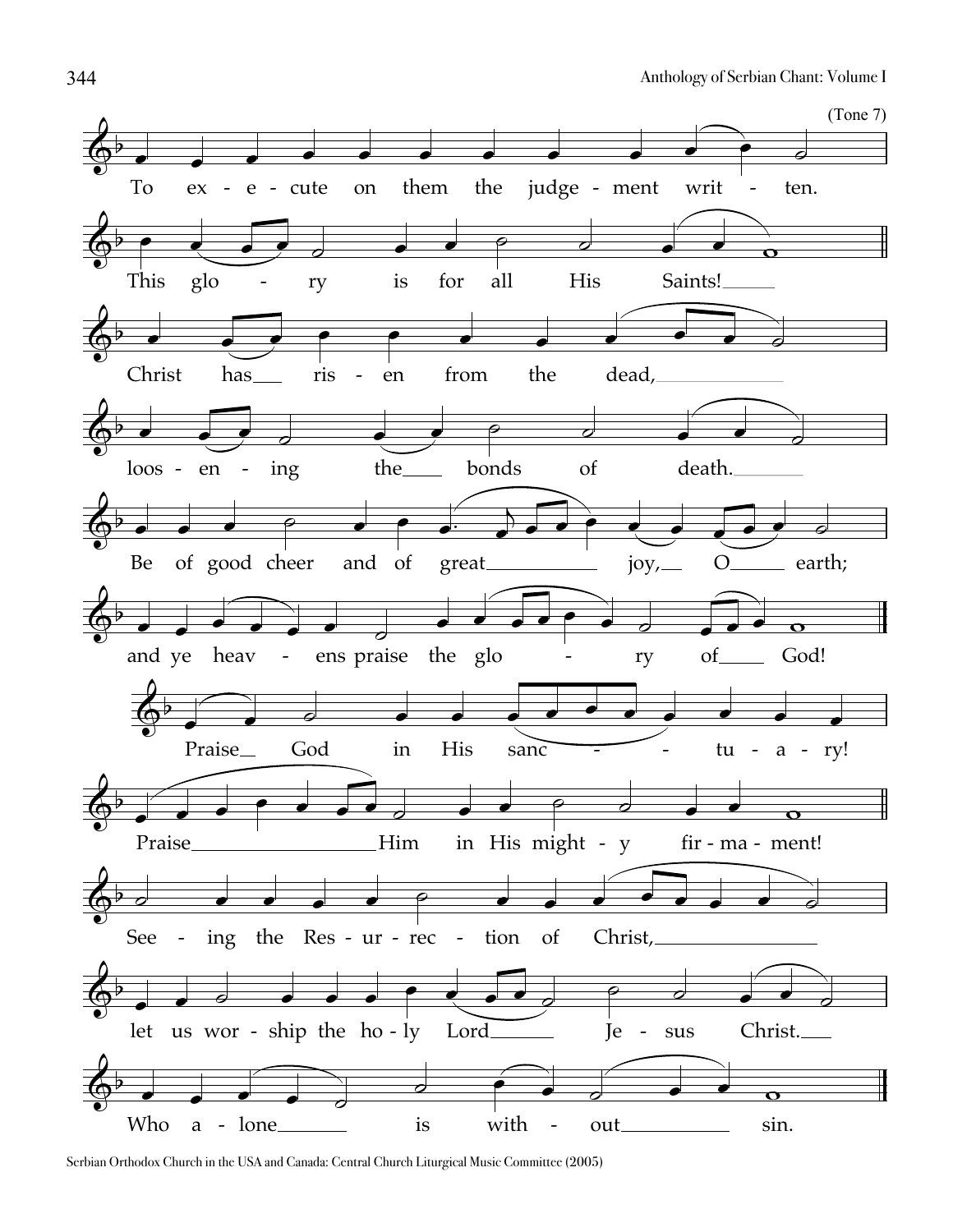(Tone 7)

To ex - e - cute on them the judge - ment writ - ten.

This glo - ry is for all His Saints!

Christ has ris - en from the dead,

loos - en - ing the bonds of death.

Be of good cheer and of great joy, O earth;

and ye heav - ens praise the glo - ry of God!

Praise God in His sanc - tu - a - ry!

Praise Him in His might - y fir - ma - ment!

See - ing the Res - ur - rec - tion of Christ,

let us wor - ship the ho - ly Lord Je - sus Christ.

Who a - lone is with - out sin.

Serbian Orthodox Church in the USA and Canada: Central Church Liturgical Music Committee (2005)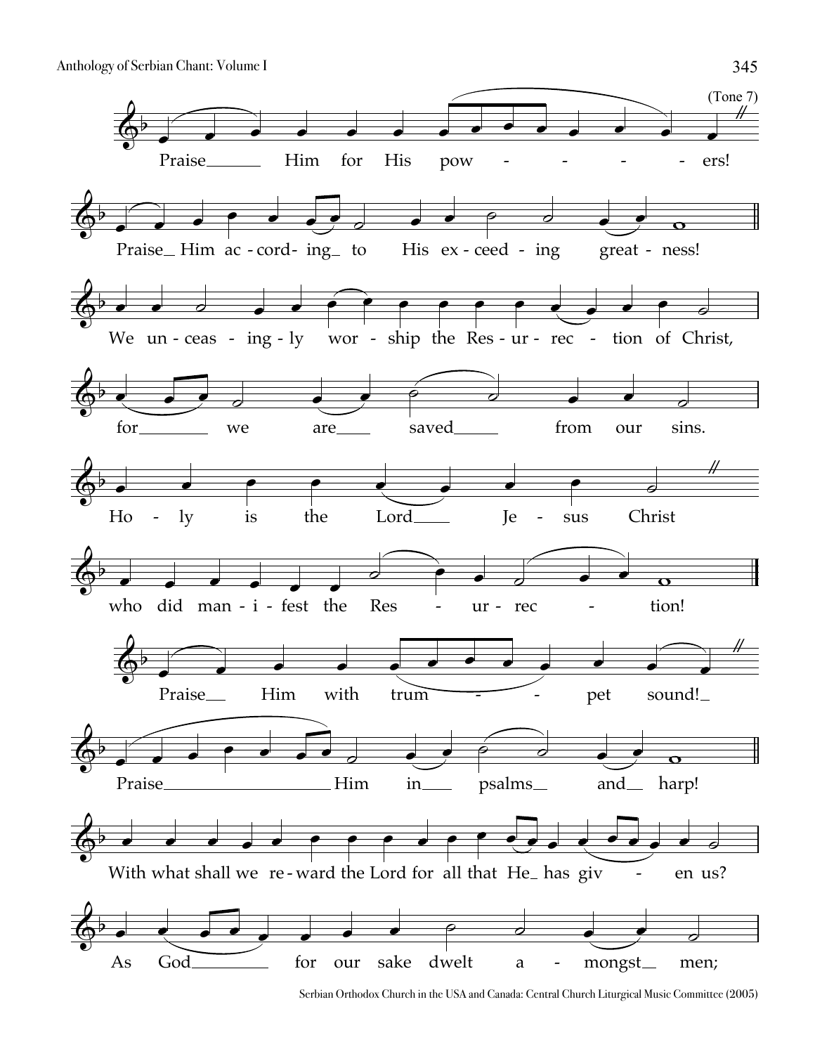(Tone 7)

Praise Him for His powers!

Praise Him according to His exceeding greatness!

We unceasingly worship the Resurrection of Christ,

for we are saved from our sins.

Holy is the Lord Jesus Christ

who did manifest the Resurrection!

Praise Him with trumpet sound!

Praise Him in psalms and harp!

With what shall we reward the Lord for all that He has given us?

As God for our sake dwelt amongst men;

Serbian Orthodox Church in the USA and Canada: Central Church Liturgical Music Committee (2005)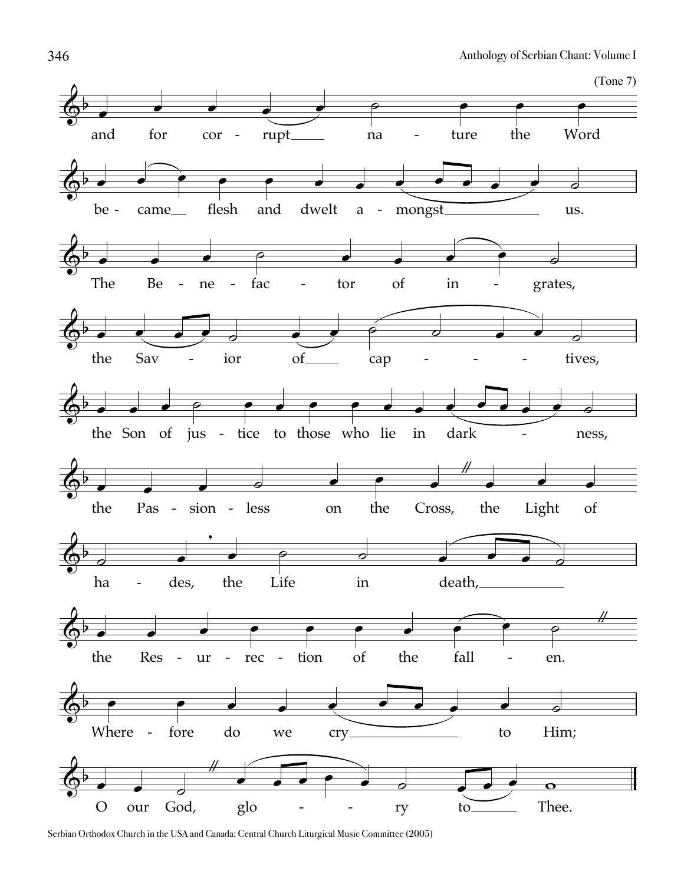(Tone 7)

and for cor - rupt na - ture the Word

be - came flesh and dwelt a - mongst us.

The Be - ne - fac - tor of in - grates,

the Sav - ior of cap - - - tives,

the Son of jus - tice to those who lie in dark - ness,

the Pas - sion - less on the Cross, the Light of

ha - des, the Life in death,

the Res - ur - rec - tion of the fall - en.

Where - fore do we cry to Him;

O our God, glo - - ry to Thee.

Serbian Orthodox Church in the USA and Canada: Central Church Liturgical Music Committee (2005)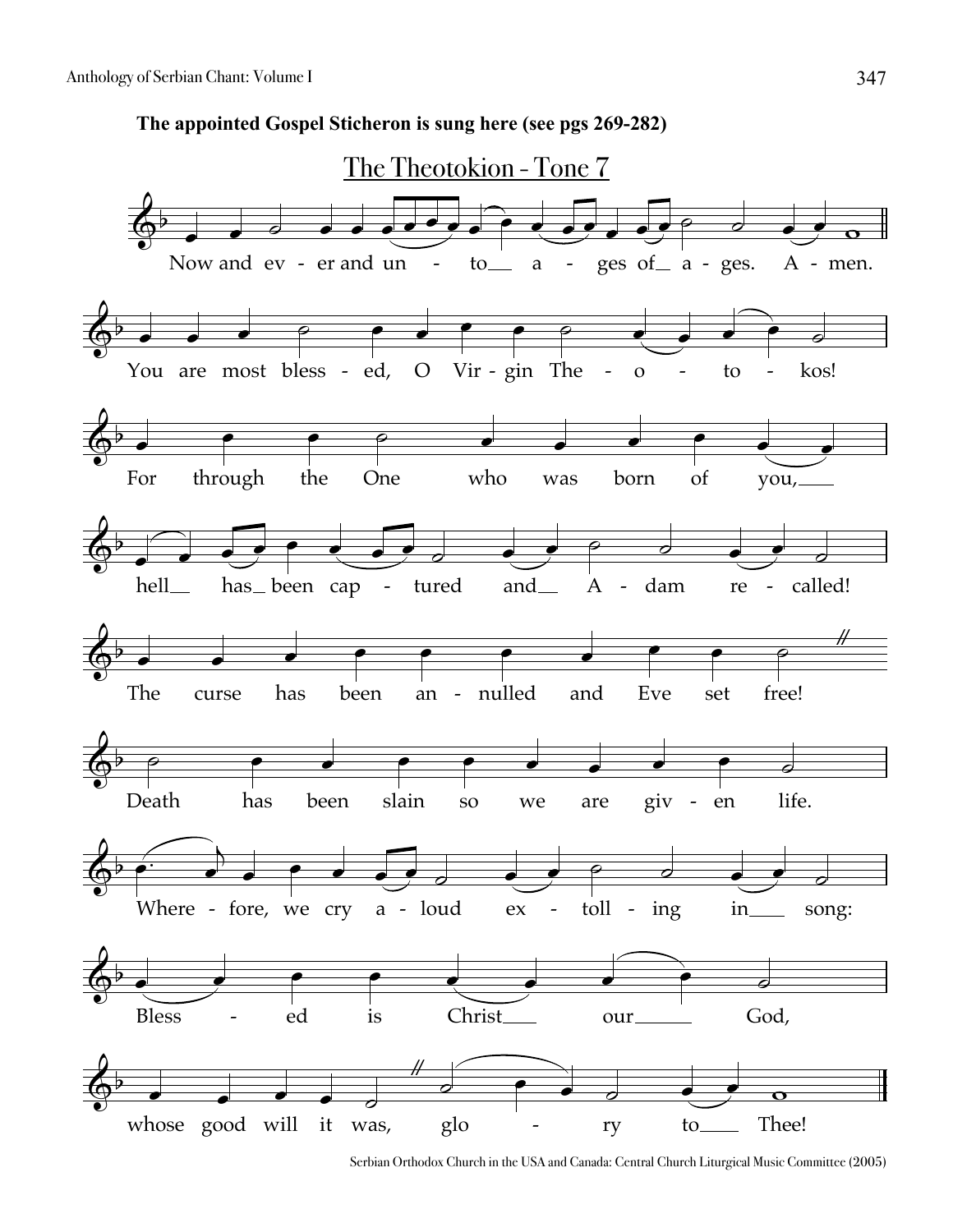**The appointed Gospel Sticheron is sung here (see pgs 269-282)**

## The Theotokion - Tone 7

Now and ever and unto ages of ages. Amen.

You are most blessed, O Virgin Theotokos!

For through the One who was born of you,

hell has been captured and Adam recalled!

The curse has been annulled and Eve set free!

Death has been slain so we are given life.

Wherefore, we cry aloud extolling in song:

Blessed is Christ our God,

whose good will it was, glory to Thee!

Serbian Orthodox Church in the USA and Canada: Central Church Liturgical Music Committee (2005)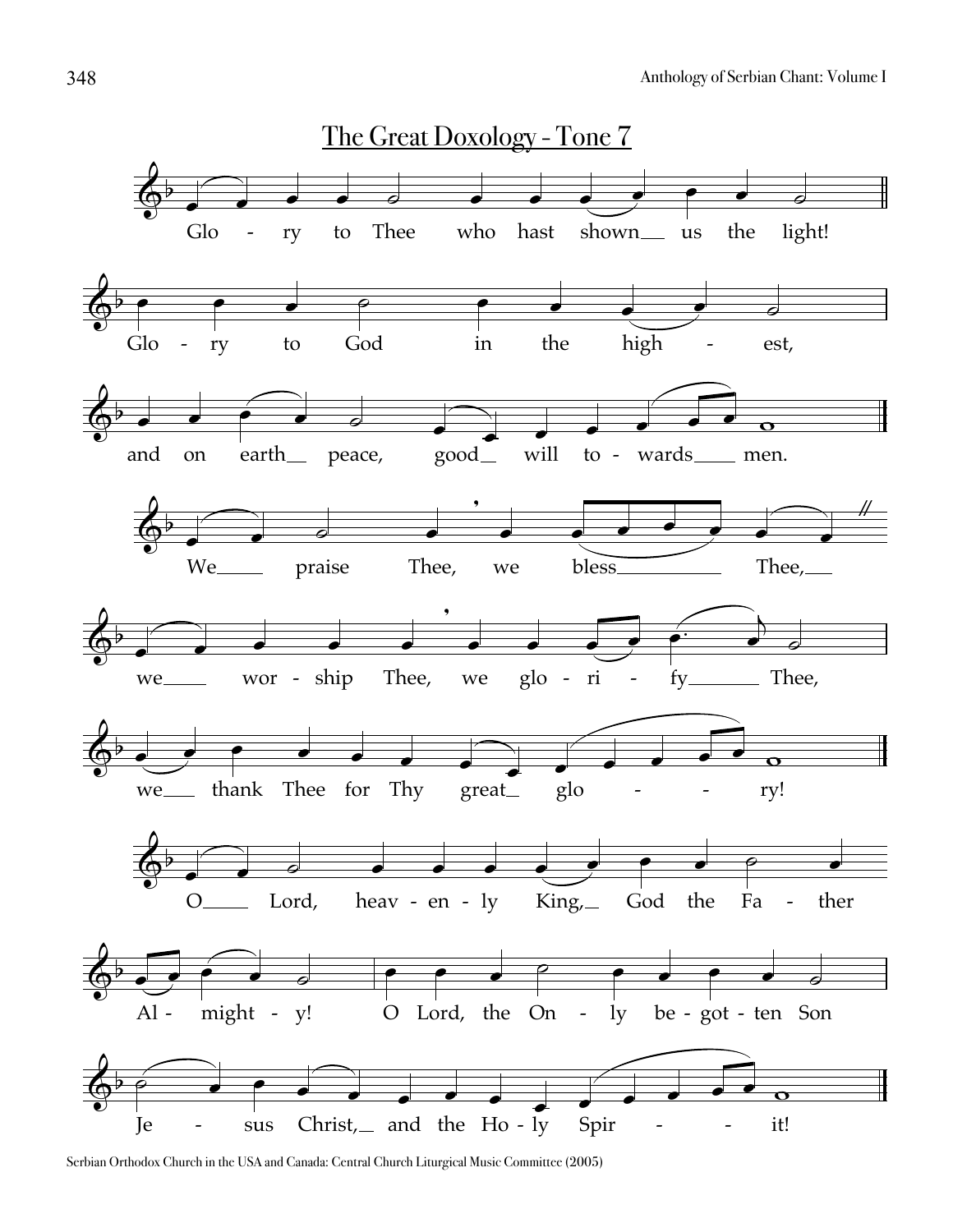## The Great Doxology - Tone 7

Glo - ry to Thee who hast shown us the light!

Glo - ry to God in the high - est,

and on earth peace, good will to - wards men.

We praise Thee, we bless Thee,

we wor - ship Thee, we glo - ri - fy Thee,

we thank Thee for Thy great glo - - ry!

O Lord, heav - en - ly King, God the Fa - ther

Al - might - y! O Lord, the On - ly be - got - ten Son

Je - sus Christ, and the Ho - ly Spir - - it!

Serbian Orthodox Church in the USA and Canada: Central Church Liturgical Music Committee (2005)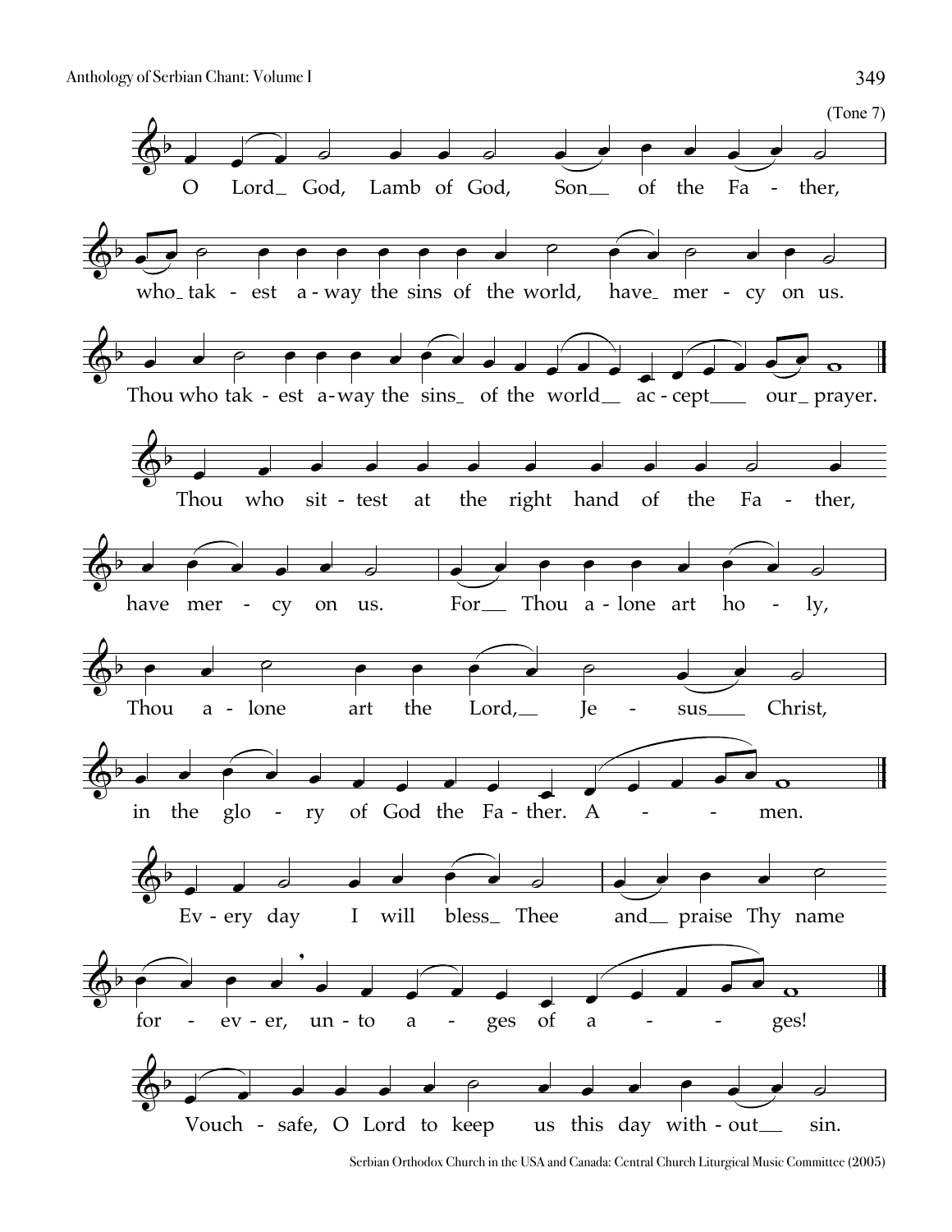(Tone 7)

O Lord God, Lamb of God, Son of the Father,

who takest away the sins of the world, have mercy on us.

Thou who takest away the sins of the world accept our prayer.

Thou who sittest at the right hand of the Father,

have mercy on us. For Thou alone art holy,

Thou alone art the Lord, Jesus Christ,

in the glory of God the Father. Amen.

Every day I will bless Thee and praise Thy name

forever, unto ages of ages!

Vouchsafe, O Lord to keep us this day without sin.

Serbian Orthodox Church in the USA and Canada: Central Church Liturgical Music Committee (2005)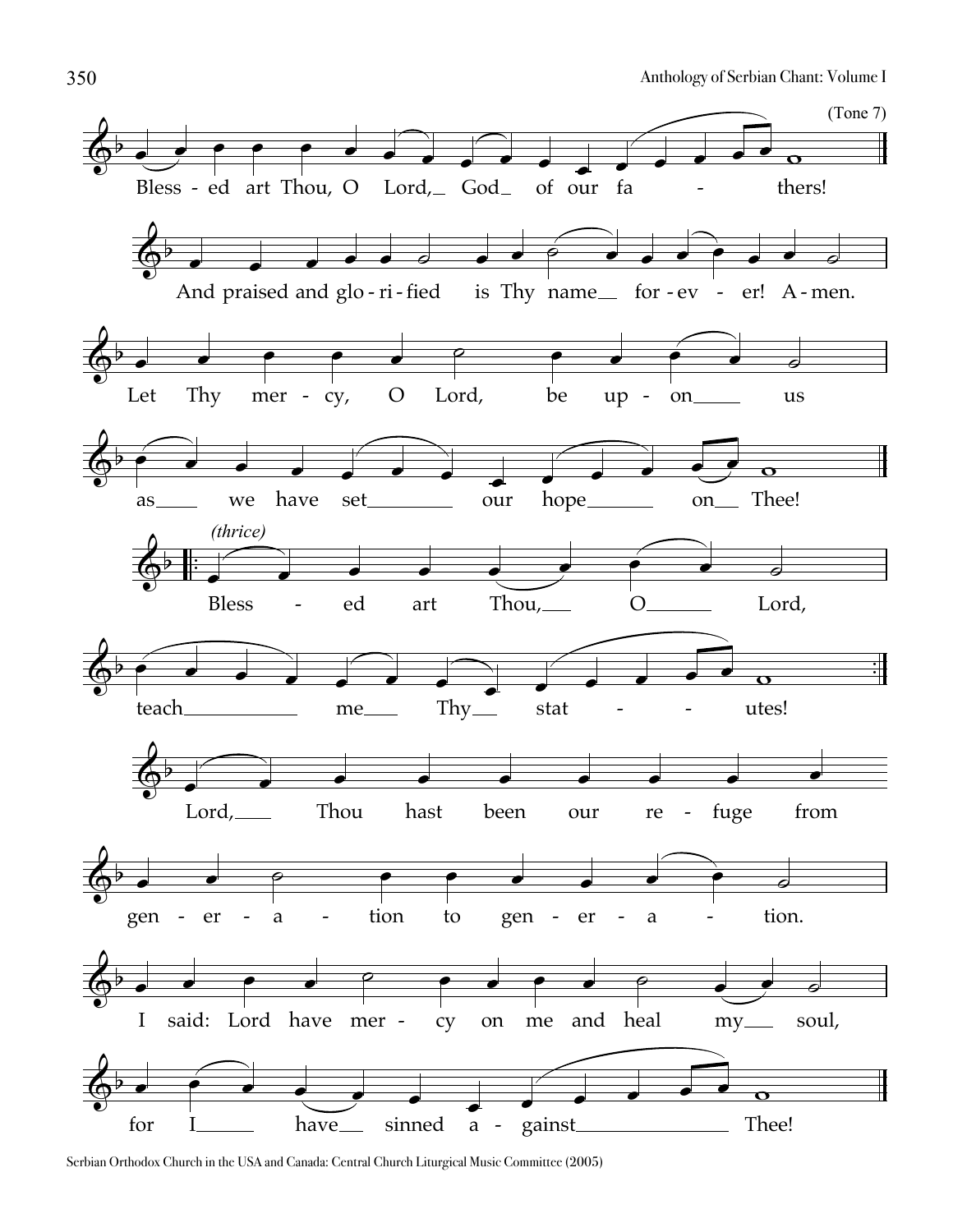(Tone 7)

Bless - ed art Thou, O Lord, God of our fa - thers!

And praised and glo - ri - fied is Thy name for - ev - er! A - men.

Let Thy mer - cy, O Lord, be up - on us

as we have set our hope on Thee!

*(thrice)*

Bless - ed art Thou, O Lord,

teach me Thy stat - - utes!

Lord, Thou hast been our re - fuge from

gen - er - a - tion to gen - er - a - tion.

I said: Lord have mer - cy on me and heal my soul,

for I have sinned a - gainst Thee!

Serbian Orthodox Church in the USA and Canada: Central Church Liturgical Music Committee (2005)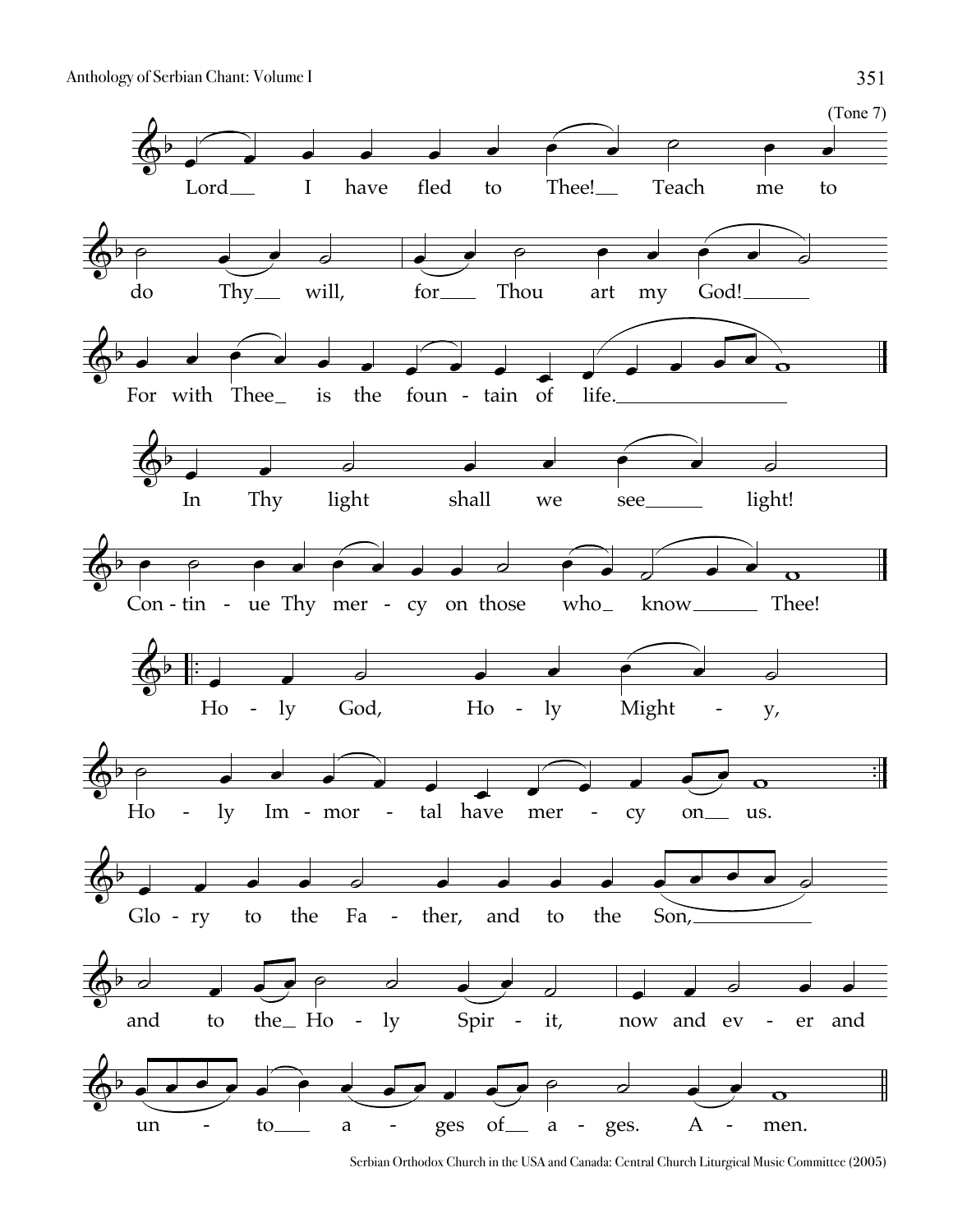(Tone 7)

Lord I have fled to Thee! Teach me to do Thy will, for Thou art my God!

For with Thee is the foun - tain of life.

In Thy light shall we see light!

Con - tin - ue Thy mer - cy on those who know Thee!

Ho - ly God, Ho - ly Might - y, Ho - ly Im - mor - tal have mer - cy on us.

Glo - ry to the Fa - ther, and to the Son, and to the Ho - ly Spir - it, now and ev - er and un - to a - ges of a - ges. A - men.

Serbian Orthodox Church in the USA and Canada: Central Church Liturgical Music Committee (2005)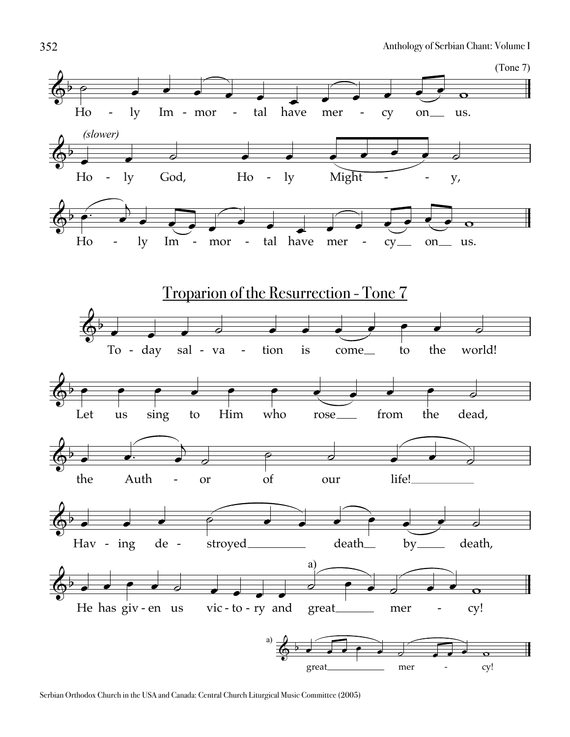(Tone 7)

Ho - ly Im - mor - tal have mer - cy on us.

*(slower)*

Ho - ly God, Ho - ly Might - - y,

Ho - ly Im - mor - tal have mer - cy on us.

## Troparion of the Resurrection - Tone 7

To - day sal - va - tion is come to the world!

Let us sing to Him who rose from the dead,

the Auth - or of our life!

Hav - ing de - stroyed death by death,

He has giv - en us vic - to - ry and great[a] mer - cy!

a) great mer - cy!

Serbian Orthodox Church in the USA and Canada: Central Church Liturgical Music Committee (2005)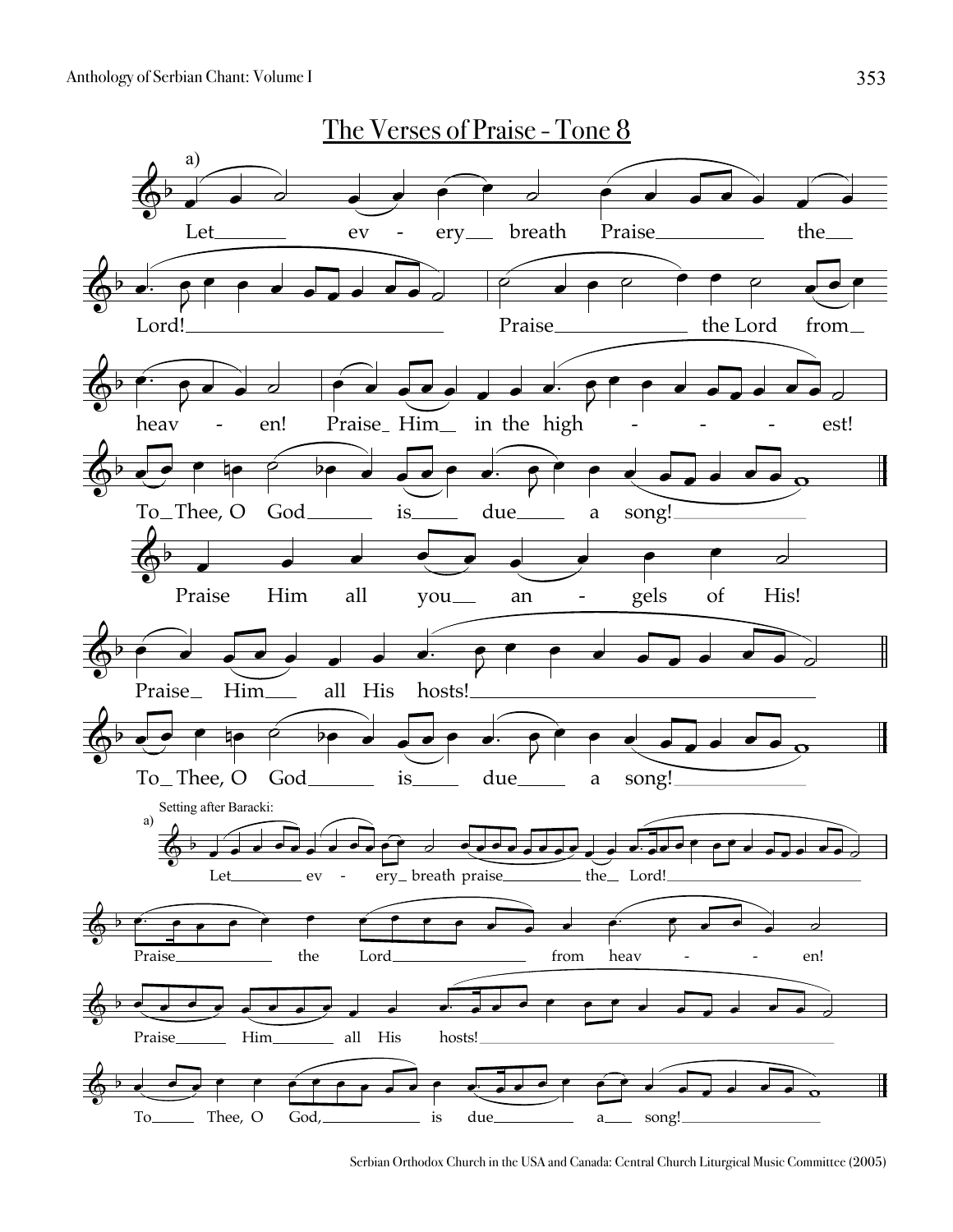# The Verses of Praise - Tone 8

a)

Let every breath Praise the Lord!

Praise the Lord from heaven! Praise Him in the highest!

To Thee, O God is due a song!

Praise Him all you angels of His!

Praise Him all His hosts!

To Thee, O God is due a song!

Setting after Baracki:

a)

Let every breath praise the Lord!

Praise the Lord from heaven!

Praise Him all His hosts!

To Thee, O God, is due a song!

Serbian Orthodox Church in the USA and Canada: Central Church Liturgical Music Committee (2005)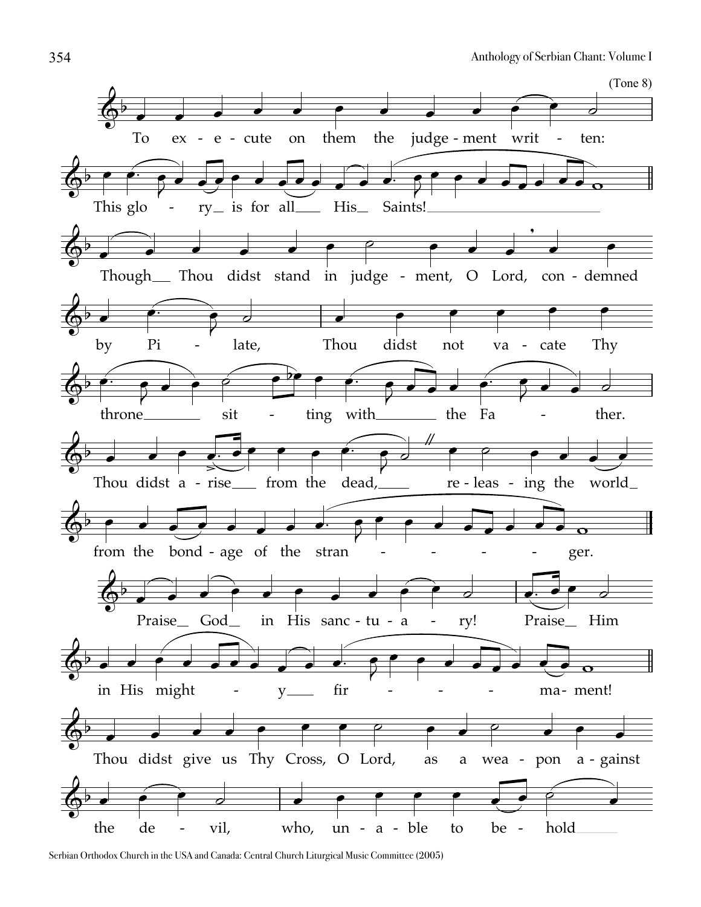(Tone 8)

To execute on them the judgement written:
This glory is for all His Saints!

Though Thou didst stand in judgement, O Lord, condemned by Pilate, Thou didst not vacate Thy throne sitting with the Father.
Thou didst arise from the dead, releasing the world from the bondage of the stranger.

Praise God in His sanctuary! Praise Him in His mighty firmament!

Thou didst give us Thy Cross, O Lord, as a weapon against the devil, who, unable to behold

Serbian Orthodox Church in the USA and Canada: Central Church Liturgical Music Committee (2005)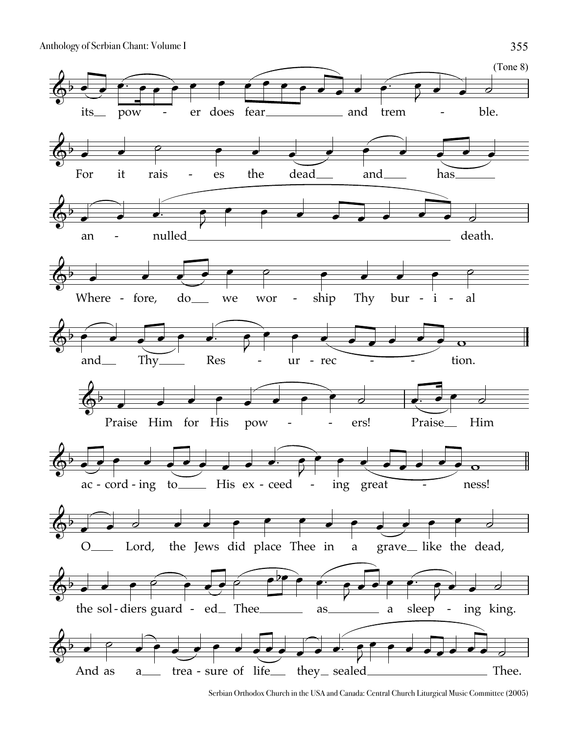(Tone 8)

its pow - er does fear and trem - ble.

For it rais - es the dead and has

an - nulled death.

Where - fore, do we wor - ship Thy bur - i - al

and Thy Res - ur - rec - - tion.

Praise Him for His pow - - ers! Praise Him

ac - cord - ing to His ex - ceed - ing great - ness!

O Lord, the Jews did place Thee in a grave like the dead,

the sol - diers guard - ed Thee as a sleep - ing king.

And as a trea - sure of life they sealed Thee.

Serbian Orthodox Church in the USA and Canada: Central Church Liturgical Music Committee (2005)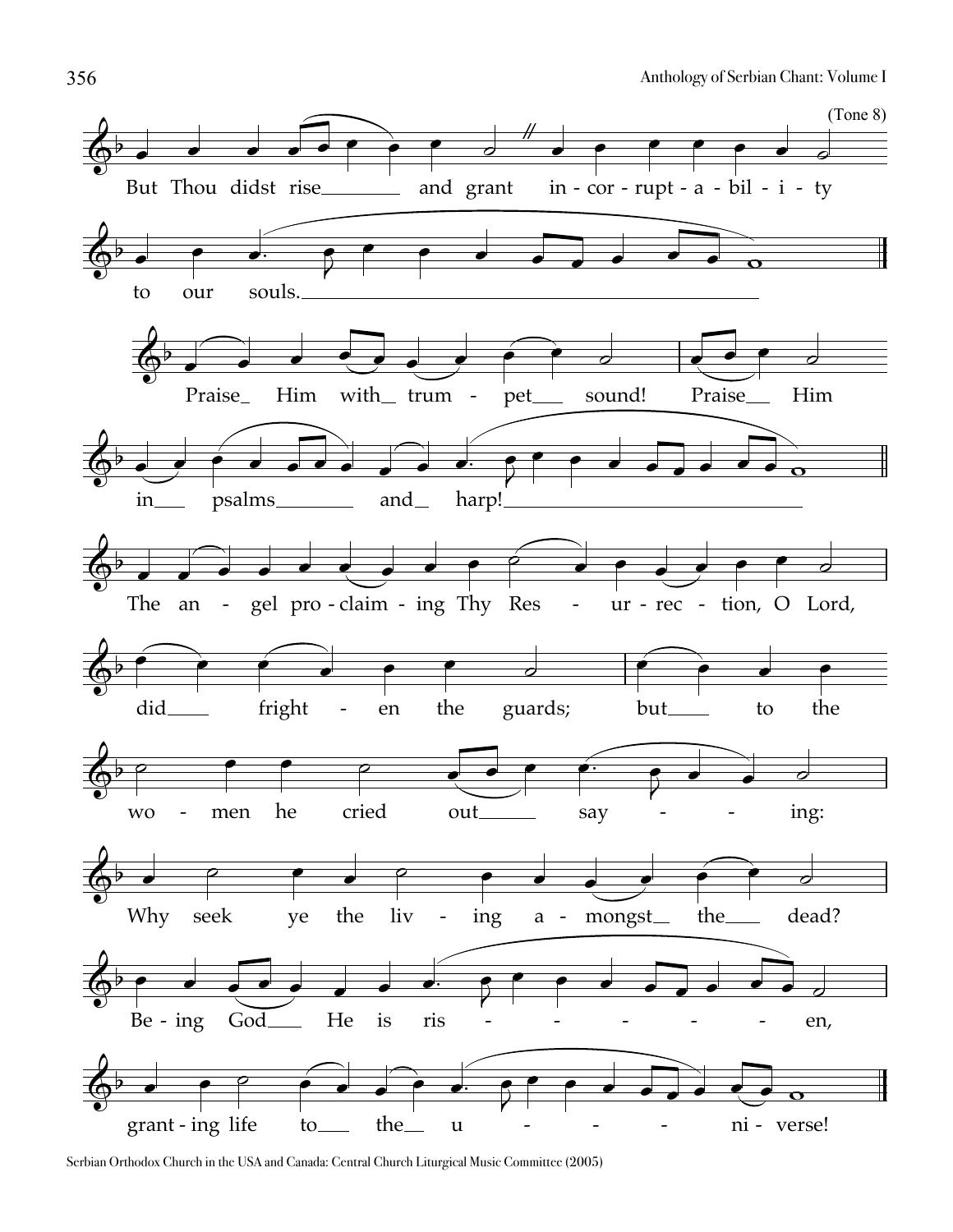(Tone 8)

But Thou didst rise and grant in-cor-rupt-a-bil-i-ty to our souls.

Praise Him with trum-pet sound! Praise Him in psalms and harp!

The an-gel pro-claim-ing Thy Res-ur-rec-tion, O Lord, did fright-en the guards; but to the wo-men he cried out say-ing: Why seek ye the liv-ing a-mongst the dead? Be-ing God He is ris-en, grant-ing life to the u-ni-verse!

Serbian Orthodox Church in the USA and Canada: Central Church Liturgical Music Committee (2005)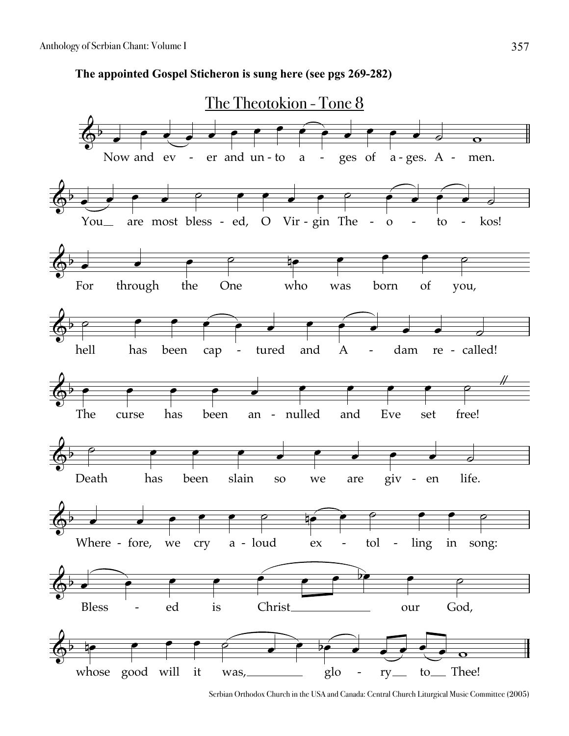**The appointed Gospel Sticheron is sung here (see pgs 269-282)**

## The Theotokion - Tone 8

Now and ever and unto ages of ages. Amen.

You are most blessed, O Virgin Theotokos!

For through the One who was born of you,

hell has been captured and Adam recalled!

The curse has been annulled and Eve set free!

Death has been slain so we are given life.

Wherefore, we cry aloud extolling in song:

Blessed is Christ our God,

whose good will it was, glory to Thee!

Serbian Orthodox Church in the USA and Canada: Central Church Liturgical Music Committee (2005)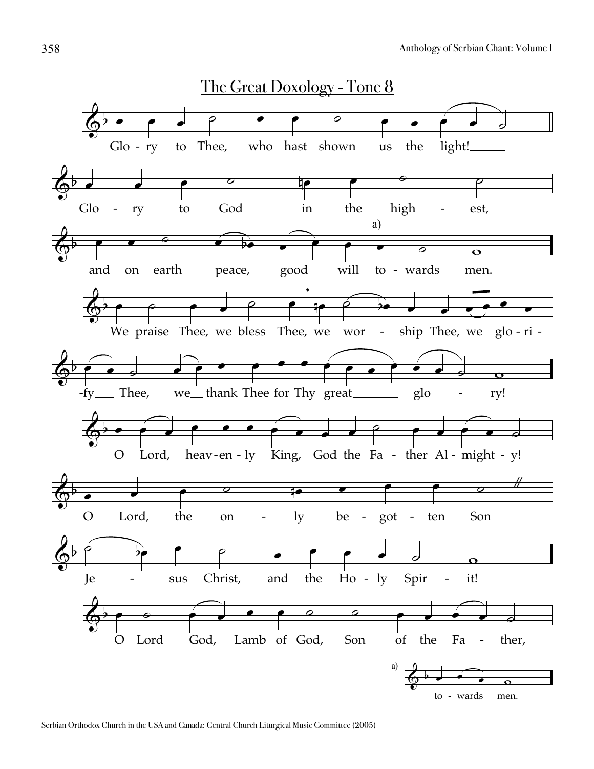# The Great Doxology - Tone 8

Glory to Thee, who hast shown us the light!

Glory to God in the highest,

and on earth peace, good will towards[a] men.

We praise Thee, we bless Thee, we worship Thee, we glorify Thee,

we thank Thee for Thy great glory!

O Lord, heavenly King, God the Father Almighty!

O Lord, the only begotten Son

Jesus Christ, and the Holy Spirit!

O Lord God, Lamb of God, Son of the Father,

a) to - wards men.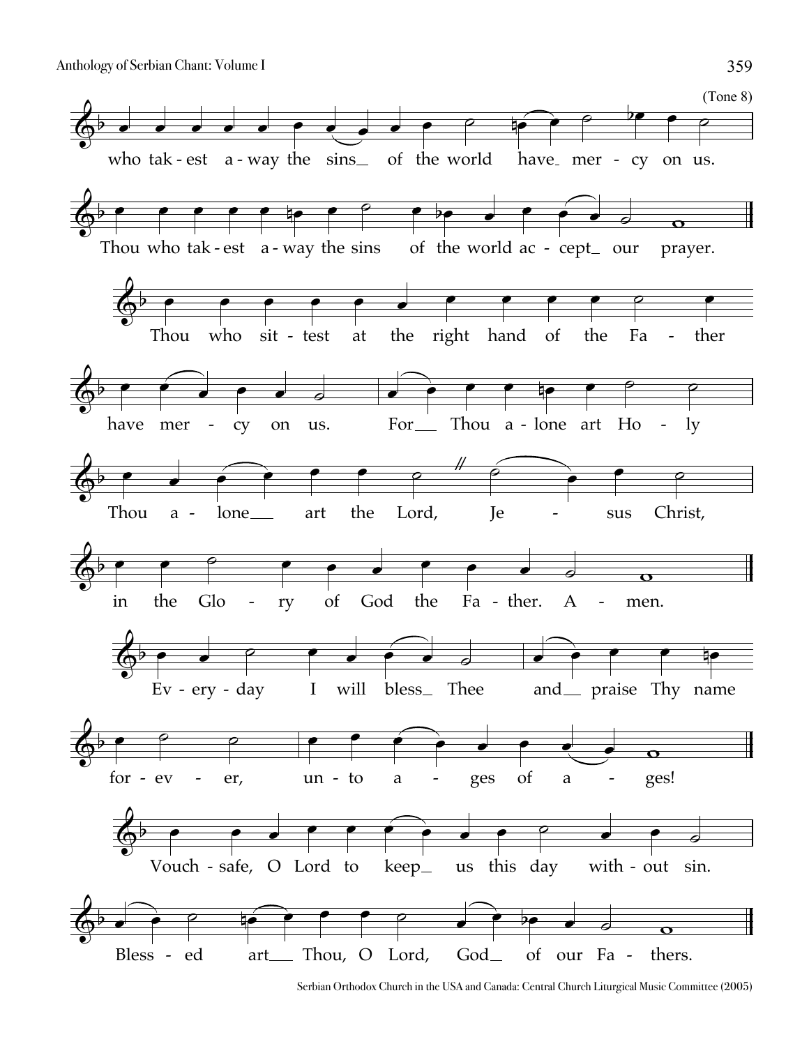(Tone 8)

who tak - est a - way the sins_ of the world have_ mer - cy on us.

Thou who tak - est a - way the sins of the world ac - cept_ our prayer.

Thou who sit - test at the right hand of the Fa - ther

have mer - cy on us. For_ Thou a - lone art Ho - ly

Thou a - lone_ art the Lord, Je - sus Christ,

in the Glo - ry of God the Fa - ther. A - men.

Ev - ery - day I will bless_ Thee and_ praise Thy name

for - ev - er, un - to a - ges of a - ges!

Vouch - safe, O Lord to keep_ us this day with - out sin.

Bless - ed art_ Thou, O Lord, God_ of our Fa - thers.

Serbian Orthodox Church in the USA and Canada: Central Church Liturgical Music Committee (2005)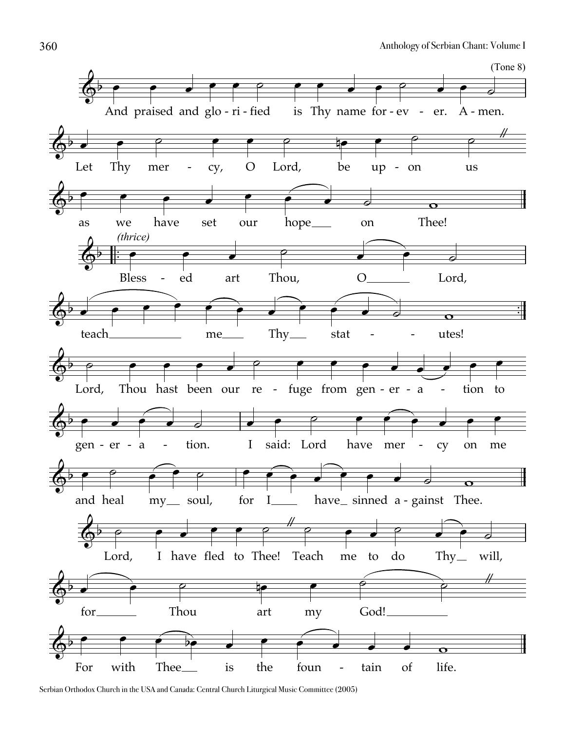(Tone 8)

And praised and glo - ri - fied is Thy name for - ev - er. A - men.

Let Thy mer - cy, O Lord, be up - on us

as we have set our hope on Thee!

*(thrice)*

Bless - ed art Thou, O Lord,

teach me Thy stat - utes!

Lord, Thou hast been our re - fuge from gen - er - a - tion to

gen - er - a - tion. I said: Lord have mer - cy on me

and heal my soul, for I have sinned a - gainst Thee.

Lord, I have fled to Thee! Teach me to do Thy will,

for Thou art my God!

For with Thee is the foun - tain of life.

Serbian Orthodox Church in the USA and Canada: Central Church Liturgical Music Committee (2005)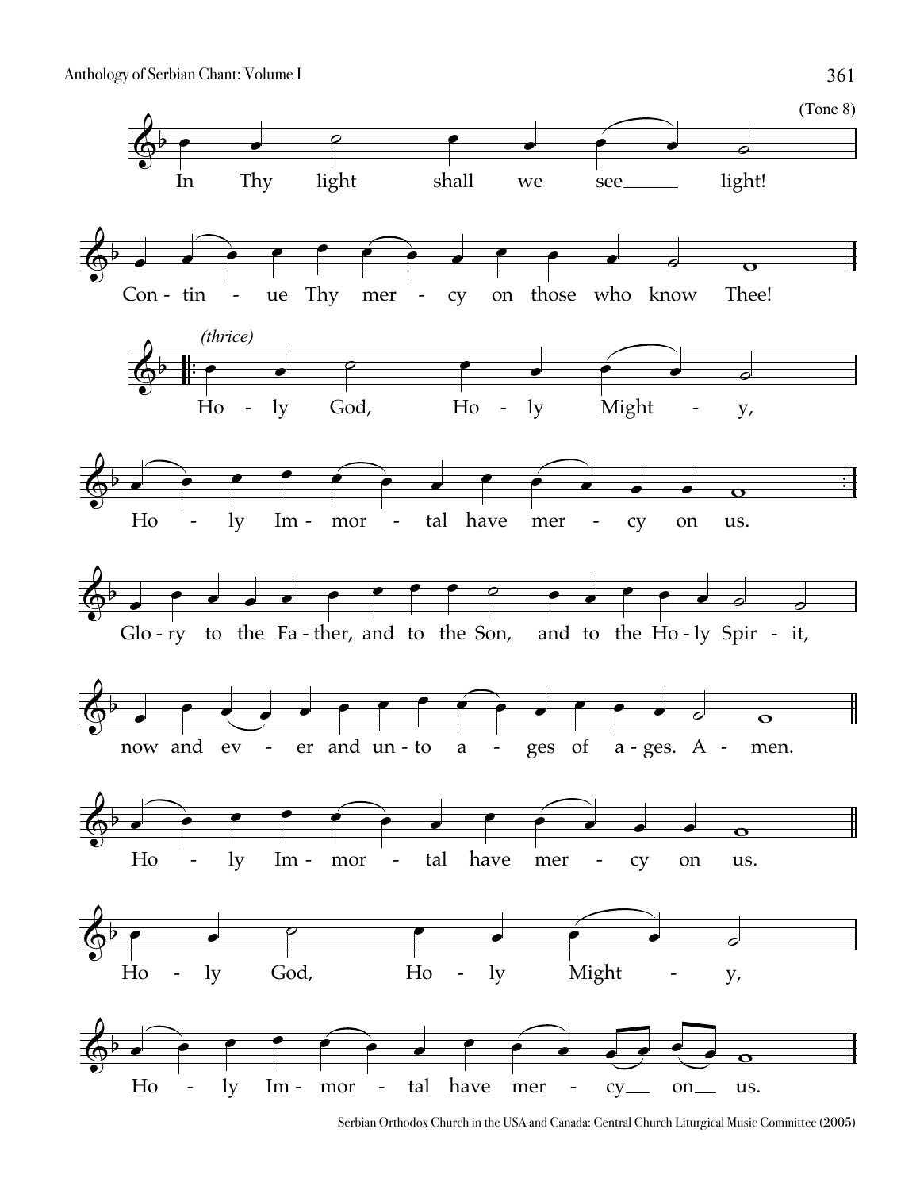(Tone 8)

In Thy light shall we see light!

Con-tin-ue Thy mer-cy on those who know Thee!

*(thrice)*

Ho-ly God, Ho-ly Might-y,

Ho-ly Im-mor-tal have mer-cy on us.

Glo-ry to the Fa-ther, and to the Son, and to the Ho-ly Spir-it,

now and ev-er and un-to a-ges of a-ges. A-men.

Ho-ly Im-mor-tal have mer-cy on us.

Ho-ly God, Ho-ly Might-y,

Ho-ly Im-mor-tal have mer-cy on us.

Serbian Orthodox Church in the USA and Canada: Central Church Liturgical Music Committee (2005)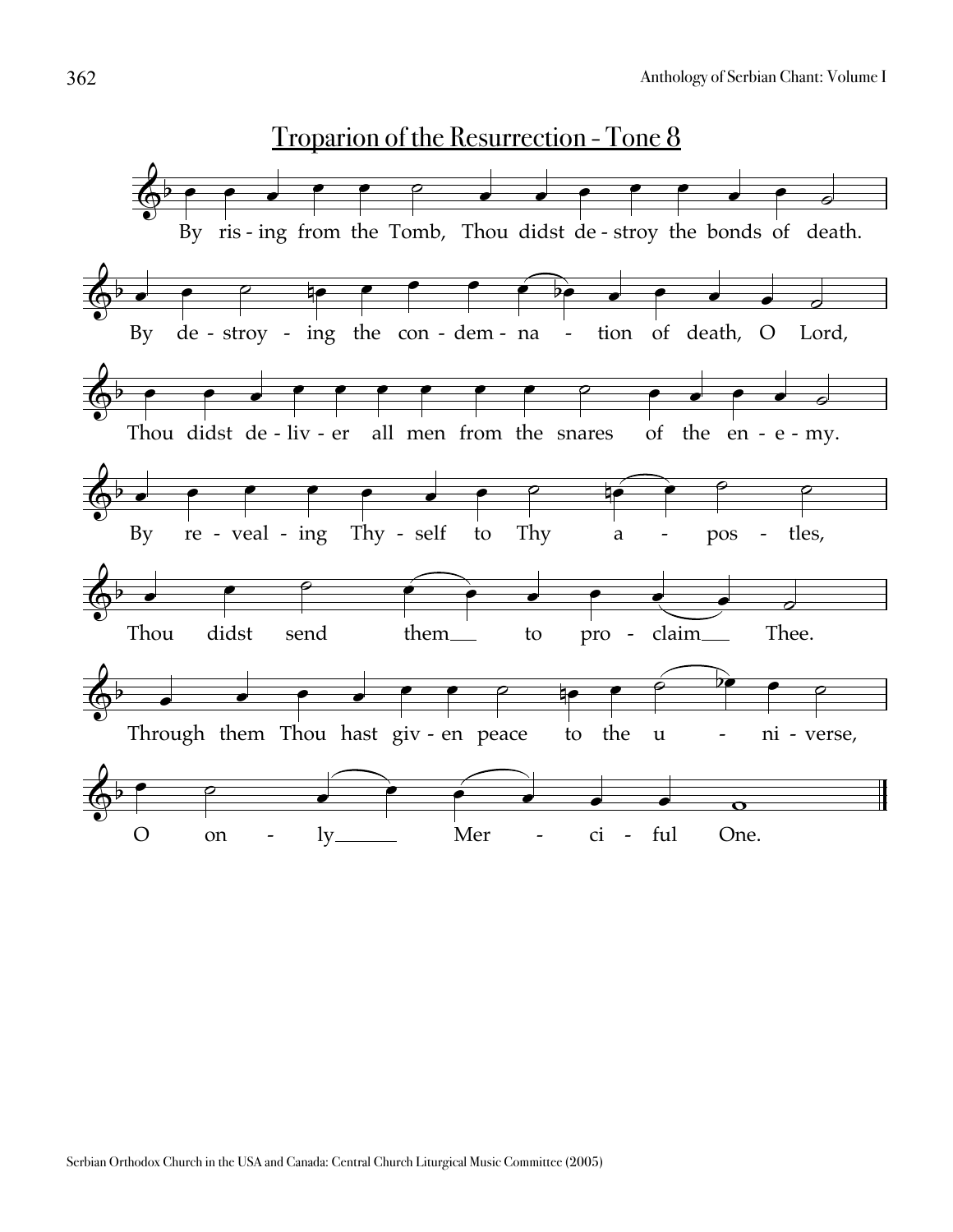## Troparion of the Resurrection - Tone 8

By ris - ing from the Tomb, Thou didst de - stroy the bonds of death.

By de - stroy - ing the con - dem - na - tion of death, O Lord,

Thou didst de - liv - er all men from the snares of the en - e - my.

By re - veal - ing Thy - self to Thy a - pos - tles,

Thou didst send them___ to pro - claim___ Thee.

Through them Thou hast giv - en peace to the u - ni - verse,

O on - ly______ Mer - ci - ful One.

Serbian Orthodox Church in the USA and Canada: Central Church Liturgical Music Committee (2005)